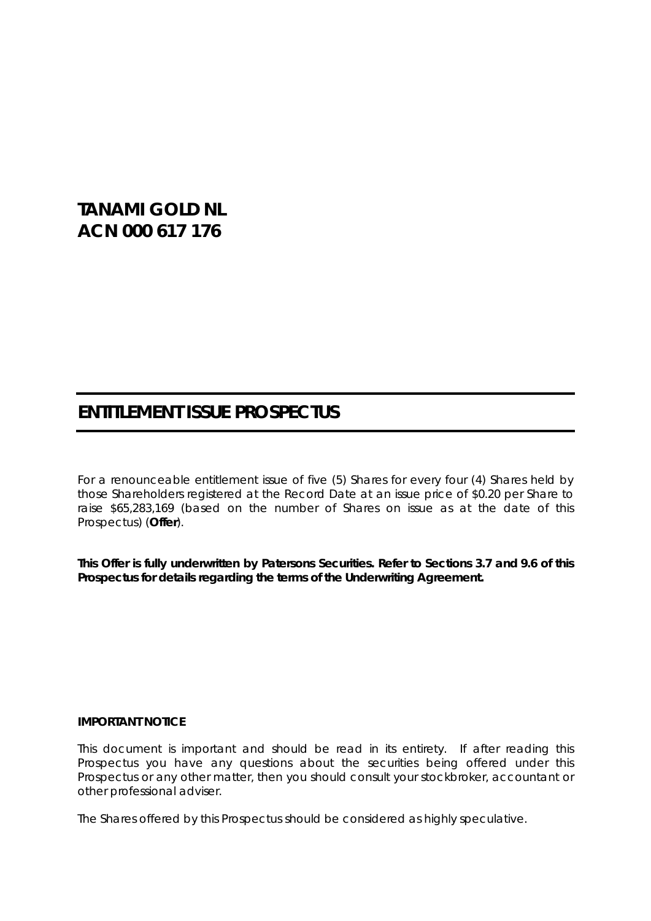# TANAMI GOLD NL
# ACN 000 617 176

## ENTITLEMENT ISSUE PROSPECTUS

For a renounceable entitlement issue of five (5) Shares for every four (4) Shares held by those Shareholders registered at the Record Date at an issue price of $0.20 per Share to raise $65,283,169 (based on the number of Shares on issue as at the date of this Prospectus) (**Offer**).

**This Offer is fully underwritten by Patersons Securities. Refer to Sections 3.7 and 9.6 of this Prospectus for details regarding the terms of the Underwriting Agreement.**

**IMPORTANT NOTICE**

This document is important and should be read in its entirety. If after reading this Prospectus you have any questions about the securities being offered under this Prospectus or any other matter, then you should consult your stockbroker, accountant or other professional adviser.

The Shares offered by this Prospectus should be considered as highly speculative.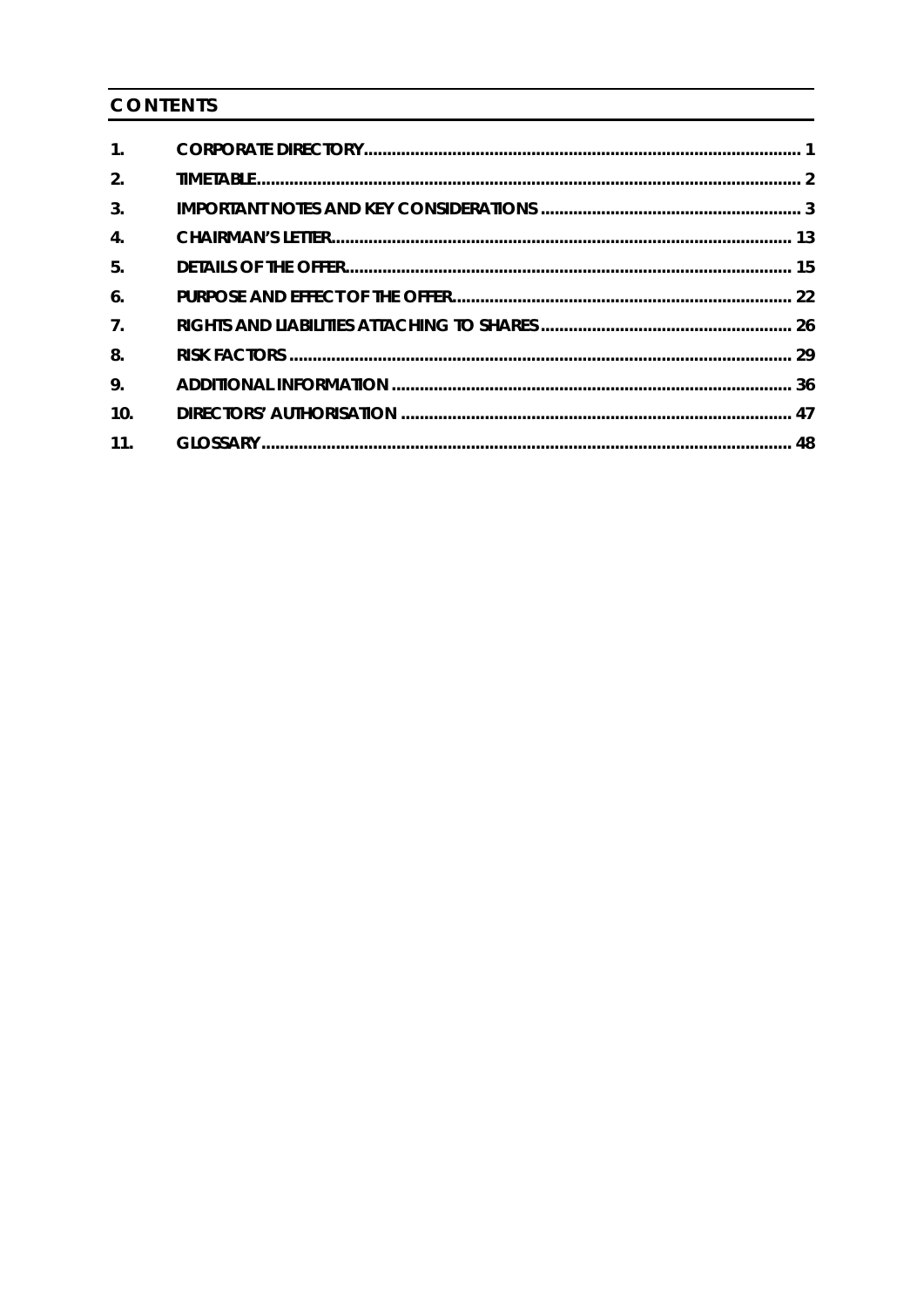## CONTENTS

| | | |
|---|---|---|
| 1. | CORPORATE DIRECTORY | 1 |
| 2. | TIMETABLE | 2 |
| 3. | IMPORTANT NOTES AND KEY CONSIDERATIONS | 3 |
| 4. | CHAIRMAN'S LETTER | 13 |
| 5. | DETAILS OF THE OFFER | 15 |
| 6. | PURPOSE AND EFFECT OF THE OFFER | 22 |
| 7. | RIGHTS AND LIABILITIES ATTACHING TO SHARES | 26 |
| 8. | RISK FACTORS | 29 |
| 9. | ADDITIONAL INFORMATION | 36 |
| 10. | DIRECTORS' AUTHORISATION | 47 |
| 11. | GLOSSARY | 48 |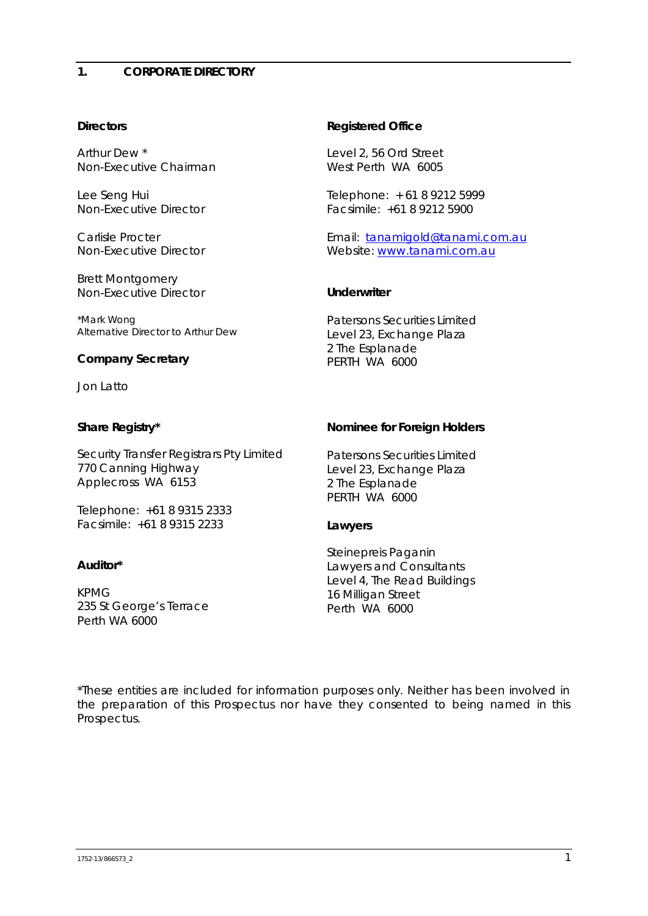# 1. CORPORATE DIRECTORY

**Directors**

Arthur Dew *
Non-Executive Chairman

Lee Seng Hui
Non-Executive Director

Carlisle Procter
Non-Executive Director

Brett Montgomery
Non-Executive Director

*Mark Wong
Alternative Director to Arthur Dew

**Company Secretary**

Jon Latto

**Share Registry***

Security Transfer Registrars Pty Limited
770 Canning Highway
Applecross WA 6153

Telephone: +61 8 9315 2333
Facsimile: +61 8 9315 2233

**Auditor***

KPMG
235 St George's Terrace
Perth WA 6000

**Registered Office**

Level 2, 56 Ord Street
West Perth WA 6005

Telephone: + 61 8 9212 5999
Facsimile: +61 8 9212 5900

Email: tanamigold@tanami.com.au
Website: www.tanami.com.au

**Underwriter**

Patersons Securities Limited
Level 23, Exchange Plaza
2 The Esplanade
PERTH WA 6000

**Nominee for Foreign Holders**

Patersons Securities Limited
Level 23, Exchange Plaza
2 The Esplanade
PERTH WA 6000

**Lawyers**

Steinepreis Paganin
Lawyers and Consultants
Level 4, The Read Buildings
16 Milligan Street
Perth WA 6000

*These entities are included for information purposes only. Neither has been involved in the preparation of this Prospectus nor have they consented to being named in this Prospectus.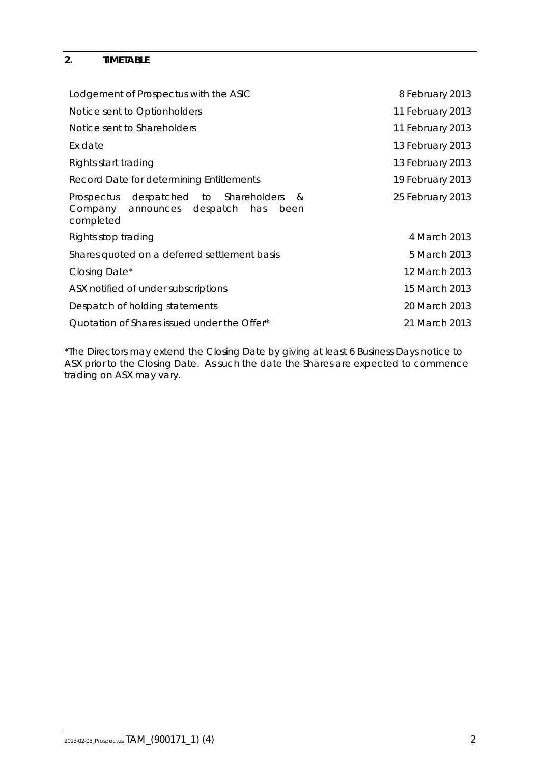## 2. TIMETABLE

| | |
|---|---|
| Lodgement of Prospectus with the ASIC | 8 February 2013 |
| Notice sent to Optionholders | 11 February 2013 |
| Notice sent to Shareholders | 11 February 2013 |
| Ex date | 13 February 2013 |
| Rights start trading | 13 February 2013 |
| Record Date for determining Entitlements | 19 February 2013 |
| Prospectus despatched to Shareholders & Company announces despatch has been completed | 25 February 2013 |
| Rights stop trading | 4 March 2013 |
| Shares quoted on a deferred settlement basis | 5 March 2013 |
| Closing Date* | 12 March 2013 |
| ASX notified of under subscriptions | 15 March 2013 |
| Despatch of holding statements | 20 March 2013 |
| Quotation of Shares issued under the Offer* | 21 March 2013 |

*The Directors may extend the Closing Date by giving at least 6 Business Days notice to ASX prior to the Closing Date. As such the date the Shares are expected to commence trading on ASX may vary.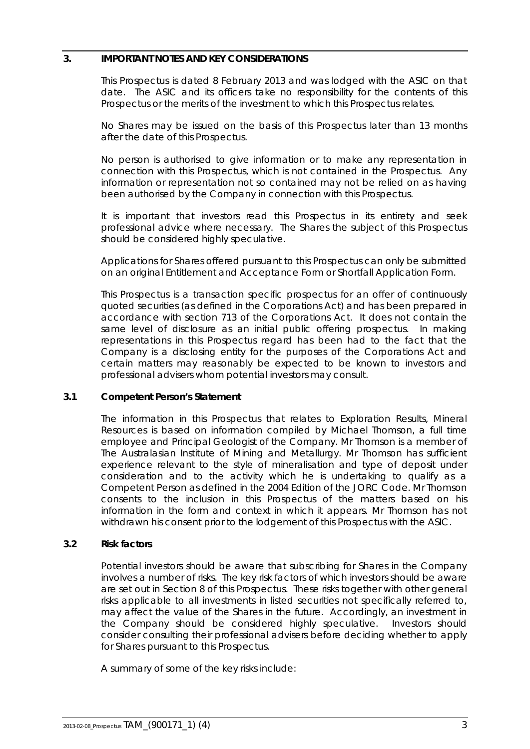## 3. IMPORTANT NOTES AND KEY CONSIDERATIONS

This Prospectus is dated 8 February 2013 and was lodged with the ASIC on that date. The ASIC and its officers take no responsibility for the contents of this Prospectus or the merits of the investment to which this Prospectus relates.

No Shares may be issued on the basis of this Prospectus later than 13 months after the date of this Prospectus.

No person is authorised to give information or to make any representation in connection with this Prospectus, which is not contained in the Prospectus. Any information or representation not so contained may not be relied on as having been authorised by the Company in connection with this Prospectus.

It is important that investors read this Prospectus in its entirety and seek professional advice where necessary. The Shares the subject of this Prospectus should be considered highly speculative.

Applications for Shares offered pursuant to this Prospectus can only be submitted on an original Entitlement and Acceptance Form or Shortfall Application Form.

This Prospectus is a transaction specific prospectus for an offer of continuously quoted securities (as defined in the Corporations Act) and has been prepared in accordance with section 713 of the Corporations Act. It does not contain the same level of disclosure as an initial public offering prospectus. In making representations in this Prospectus regard has been had to the fact that the Company is a disclosing entity for the purposes of the Corporations Act and certain matters may reasonably be expected to be known to investors and professional advisers whom potential investors may consult.

### 3.1 Competent Person's Statement

The information in this Prospectus that relates to Exploration Results, Mineral Resources is based on information compiled by Michael Thomson, a full time employee and Principal Geologist of the Company. Mr Thomson is a member of The Australasian Institute of Mining and Metallurgy. Mr Thomson has sufficient experience relevant to the style of mineralisation and type of deposit under consideration and to the activity which he is undertaking to qualify as a Competent Person as defined in the 2004 Edition of the JORC Code. Mr Thomson consents to the inclusion in this Prospectus of the matters based on his information in the form and context in which it appears. Mr Thomson has not withdrawn his consent prior to the lodgement of this Prospectus with the ASIC.

### 3.2 Risk factors

Potential investors should be aware that subscribing for Shares in the Company involves a number of risks. The key risk factors of which investors should be aware are set out in Section 8 of this Prospectus. These risks together with other general risks applicable to all investments in listed securities not specifically referred to, may affect the value of the Shares in the future. Accordingly, an investment in the Company should be considered highly speculative. Investors should consider consulting their professional advisers before deciding whether to apply for Shares pursuant to this Prospectus.

A summary of some of the key risks include: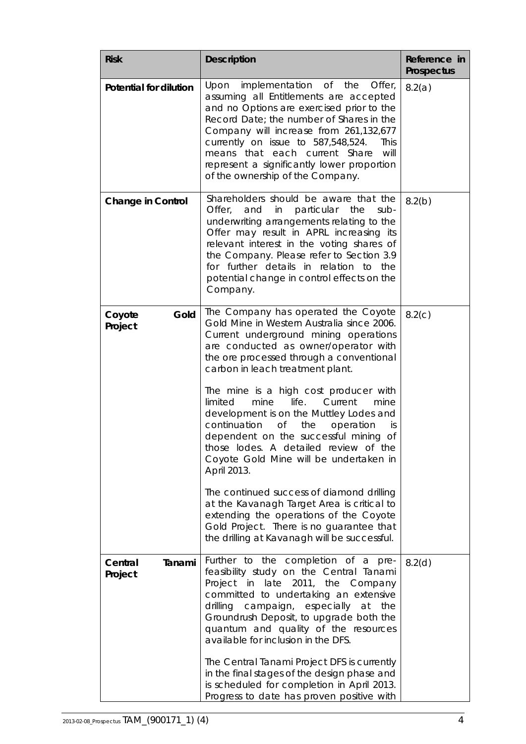| Risk | Description | Reference in Prospectus |
|---|---|---|
| **Potential for dilution** | Upon implementation of the Offer, assuming all Entitlements are accepted and no Options are exercised prior to the Record Date; the number of Shares in the Company will increase from 261,132,677 currently on issue to 587,548,524. This means that each current Share will represent a significantly lower proportion of the ownership of the Company. | 8.2(a) |
| **Change in Control** | Shareholders should be aware that the Offer, and in particular the sub-underwriting arrangements relating to the Offer may result in APRL increasing its relevant interest in the voting shares of the Company. Please refer to Section 3.9 for further details in relation to the potential change in control effects on the Company. | 8.2(b) |
| **Coyote Gold Project** | The Company has operated the Coyote Gold Mine in Western Australia since 2006. Current underground mining operations are conducted as owner/operator with the ore processed through a conventional carbon in leach treatment plant.<br><br>The mine is a high cost producer with limited mine life. Current mine development is on the Muttley Lodes and continuation of the operation is dependent on the successful mining of those lodes. A detailed review of the Coyote Gold Mine will be undertaken in April 2013.<br><br>The continued success of diamond drilling at the Kavanagh Target Area is critical to extending the operations of the Coyote Gold Project. There is no guarantee that the drilling at Kavanagh will be successful. | 8.2(c) |
| **Central Tanami Project** | Further to the completion of a pre-feasibility study on the Central Tanami Project in late 2011, the Company committed to undertaking an extensive drilling campaign, especially at the Groundrush Deposit, to upgrade both the quantum and quality of the resources available for inclusion in the DFS.<br><br>The Central Tanami Project DFS is currently in the final stages of the design phase and is scheduled for completion in April 2013. Progress to date has proven positive with | 8.2(d) |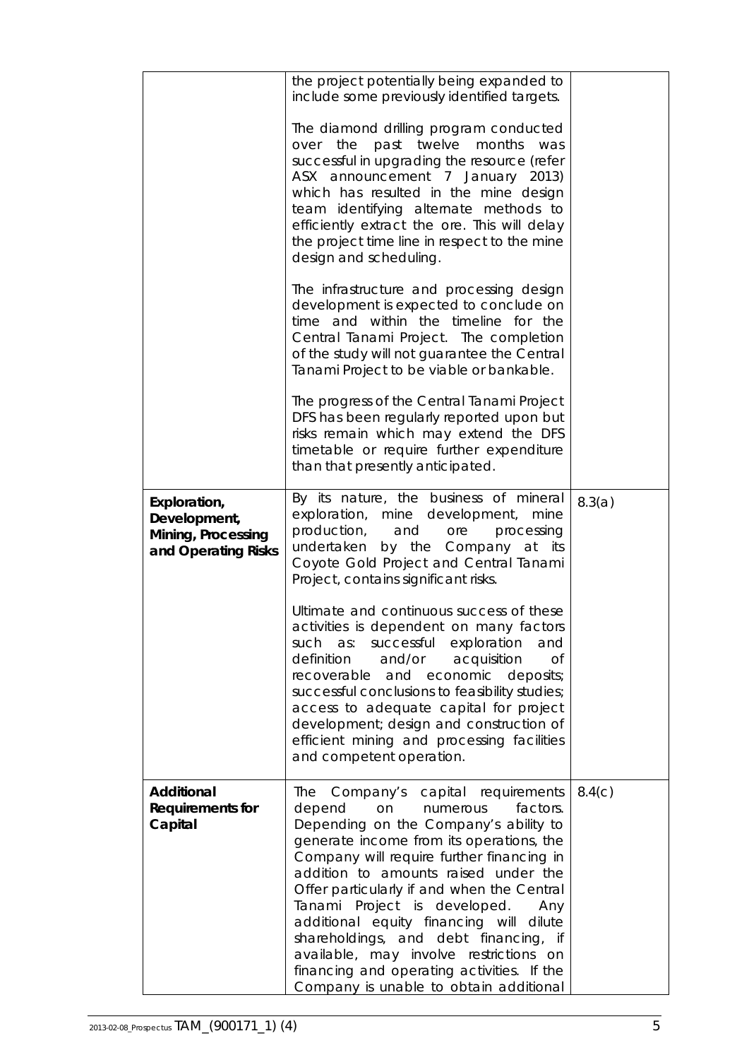| | | |
|---|---|---|
| | the project potentially being expanded to include some previously identified targets.<br><br>The diamond drilling program conducted over the past twelve months was successful in upgrading the resource (refer ASX announcement 7 January 2013) which has resulted in the mine design team identifying alternate methods to efficiently extract the ore. This will delay the project time line in respect to the mine design and scheduling.<br><br>The infrastructure and processing design development is expected to conclude on time and within the timeline for the Central Tanami Project. The completion of the study will not guarantee the Central Tanami Project to be viable or bankable.<br><br>The progress of the Central Tanami Project DFS has been regularly reported upon but risks remain which may extend the DFS timetable or require further expenditure than that presently anticipated. | |
| **Exploration, Development, Mining, Processing and Operating Risks** | By its nature, the business of mineral exploration, mine development, mine production, and ore processing undertaken by the Company at its Coyote Gold Project and Central Tanami Project, contains significant risks.<br><br>Ultimate and continuous success of these activities is dependent on many factors such as: successful exploration and definition and/or acquisition of recoverable and economic deposits; successful conclusions to feasibility studies; access to adequate capital for project development; design and construction of efficient mining and processing facilities and competent operation. | 8.3(a) |
| **Additional Requirements for Capital** | The Company's capital requirements depend on numerous factors. Depending on the Company's ability to generate income from its operations, the Company will require further financing in addition to amounts raised under the Offer particularly if and when the Central Tanami Project is developed. Any additional equity financing will dilute shareholdings, and debt financing, if available, may involve restrictions on financing and operating activities. If the Company is unable to obtain additional | 8.4(c) |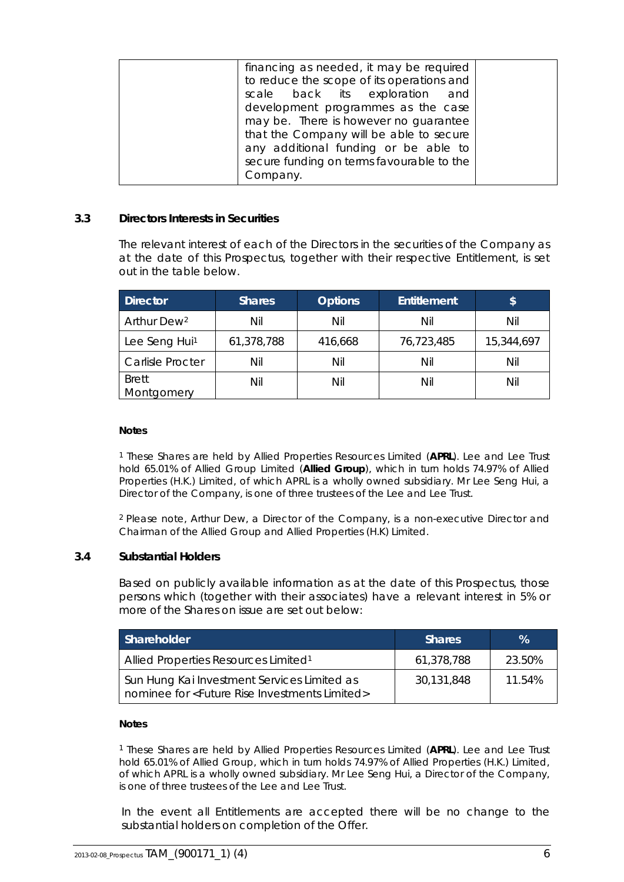| | financing as needed, it may be required to reduce the scope of its operations and scale back its exploration and development programmes as the case may be. There is however no guarantee that the Company will be able to secure any additional funding or be able to secure funding on terms favourable to the Company. | |
|---|---|---|

### 3.3 Directors Interests in Securities

The relevant interest of each of the Directors in the securities of the Company as at the date of this Prospectus, together with their respective Entitlement, is set out in the table below.

| Director | Shares | Options | Entitlement | $ |
|---|---|---|---|---|
| Arthur Dew[2] | Nil | Nil | Nil | Nil |
| Lee Seng Hui[1] | 61,378,788 | 416,668 | 76,723,485 | 15,344,697 |
| Carlisle Procter | Nil | Nil | Nil | Nil |
| Brett Montgomery | Nil | Nil | Nil | Nil |

**Notes**

[1] These Shares are held by Allied Properties Resources Limited (**APRL**). Lee and Lee Trust hold 65.01% of Allied Group Limited (**Allied Group**), which in turn holds 74.97% of Allied Properties (H.K.) Limited, of which APRL is a wholly owned subsidiary. Mr Lee Seng Hui, a Director of the Company, is one of three trustees of the Lee and Lee Trust.

[2] Please note, Arthur Dew, a Director of the Company, is a non-executive Director and Chairman of the Allied Group and Allied Properties (H.K) Limited.

### 3.4 Substantial Holders

Based on publicly available information as at the date of this Prospectus, those persons which (together with their associates) have a relevant interest in 5% or more of the Shares on issue are set out below:

| Shareholder | Shares | % |
|---|---|---|
| Allied Properties Resources Limited[1] | 61,378,788 | 23.50% |
| Sun Hung Kai Investment Services Limited as nominee for <Future Rise Investments Limited> | 30,131,848 | 11.54% |

**Notes**

[1] These Shares are held by Allied Properties Resources Limited (**APRL**). Lee and Lee Trust hold 65.01% of Allied Group, which in turn holds 74.97% of Allied Properties (H.K.) Limited, of which APRL is a wholly owned subsidiary. Mr Lee Seng Hui, a Director of the Company, is one of three trustees of the Lee and Lee Trust.

In the event all Entitlements are accepted there will be no change to the substantial holders on completion of the Offer.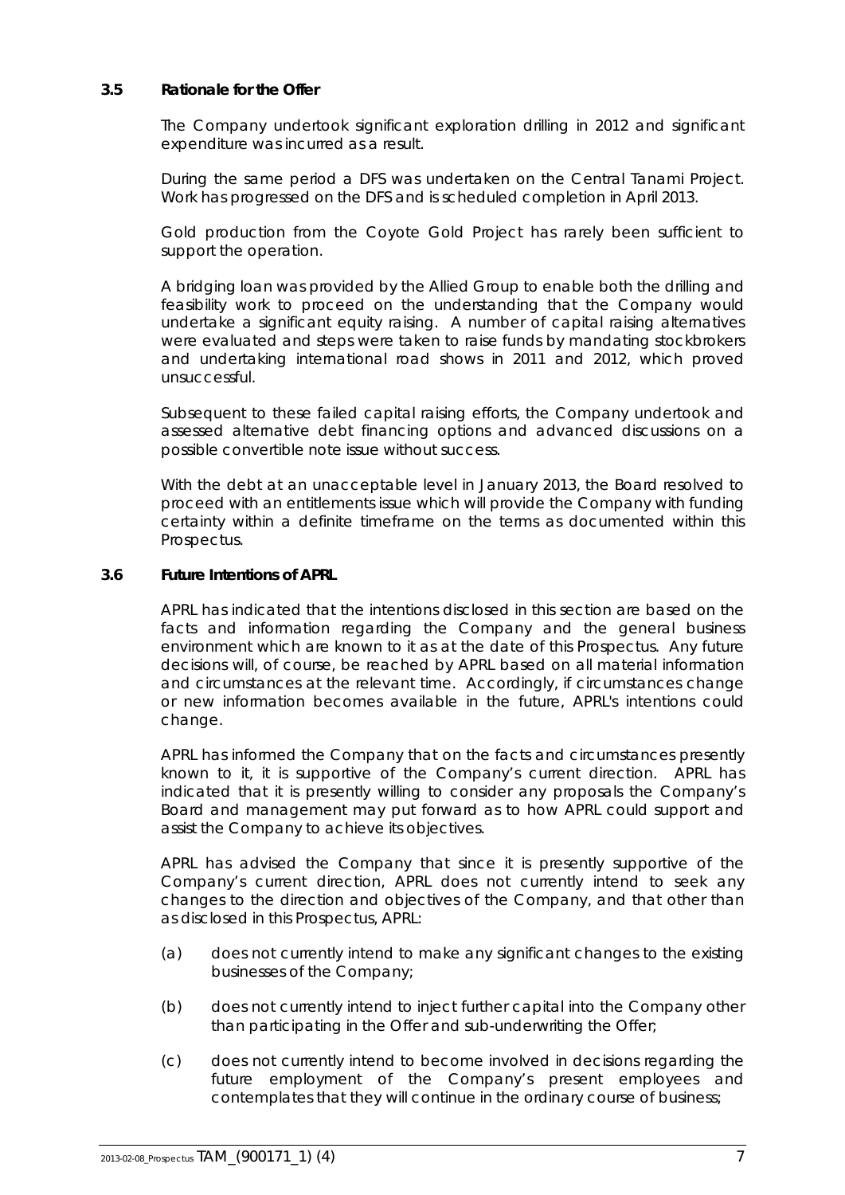### 3.5 Rationale for the Offer

The Company undertook significant exploration drilling in 2012 and significant expenditure was incurred as a result.

During the same period a DFS was undertaken on the Central Tanami Project. Work has progressed on the DFS and is scheduled completion in April 2013.

Gold production from the Coyote Gold Project has rarely been sufficient to support the operation.

A bridging loan was provided by the Allied Group to enable both the drilling and feasibility work to proceed on the understanding that the Company would undertake a significant equity raising. A number of capital raising alternatives were evaluated and steps were taken to raise funds by mandating stockbrokers and undertaking international road shows in 2011 and 2012, which proved unsuccessful.

Subsequent to these failed capital raising efforts, the Company undertook and assessed alternative debt financing options and advanced discussions on a possible convertible note issue without success.

With the debt at an unacceptable level in January 2013, the Board resolved to proceed with an entitlements issue which will provide the Company with funding certainty within a definite timeframe on the terms as documented within this Prospectus.

### 3.6 Future Intentions of APRL

APRL has indicated that the intentions disclosed in this section are based on the facts and information regarding the Company and the general business environment which are known to it as at the date of this Prospectus. Any future decisions will, of course, be reached by APRL based on all material information and circumstances at the relevant time. Accordingly, if circumstances change or new information becomes available in the future, APRL's intentions could change.

APRL has informed the Company that on the facts and circumstances presently known to it, it is supportive of the Company's current direction. APRL has indicated that it is presently willing to consider any proposals the Company's Board and management may put forward as to how APRL could support and assist the Company to achieve its objectives.

APRL has advised the Company that since it is presently supportive of the Company's current direction, APRL does not currently intend to seek any changes to the direction and objectives of the Company, and that other than as disclosed in this Prospectus, APRL:

(a) does not currently intend to make any significant changes to the existing businesses of the Company;

(b) does not currently intend to inject further capital into the Company other than participating in the Offer and sub-underwriting the Offer;

(c) does not currently intend to become involved in decisions regarding the future employment of the Company's present employees and contemplates that they will continue in the ordinary course of business;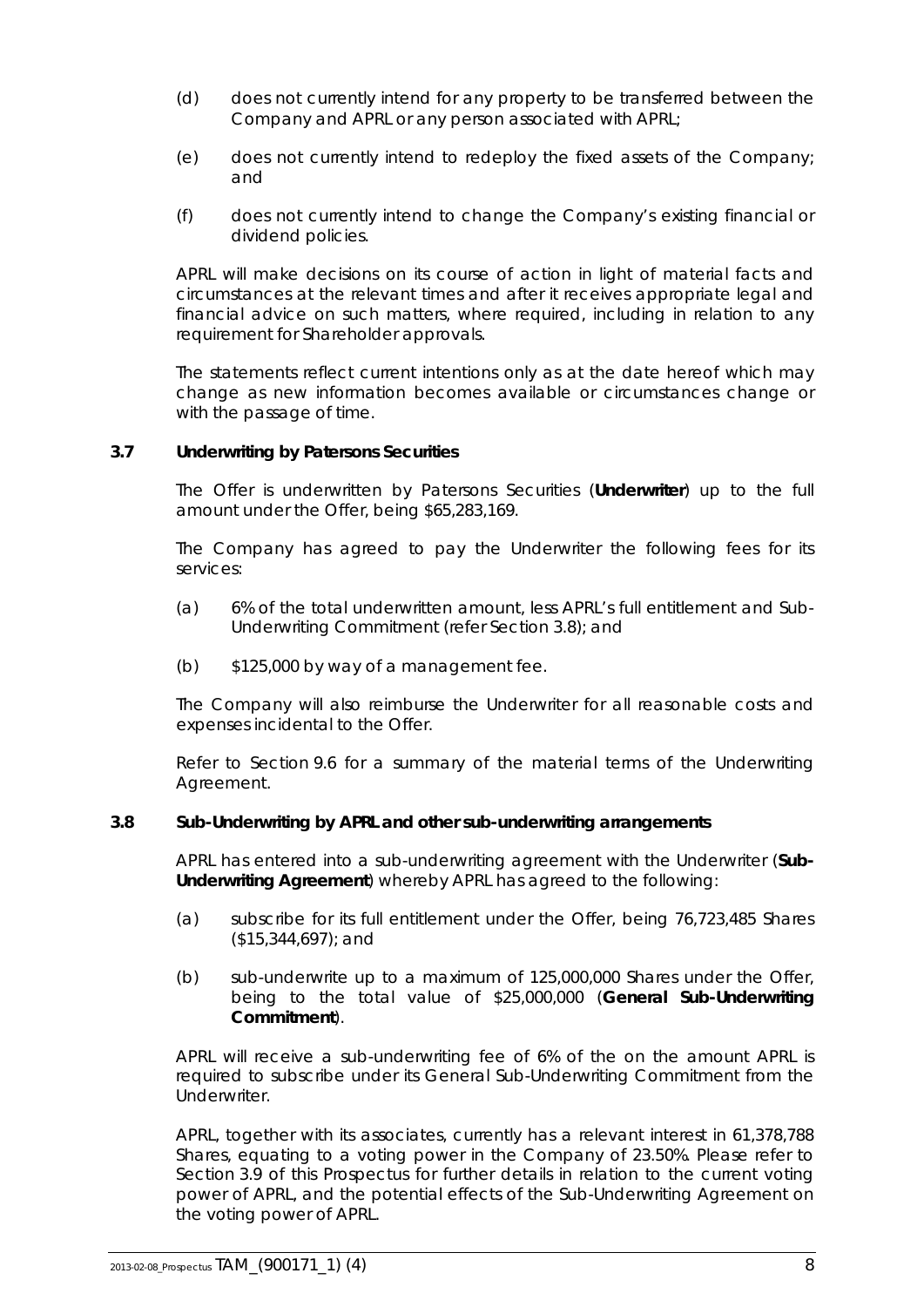(d) does not currently intend for any property to be transferred between the Company and APRL or any person associated with APRL;

(e) does not currently intend to redeploy the fixed assets of the Company; and

(f) does not currently intend to change the Company's existing financial or dividend policies.

APRL will make decisions on its course of action in light of material facts and circumstances at the relevant times and after it receives appropriate legal and financial advice on such matters, where required, including in relation to any requirement for Shareholder approvals.

The statements reflect current intentions only as at the date hereof which may change as new information becomes available or circumstances change or with the passage of time.

### 3.7 Underwriting by Patersons Securities

The Offer is underwritten by Patersons Securities (**Underwriter**) up to the full amount under the Offer, being $65,283,169.

The Company has agreed to pay the Underwriter the following fees for its services:

(a) 6% of the total underwritten amount, less APRL's full entitlement and Sub-Underwriting Commitment (refer Section 3.8); and

(b) $125,000 by way of a management fee.

The Company will also reimburse the Underwriter for all reasonable costs and expenses incidental to the Offer.

Refer to Section 9.6 for a summary of the material terms of the Underwriting Agreement.

### 3.8 Sub-Underwriting by APRL and other sub-underwriting arrangements

APRL has entered into a sub-underwriting agreement with the Underwriter (**Sub-Underwriting Agreement**) whereby APRL has agreed to the following:

(a) subscribe for its full entitlement under the Offer, being 76,723,485 Shares ($15,344,697); and

(b) sub-underwrite up to a maximum of 125,000,000 Shares under the Offer, being to the total value of $25,000,000 (**General Sub-Underwriting Commitment**).

APRL will receive a sub-underwriting fee of 6% of the on the amount APRL is required to subscribe under its General Sub-Underwriting Commitment from the Underwriter.

APRL, together with its associates, currently has a relevant interest in 61,378,788 Shares, equating to a voting power in the Company of 23.50%. Please refer to Section 3.9 of this Prospectus for further details in relation to the current voting power of APRL, and the potential effects of the Sub-Underwriting Agreement on the voting power of APRL.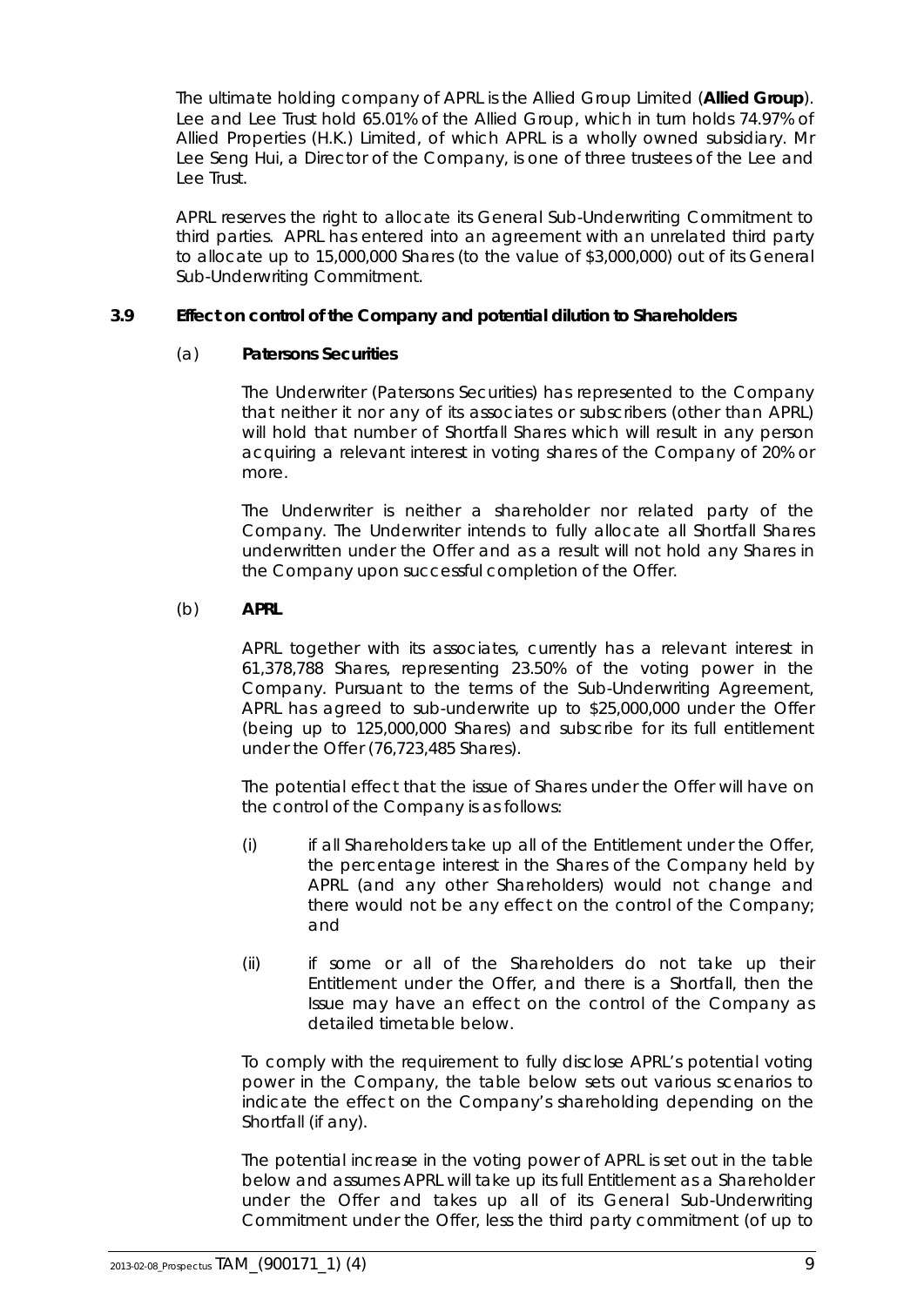The ultimate holding company of APRL is the Allied Group Limited (**Allied Group**). Lee and Lee Trust hold 65.01% of the Allied Group, which in turn holds 74.97% of Allied Properties (H.K.) Limited, of which APRL is a wholly owned subsidiary. Mr Lee Seng Hui, a Director of the Company, is one of three trustees of the Lee and Lee Trust.

APRL reserves the right to allocate its General Sub-Underwriting Commitment to third parties. APRL has entered into an agreement with an unrelated third party to allocate up to 15,000,000 Shares (to the value of $3,000,000) out of its General Sub-Underwriting Commitment.

### 3.9 Effect on control of the Company and potential dilution to Shareholders

#### (a) Patersons Securities

The Underwriter (Patersons Securities) has represented to the Company that neither it nor any of its associates or subscribers (other than APRL) will hold that number of Shortfall Shares which will result in any person acquiring a relevant interest in voting shares of the Company of 20% or more.

The Underwriter is neither a shareholder nor related party of the Company. The Underwriter intends to fully allocate all Shortfall Shares underwritten under the Offer and as a result will not hold any Shares in the Company upon successful completion of the Offer.

#### (b) APRL

APRL together with its associates, currently has a relevant interest in 61,378,788 Shares, representing 23.50% of the voting power in the Company. Pursuant to the terms of the Sub-Underwriting Agreement, APRL has agreed to sub-underwrite up to $25,000,000 under the Offer (being up to 125,000,000 Shares) and subscribe for its full entitlement under the Offer (76,723,485 Shares).

The potential effect that the issue of Shares under the Offer will have on the control of the Company is as follows:

(i) if all Shareholders take up all of the Entitlement under the Offer, the percentage interest in the Shares of the Company held by APRL (and any other Shareholders) would not change and there would not be any effect on the control of the Company; and

(ii) if some or all of the Shareholders do not take up their Entitlement under the Offer, and there is a Shortfall, then the Issue may have an effect on the control of the Company as detailed timetable below.

To comply with the requirement to fully disclose APRL's potential voting power in the Company, the table below sets out various scenarios to indicate the effect on the Company's shareholding depending on the Shortfall (if any).

The potential increase in the voting power of APRL is set out in the table below and assumes APRL will take up its full Entitlement as a Shareholder under the Offer and takes up all of its General Sub-Underwriting Commitment under the Offer, less the third party commitment (of up to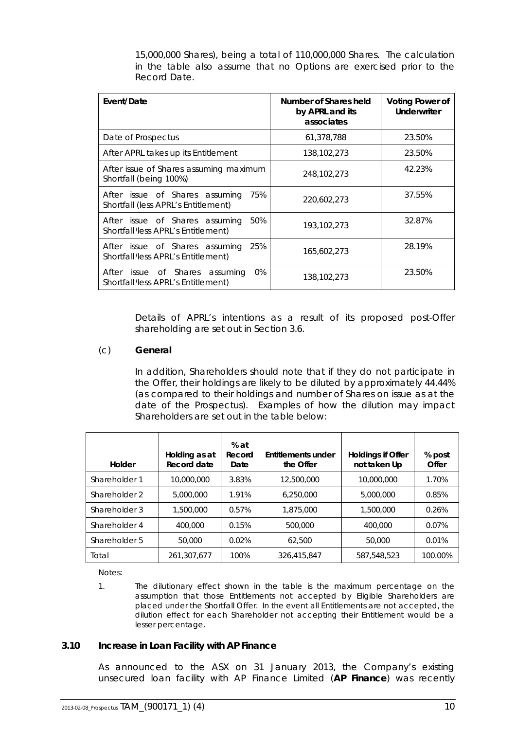15,000,000 Shares), being a total of 110,000,000 Shares. The calculation in the table also assume that no Options are exercised prior to the Record Date.

| Event/Date | Number of Shares held by APRL and its associates | Voting Power of Underwriter |
|---|---|---|
| Date of Prospectus | 61,378,788 | 23.50% |
| After APRL takes up its Entitlement | 138,102,273 | 23.50% |
| After issue of Shares assuming maximum Shortfall (being 100%) | 248,102,273 | 42.23% |
| After issue of Shares assuming 75% Shortfall (less APRL's Entitlement) | 220,602,273 | 37.55% |
| After issue of Shares assuming 50% Shortfall (less APRL's Entitlement) | 193,102,273 | 32.87% |
| After issue of Shares assuming 25% Shortfall (less APRL's Entitlement) | 165,602,273 | 28.19% |
| After issue of Shares assuming 0% Shortfall (less APRL's Entitlement) | 138,102,273 | 23.50% |

Details of APRL's intentions as a result of its proposed post-Offer shareholding are set out in Section 3.6.

(c) **General**

In addition, Shareholders should note that if they do not participate in the Offer, their holdings are likely to be diluted by approximately 44.44% (as compared to their holdings and number of Shares on issue as at the date of the Prospectus). Examples of how the dilution may impact Shareholders are set out in the table below:

| Holder | Holding as at Record date | % at Record Date | Entitlements under the Offer | Holdings if Offer not taken Up | % post Offer |
|---|---|---|---|---|---|
| Shareholder 1 | 10,000,000 | 3.83% | 12,500,000 | 10,000,000 | 1.70% |
| Shareholder 2 | 5,000,000 | 1.91% | 6,250,000 | 5,000,000 | 0.85% |
| Shareholder 3 | 1,500,000 | 0.57% | 1,875,000 | 1,500,000 | 0.26% |
| Shareholder 4 | 400,000 | 0.15% | 500,000 | 400,000 | 0.07% |
| Shareholder 5 | 50,000 | 0.02% | 62,500 | 50,000 | 0.01% |
| Total | 261,307,677 | 100% | 326,415,847 | 587,548,523 | 100.00% |

Notes:

1. The dilutionary effect shown in the table is the maximum percentage on the assumption that those Entitlements not accepted by Eligible Shareholders are placed under the Shortfall Offer. In the event all Entitlements are not accepted, the dilution effect for each Shareholder not accepting their Entitlement would be a lesser percentage.

### 3.10 Increase in Loan Facility with AP Finance

As announced to the ASX on 31 January 2013, the Company's existing unsecured loan facility with AP Finance Limited (**AP Finance**) was recently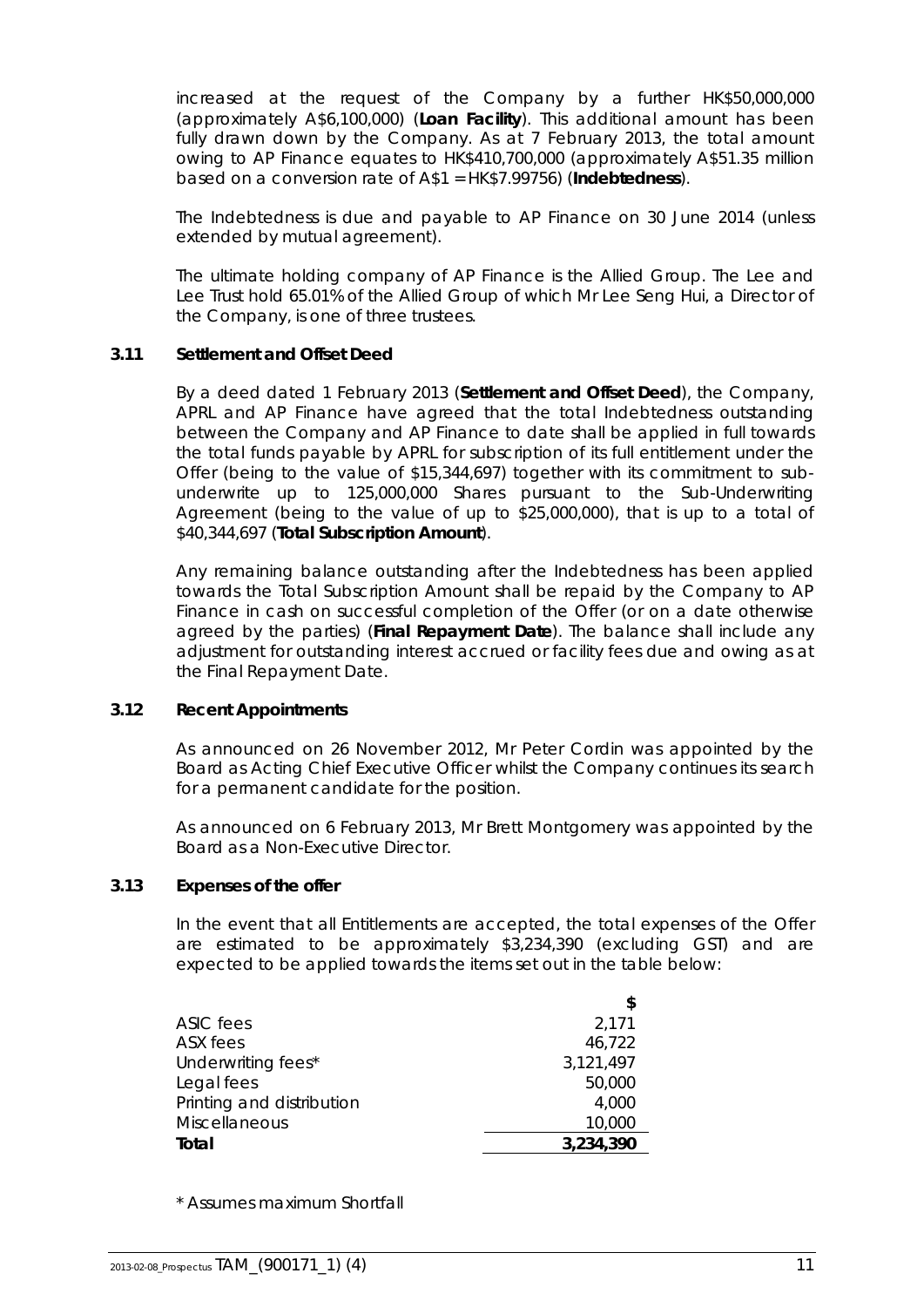increased at the request of the Company by a further HK$50,000,000 (approximately A$6,100,000) (**Loan Facility**). This additional amount has been fully drawn down by the Company. As at 7 February 2013, the total amount owing to AP Finance equates to HK$410,700,000 (approximately A$51.35 million based on a conversion rate of A$1 = HK$7.99756) (**Indebtedness**).

The Indebtedness is due and payable to AP Finance on 30 June 2014 (unless extended by mutual agreement).

The ultimate holding company of AP Finance is the Allied Group. The Lee and Lee Trust hold 65.01% of the Allied Group of which Mr Lee Seng Hui, a Director of the Company, is one of three trustees.

### 3.11 Settlement and Offset Deed

By a deed dated 1 February 2013 (**Settlement and Offset Deed**), the Company, APRL and AP Finance have agreed that the total Indebtedness outstanding between the Company and AP Finance to date shall be applied in full towards the total funds payable by APRL for subscription of its full entitlement under the Offer (being to the value of $15,344,697) together with its commitment to sub-underwrite up to 125,000,000 Shares pursuant to the Sub-Underwriting Agreement (being to the value of up to $25,000,000), that is up to a total of $40,344,697 (**Total Subscription Amount**).

Any remaining balance outstanding after the Indebtedness has been applied towards the Total Subscription Amount shall be repaid by the Company to AP Finance in cash on successful completion of the Offer (or on a date otherwise agreed by the parties) (**Final Repayment Date**). The balance shall include any adjustment for outstanding interest accrued or facility fees due and owing as at the Final Repayment Date.

### 3.12 Recent Appointments

As announced on 26 November 2012, Mr Peter Cordin was appointed by the Board as Acting Chief Executive Officer whilst the Company continues its search for a permanent candidate for the position.

As announced on 6 February 2013, Mr Brett Montgomery was appointed by the Board as a Non-Executive Director.

### 3.13 Expenses of the offer

In the event that all Entitlements are accepted, the total expenses of the Offer are estimated to be approximately $3,234,390 (excluding GST) and are expected to be applied towards the items set out in the table below:

| | $ |
|---|---|
| ASIC fees | 2,171 |
| ASX fees | 46,722 |
| Underwriting fees* | 3,121,497 |
| Legal fees | 50,000 |
| Printing and distribution | 4,000 |
| Miscellaneous | 10,000 |
| **Total** | **3,234,390** |

\* Assumes maximum Shortfall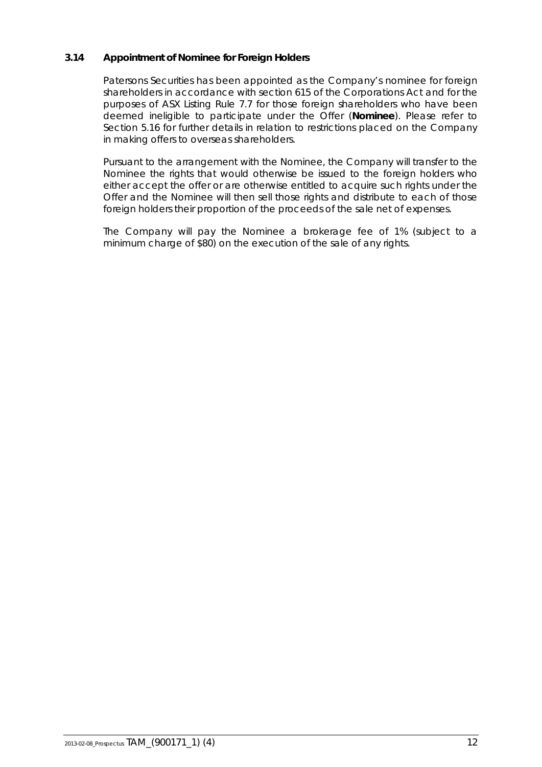### 3.14 Appointment of Nominee for Foreign Holders

Patersons Securities has been appointed as the Company's nominee for foreign shareholders in accordance with section 615 of the Corporations Act and for the purposes of ASX Listing Rule 7.7 for those foreign shareholders who have been deemed ineligible to participate under the Offer (**Nominee**). Please refer to Section 5.16 for further details in relation to restrictions placed on the Company in making offers to overseas shareholders.

Pursuant to the arrangement with the Nominee, the Company will transfer to the Nominee the rights that would otherwise be issued to the foreign holders who either accept the offer or are otherwise entitled to acquire such rights under the Offer and the Nominee will then sell those rights and distribute to each of those foreign holders their proportion of the proceeds of the sale net of expenses.

The Company will pay the Nominee a brokerage fee of 1% (subject to a minimum charge of $80) on the execution of the sale of any rights.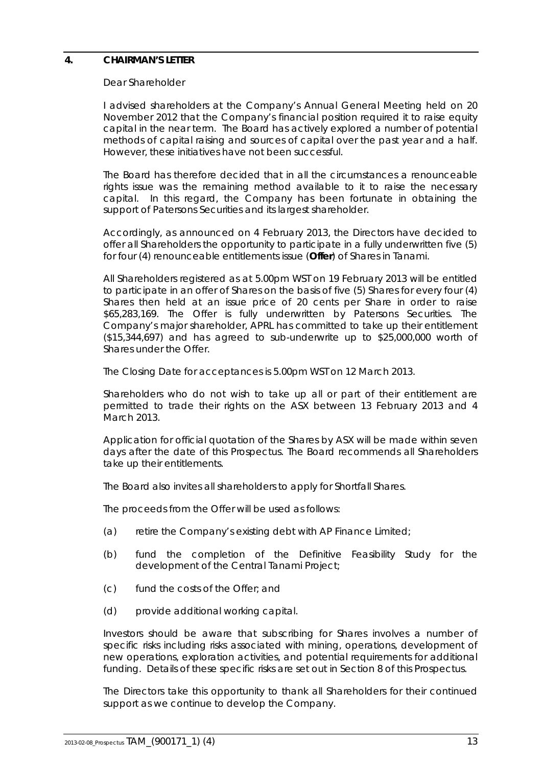## 4. CHAIRMAN'S LETTER

Dear Shareholder

I advised shareholders at the Company's Annual General Meeting held on 20 November 2012 that the Company's financial position required it to raise equity capital in the near term. The Board has actively explored a number of potential methods of capital raising and sources of capital over the past year and a half. However, these initiatives have not been successful.

The Board has therefore decided that in all the circumstances a renounceable rights issue was the remaining method available to it to raise the necessary capital. In this regard, the Company has been fortunate in obtaining the support of Patersons Securities and its largest shareholder.

Accordingly, as announced on 4 February 2013, the Directors have decided to offer all Shareholders the opportunity to participate in a fully underwritten five (5) for four (4) renounceable entitlements issue (**Offer**) of Shares in Tanami.

All Shareholders registered as at 5.00pm WST on 19 February 2013 will be entitled to participate in an offer of Shares on the basis of five (5) Shares for every four (4) Shares then held at an issue price of 20 cents per Share in order to raise \$65,283,169. The Offer is fully underwritten by Patersons Securities. The Company's major shareholder, APRL has committed to take up their entitlement (\$15,344,697) and has agreed to sub-underwrite up to \$25,000,000 worth of Shares under the Offer.

The Closing Date for acceptances is 5.00pm WST on 12 March 2013.

Shareholders who do not wish to take up all or part of their entitlement are permitted to trade their rights on the ASX between 13 February 2013 and 4 March 2013.

Application for official quotation of the Shares by ASX will be made within seven days after the date of this Prospectus. The Board recommends all Shareholders take up their entitlements.

The Board also invites all shareholders to apply for Shortfall Shares.

The proceeds from the Offer will be used as follows:

(a) retire the Company's existing debt with AP Finance Limited;

(b) fund the completion of the Definitive Feasibility Study for the development of the Central Tanami Project;

(c) fund the costs of the Offer; and

(d) provide additional working capital.

Investors should be aware that subscribing for Shares involves a number of specific risks including risks associated with mining, operations, development of new operations, exploration activities, and potential requirements for additional funding. Details of these specific risks are set out in Section 8 of this Prospectus.

The Directors take this opportunity to thank all Shareholders for their continued support as we continue to develop the Company.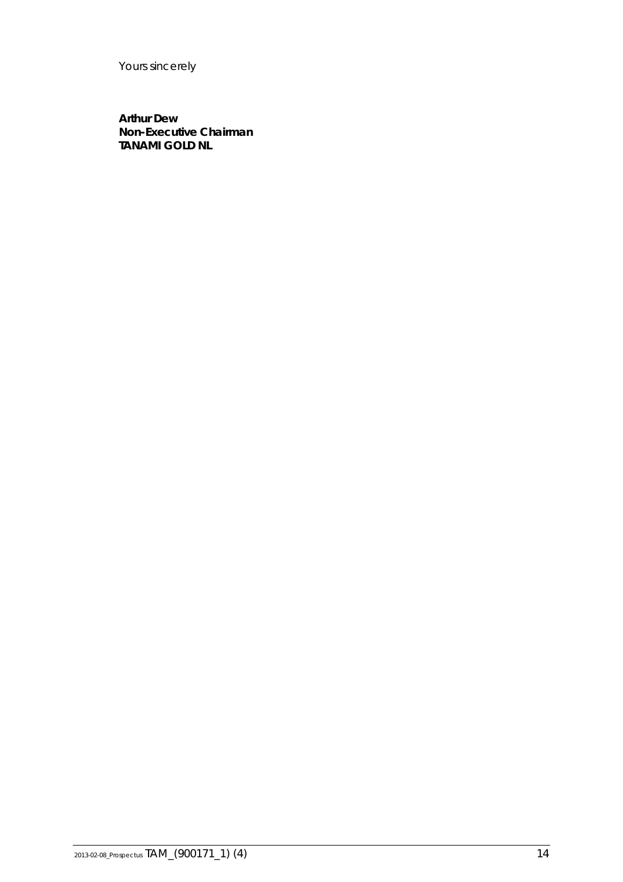Yours sincerely

**Arthur Dew**
**Non-Executive Chairman**
**TANAMI GOLD NL**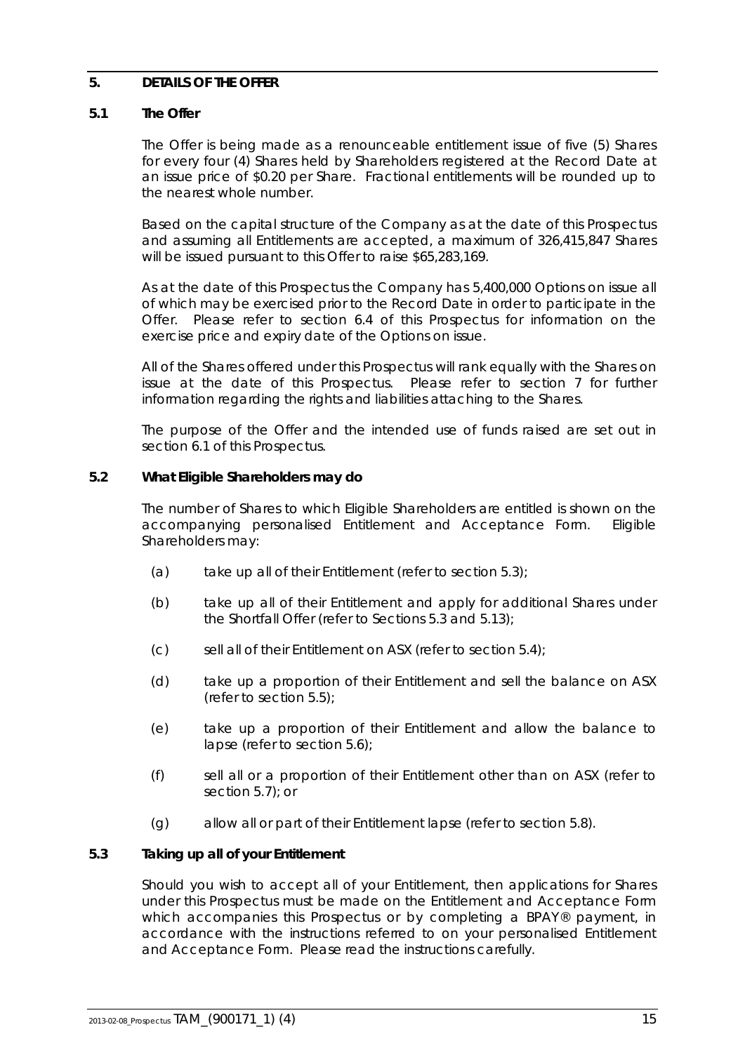## 5. DETAILS OF THE OFFER

### 5.1 The Offer

The Offer is being made as a renounceable entitlement issue of five (5) Shares for every four (4) Shares held by Shareholders registered at the Record Date at an issue price of $0.20 per Share. Fractional entitlements will be rounded up to the nearest whole number.

Based on the capital structure of the Company as at the date of this Prospectus and assuming all Entitlements are accepted, a maximum of 326,415,847 Shares will be issued pursuant to this Offer to raise $65,283,169.

As at the date of this Prospectus the Company has 5,400,000 Options on issue all of which may be exercised prior to the Record Date in order to participate in the Offer. Please refer to section 6.4 of this Prospectus for information on the exercise price and expiry date of the Options on issue.

All of the Shares offered under this Prospectus will rank equally with the Shares on issue at the date of this Prospectus. Please refer to section 7 for further information regarding the rights and liabilities attaching to the Shares.

The purpose of the Offer and the intended use of funds raised are set out in section 6.1 of this Prospectus.

### 5.2 What Eligible Shareholders may do

The number of Shares to which Eligible Shareholders are entitled is shown on the accompanying personalised Entitlement and Acceptance Form. Eligible Shareholders may:

(a) take up all of their Entitlement (refer to section 5.3);

(b) take up all of their Entitlement and apply for additional Shares under the Shortfall Offer (refer to Sections 5.3 and 5.13);

(c) sell all of their Entitlement on ASX (refer to section 5.4);

(d) take up a proportion of their Entitlement and sell the balance on ASX (refer to section 5.5);

(e) take up a proportion of their Entitlement and allow the balance to lapse (refer to section 5.6);

(f) sell all or a proportion of their Entitlement other than on ASX (refer to section 5.7); or

(g) allow all or part of their Entitlement lapse (refer to section 5.8).

### 5.3 Taking up all of your Entitlement

Should you wish to accept all of your Entitlement, then applications for Shares under this Prospectus must be made on the Entitlement and Acceptance Form which accompanies this Prospectus or by completing a BPAY® payment, in accordance with the instructions referred to on your personalised Entitlement and Acceptance Form. Please read the instructions carefully.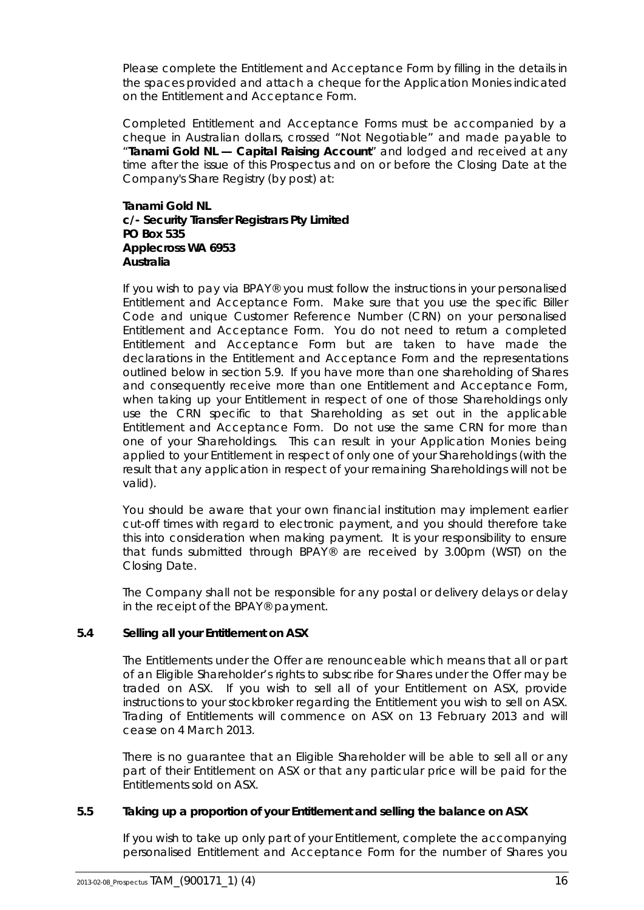Please complete the Entitlement and Acceptance Form by filling in the details in the spaces provided and attach a cheque for the Application Monies indicated on the Entitlement and Acceptance Form.

Completed Entitlement and Acceptance Forms must be accompanied by a cheque in Australian dollars, crossed "Not Negotiable" and made payable to "**Tanami Gold NL — Capital Raising Account**" and lodged and received at any time after the issue of this Prospectus and on or before the Closing Date at the Company's Share Registry (by post) at:

**Tanami Gold NL**
**c/- Security Transfer Registrars Pty Limited**
**PO Box 535**
**Applecross WA 6953**
**Australia**

If you wish to pay via BPAY® you must follow the instructions in your personalised Entitlement and Acceptance Form. Make sure that you use the specific Biller Code and unique Customer Reference Number (CRN) on your personalised Entitlement and Acceptance Form. You do not need to return a completed Entitlement and Acceptance Form but are taken to have made the declarations in the Entitlement and Acceptance Form and the representations outlined below in section 5.9. If you have more than one shareholding of Shares and consequently receive more than one Entitlement and Acceptance Form, when taking up your Entitlement in respect of one of those Shareholdings only use the CRN specific to that Shareholding as set out in the applicable Entitlement and Acceptance Form. Do not use the same CRN for more than one of your Shareholdings. This can result in your Application Monies being applied to your Entitlement in respect of only one of your Shareholdings (with the result that any application in respect of your remaining Shareholdings will not be valid).

You should be aware that your own financial institution may implement earlier cut-off times with regard to electronic payment, and you should therefore take this into consideration when making payment. It is your responsibility to ensure that funds submitted through BPAY® are received by 3.00pm (WST) on the Closing Date.

The Company shall not be responsible for any postal or delivery delays or delay in the receipt of the BPAY® payment.

### 5.4 Selling all your Entitlement on ASX

The Entitlements under the Offer are renounceable which means that all or part of an Eligible Shareholder's rights to subscribe for Shares under the Offer may be traded on ASX. If you wish to sell all of your Entitlement on ASX, provide instructions to your stockbroker regarding the Entitlement you wish to sell on ASX. Trading of Entitlements will commence on ASX on 13 February 2013 and will cease on 4 March 2013.

There is no guarantee that an Eligible Shareholder will be able to sell all or any part of their Entitlement on ASX or that any particular price will be paid for the Entitlements sold on ASX.

### 5.5 Taking up a proportion of your Entitlement and selling the balance on ASX

If you wish to take up only part of your Entitlement, complete the accompanying personalised Entitlement and Acceptance Form for the number of Shares you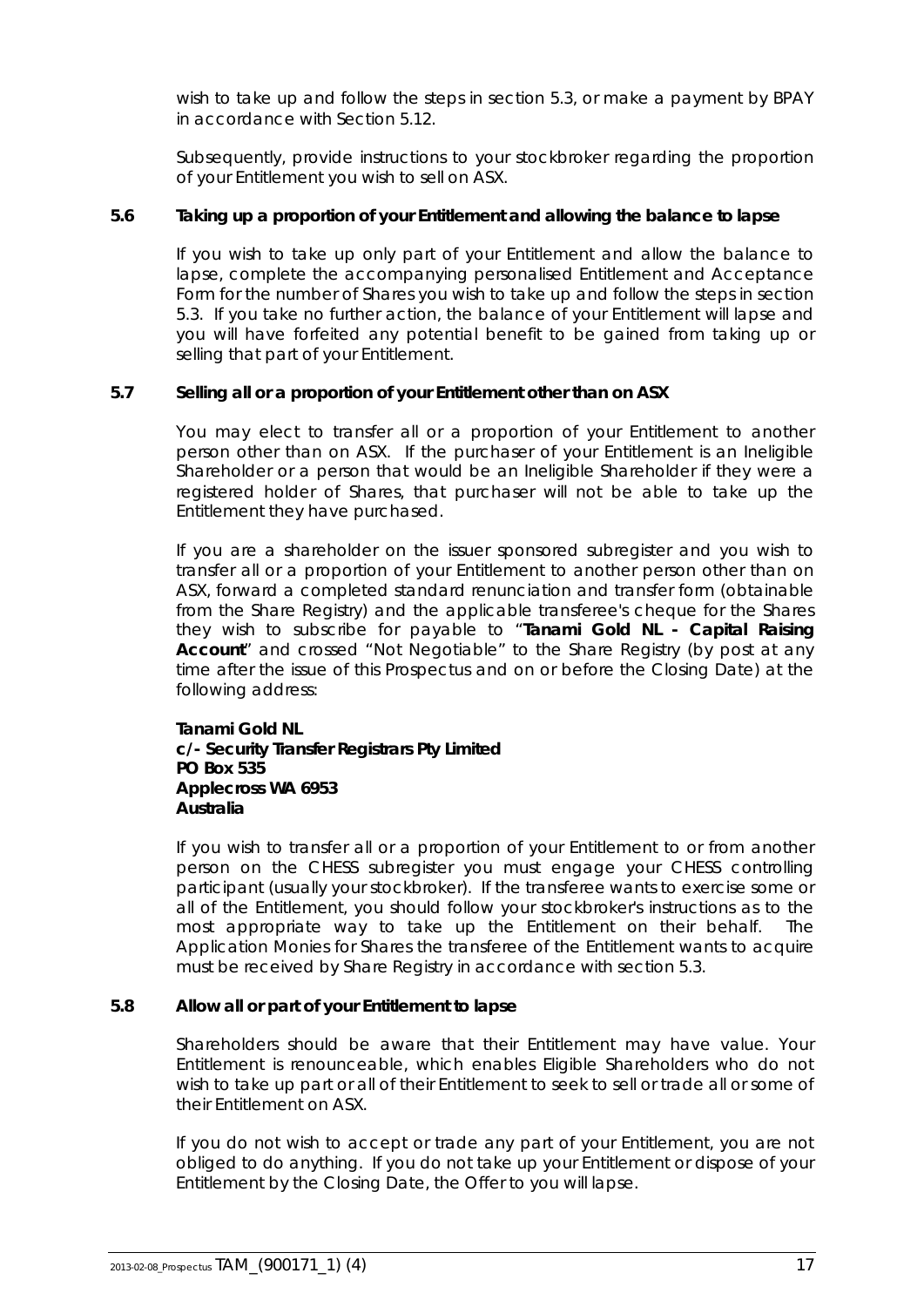wish to take up and follow the steps in section 5.3, or make a payment by BPAY in accordance with Section 5.12.

Subsequently, provide instructions to your stockbroker regarding the proportion of your Entitlement you wish to sell on ASX.

### 5.6 Taking up a proportion of your Entitlement and allowing the balance to lapse

If you wish to take up only part of your Entitlement and allow the balance to lapse, complete the accompanying personalised Entitlement and Acceptance Form for the number of Shares you wish to take up and follow the steps in section 5.3. If you take no further action, the balance of your Entitlement will lapse and you will have forfeited any potential benefit to be gained from taking up or selling that part of your Entitlement.

### 5.7 Selling all or a proportion of your Entitlement other than on ASX

You may elect to transfer all or a proportion of your Entitlement to another person other than on ASX. If the purchaser of your Entitlement is an Ineligible Shareholder or a person that would be an Ineligible Shareholder if they were a registered holder of Shares, that purchaser will not be able to take up the Entitlement they have purchased.

If you are a shareholder on the issuer sponsored subregister and you wish to transfer all or a proportion of your Entitlement to another person other than on ASX, forward a completed standard renunciation and transfer form (obtainable from the Share Registry) and the applicable transferee's cheque for the Shares they wish to subscribe for payable to "**Tanami Gold NL - Capital Raising Account**" and crossed "Not Negotiable" to the Share Registry (by post at any time after the issue of this Prospectus and on or before the Closing Date) at the following address:

**Tanami Gold NL**
**c/- Security Transfer Registrars Pty Limited**
**PO Box 535**
**Applecross WA 6953**
**Australia**

If you wish to transfer all or a proportion of your Entitlement to or from another person on the CHESS subregister you must engage your CHESS controlling participant (usually your stockbroker). If the transferee wants to exercise some or all of the Entitlement, you should follow your stockbroker's instructions as to the most appropriate way to take up the Entitlement on their behalf. The Application Monies for Shares the transferee of the Entitlement wants to acquire must be received by Share Registry in accordance with section 5.3.

### 5.8 Allow all or part of your Entitlement to lapse

Shareholders should be aware that their Entitlement may have value. Your Entitlement is renounceable, which enables Eligible Shareholders who do not wish to take up part or all of their Entitlement to seek to sell or trade all or some of their Entitlement on ASX.

If you do not wish to accept or trade any part of your Entitlement, you are not obliged to do anything. If you do not take up your Entitlement or dispose of your Entitlement by the Closing Date, the Offer to you will lapse.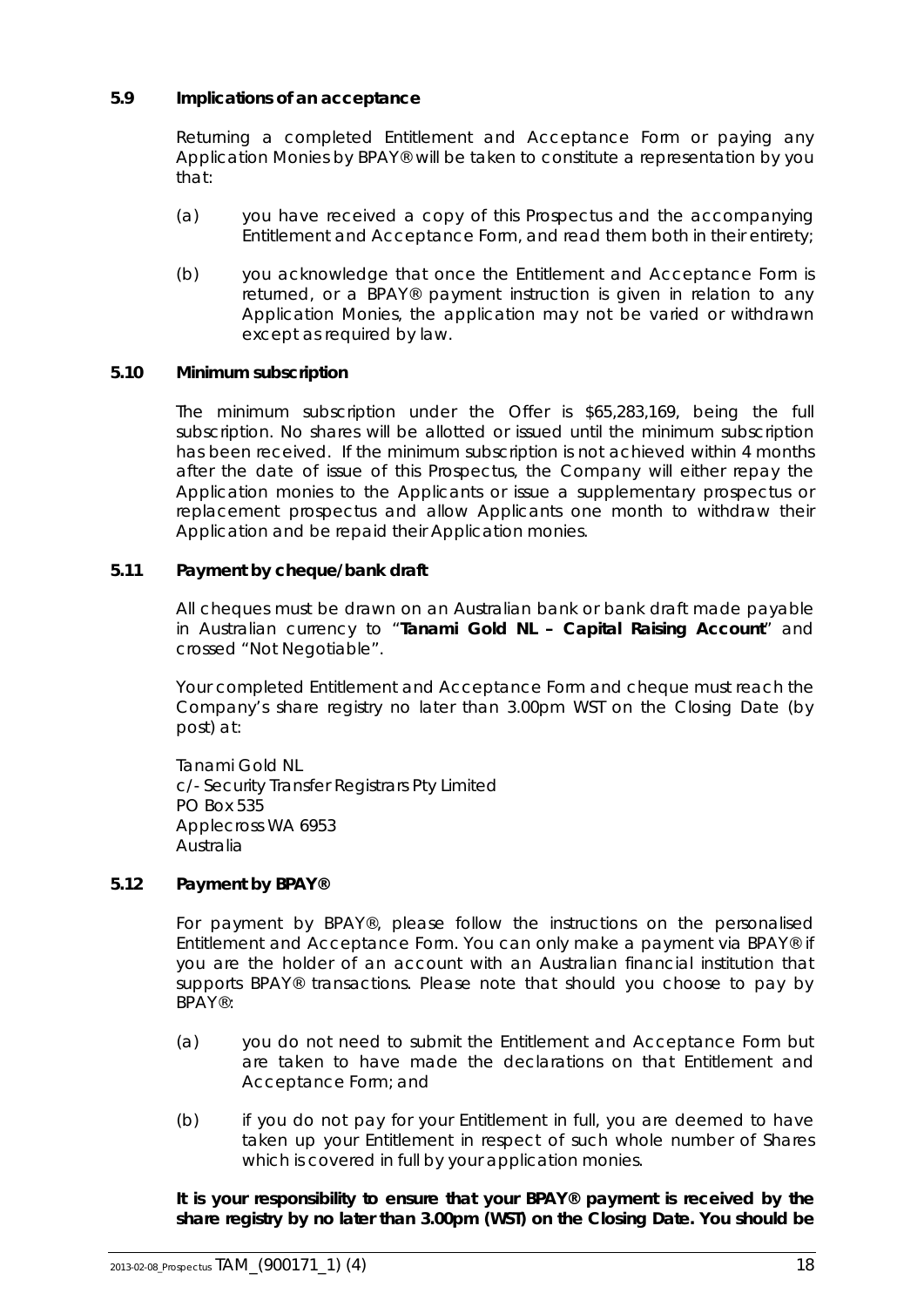### 5.9 Implications of an acceptance

Returning a completed Entitlement and Acceptance Form or paying any Application Monies by BPAY® will be taken to constitute a representation by you that:

(a) you have received a copy of this Prospectus and the accompanying Entitlement and Acceptance Form, and read them both in their entirety;

(b) you acknowledge that once the Entitlement and Acceptance Form is returned, or a BPAY® payment instruction is given in relation to any Application Monies, the application may not be varied or withdrawn except as required by law.

### 5.10 Minimum subscription

The minimum subscription under the Offer is $65,283,169, being the full subscription. No shares will be allotted or issued until the minimum subscription has been received. If the minimum subscription is not achieved within 4 months after the date of issue of this Prospectus, the Company will either repay the Application monies to the Applicants or issue a supplementary prospectus or replacement prospectus and allow Applicants one month to withdraw their Application and be repaid their Application monies.

### 5.11 Payment by cheque/bank draft

All cheques must be drawn on an Australian bank or bank draft made payable in Australian currency to "**Tanami Gold NL – Capital Raising Account**" and crossed "Not Negotiable".

Your completed Entitlement and Acceptance Form and cheque must reach the Company's share registry no later than 3.00pm WST on the Closing Date (by post) at:

Tanami Gold NL
c/- Security Transfer Registrars Pty Limited
PO Box 535
Applecross WA 6953
Australia

### 5.12 Payment by BPAY®

For payment by BPAY®, please follow the instructions on the personalised Entitlement and Acceptance Form. You can only make a payment via BPAY® if you are the holder of an account with an Australian financial institution that supports BPAY® transactions. Please note that should you choose to pay by BPAY®:

(a) you do not need to submit the Entitlement and Acceptance Form but are taken to have made the declarations on that Entitlement and Acceptance Form; and

(b) if you do not pay for your Entitlement in full, you are deemed to have taken up your Entitlement in respect of such whole number of Shares which is covered in full by your application monies.

**It is your responsibility to ensure that your BPAY® payment is received by the share registry by no later than 3.00pm (WST) on the Closing Date. You should be**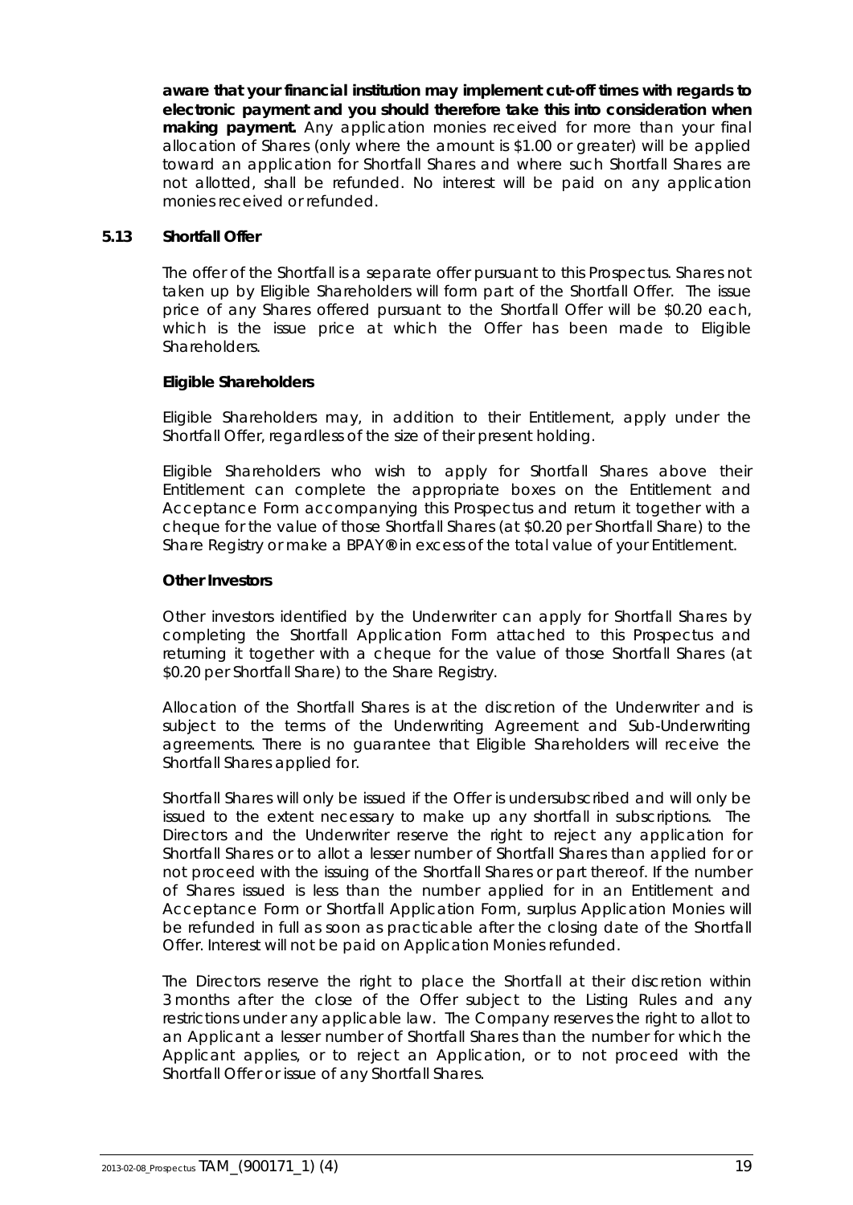**aware that your financial institution may implement cut-off times with regards to electronic payment and you should therefore take this into consideration when making payment.** Any application monies received for more than your final allocation of Shares (only where the amount is $1.00 or greater) will be applied toward an application for Shortfall Shares and where such Shortfall Shares are not allotted, shall be refunded. No interest will be paid on any application monies received or refunded.

### 5.13 Shortfall Offer

The offer of the Shortfall is a separate offer pursuant to this Prospectus. Shares not taken up by Eligible Shareholders will form part of the Shortfall Offer. The issue price of any Shares offered pursuant to the Shortfall Offer will be $0.20 each, which is the issue price at which the Offer has been made to Eligible Shareholders.

**Eligible Shareholders**

Eligible Shareholders may, in addition to their Entitlement, apply under the Shortfall Offer, regardless of the size of their present holding.

Eligible Shareholders who wish to apply for Shortfall Shares above their Entitlement can complete the appropriate boxes on the Entitlement and Acceptance Form accompanying this Prospectus and return it together with a cheque for the value of those Shortfall Shares (at $0.20 per Shortfall Share) to the Share Registry or make a BPAY® in excess of the total value of your Entitlement.

**Other Investors**

Other investors identified by the Underwriter can apply for Shortfall Shares by completing the Shortfall Application Form attached to this Prospectus and returning it together with a cheque for the value of those Shortfall Shares (at $0.20 per Shortfall Share) to the Share Registry.

Allocation of the Shortfall Shares is at the discretion of the Underwriter and is subject to the terms of the Underwriting Agreement and Sub-Underwriting agreements. There is no guarantee that Eligible Shareholders will receive the Shortfall Shares applied for.

Shortfall Shares will only be issued if the Offer is undersubscribed and will only be issued to the extent necessary to make up any shortfall in subscriptions. The Directors and the Underwriter reserve the right to reject any application for Shortfall Shares or to allot a lesser number of Shortfall Shares than applied for or not proceed with the issuing of the Shortfall Shares or part thereof. If the number of Shares issued is less than the number applied for in an Entitlement and Acceptance Form or Shortfall Application Form, surplus Application Monies will be refunded in full as soon as practicable after the closing date of the Shortfall Offer. Interest will not be paid on Application Monies refunded.

The Directors reserve the right to place the Shortfall at their discretion within 3 months after the close of the Offer subject to the Listing Rules and any restrictions under any applicable law. The Company reserves the right to allot to an Applicant a lesser number of Shortfall Shares than the number for which the Applicant applies, or to reject an Application, or to not proceed with the Shortfall Offer or issue of any Shortfall Shares.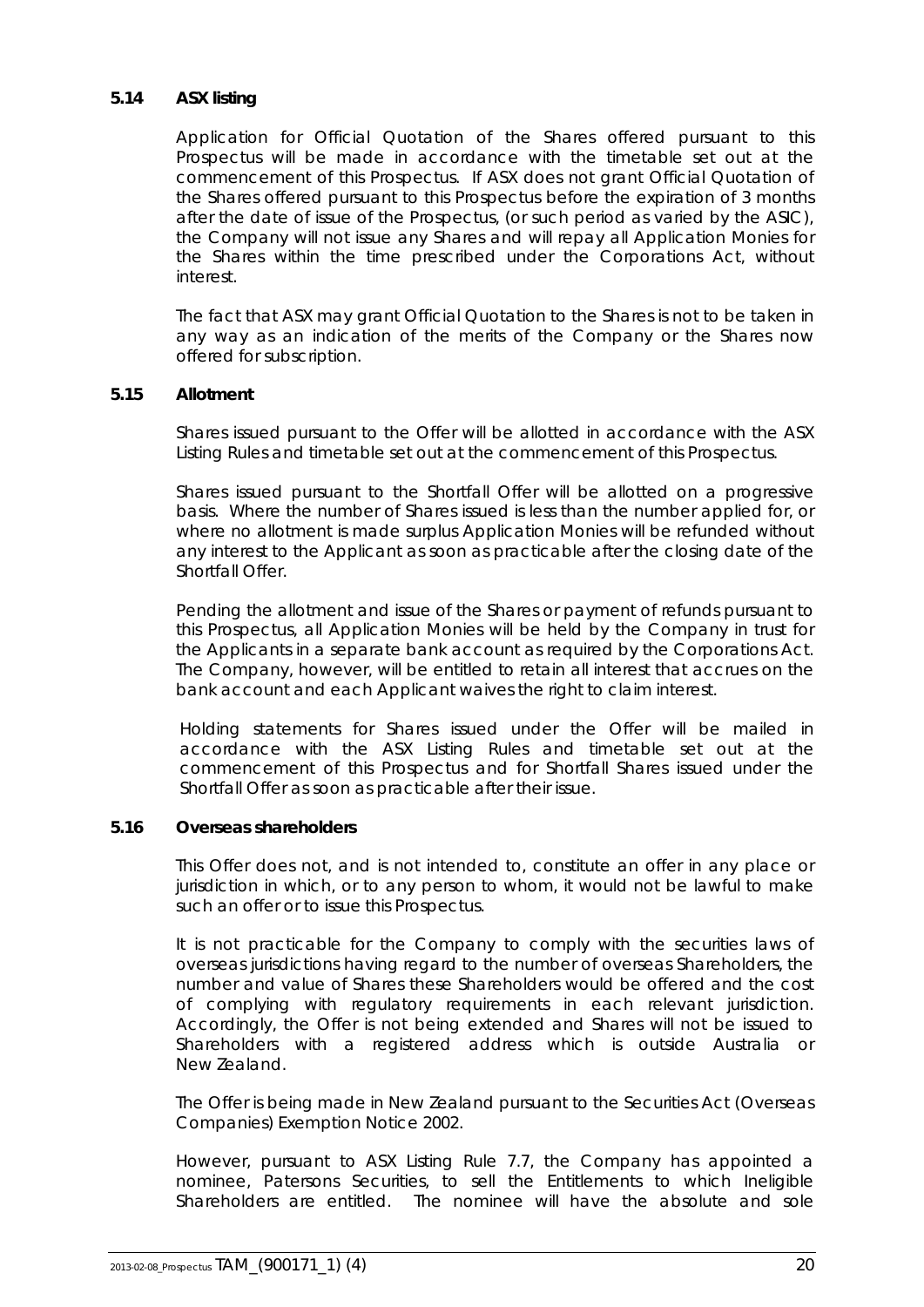### 5.14 ASX listing

Application for Official Quotation of the Shares offered pursuant to this Prospectus will be made in accordance with the timetable set out at the commencement of this Prospectus. If ASX does not grant Official Quotation of the Shares offered pursuant to this Prospectus before the expiration of 3 months after the date of issue of the Prospectus, (or such period as varied by the ASIC), the Company will not issue any Shares and will repay all Application Monies for the Shares within the time prescribed under the Corporations Act, without interest.

The fact that ASX may grant Official Quotation to the Shares is not to be taken in any way as an indication of the merits of the Company or the Shares now offered for subscription.

### 5.15 Allotment

Shares issued pursuant to the Offer will be allotted in accordance with the ASX Listing Rules and timetable set out at the commencement of this Prospectus.

Shares issued pursuant to the Shortfall Offer will be allotted on a progressive basis. Where the number of Shares issued is less than the number applied for, or where no allotment is made surplus Application Monies will be refunded without any interest to the Applicant as soon as practicable after the closing date of the Shortfall Offer.

Pending the allotment and issue of the Shares or payment of refunds pursuant to this Prospectus, all Application Monies will be held by the Company in trust for the Applicants in a separate bank account as required by the Corporations Act. The Company, however, will be entitled to retain all interest that accrues on the bank account and each Applicant waives the right to claim interest.

Holding statements for Shares issued under the Offer will be mailed in accordance with the ASX Listing Rules and timetable set out at the commencement of this Prospectus and for Shortfall Shares issued under the Shortfall Offer as soon as practicable after their issue.

### 5.16 Overseas shareholders

This Offer does not, and is not intended to, constitute an offer in any place or jurisdiction in which, or to any person to whom, it would not be lawful to make such an offer or to issue this Prospectus.

It is not practicable for the Company to comply with the securities laws of overseas jurisdictions having regard to the number of overseas Shareholders, the number and value of Shares these Shareholders would be offered and the cost of complying with regulatory requirements in each relevant jurisdiction. Accordingly, the Offer is not being extended and Shares will not be issued to Shareholders with a registered address which is outside Australia or New Zealand.

The Offer is being made in New Zealand pursuant to the Securities Act (Overseas Companies) Exemption Notice 2002.

However, pursuant to ASX Listing Rule 7.7, the Company has appointed a nominee, Patersons Securities, to sell the Entitlements to which Ineligible Shareholders are entitled. The nominee will have the absolute and sole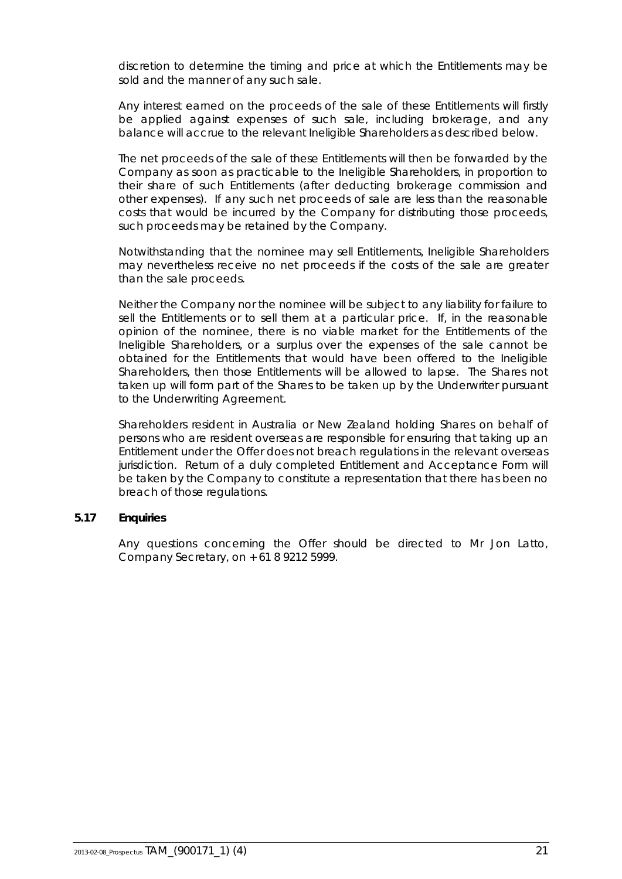discretion to determine the timing and price at which the Entitlements may be sold and the manner of any such sale.

Any interest earned on the proceeds of the sale of these Entitlements will firstly be applied against expenses of such sale, including brokerage, and any balance will accrue to the relevant Ineligible Shareholders as described below.

The net proceeds of the sale of these Entitlements will then be forwarded by the Company as soon as practicable to the Ineligible Shareholders, in proportion to their share of such Entitlements (after deducting brokerage commission and other expenses). If any such net proceeds of sale are less than the reasonable costs that would be incurred by the Company for distributing those proceeds, such proceeds may be retained by the Company.

Notwithstanding that the nominee may sell Entitlements, Ineligible Shareholders may nevertheless receive no net proceeds if the costs of the sale are greater than the sale proceeds.

Neither the Company nor the nominee will be subject to any liability for failure to sell the Entitlements or to sell them at a particular price. If, in the reasonable opinion of the nominee, there is no viable market for the Entitlements of the Ineligible Shareholders, or a surplus over the expenses of the sale cannot be obtained for the Entitlements that would have been offered to the Ineligible Shareholders, then those Entitlements will be allowed to lapse. The Shares not taken up will form part of the Shares to be taken up by the Underwriter pursuant to the Underwriting Agreement.

Shareholders resident in Australia or New Zealand holding Shares on behalf of persons who are resident overseas are responsible for ensuring that taking up an Entitlement under the Offer does not breach regulations in the relevant overseas jurisdiction. Return of a duly completed Entitlement and Acceptance Form will be taken by the Company to constitute a representation that there has been no breach of those regulations.

### 5.17 Enquiries

Any questions concerning the Offer should be directed to Mr Jon Latto, Company Secretary, on + 61 8 9212 5999.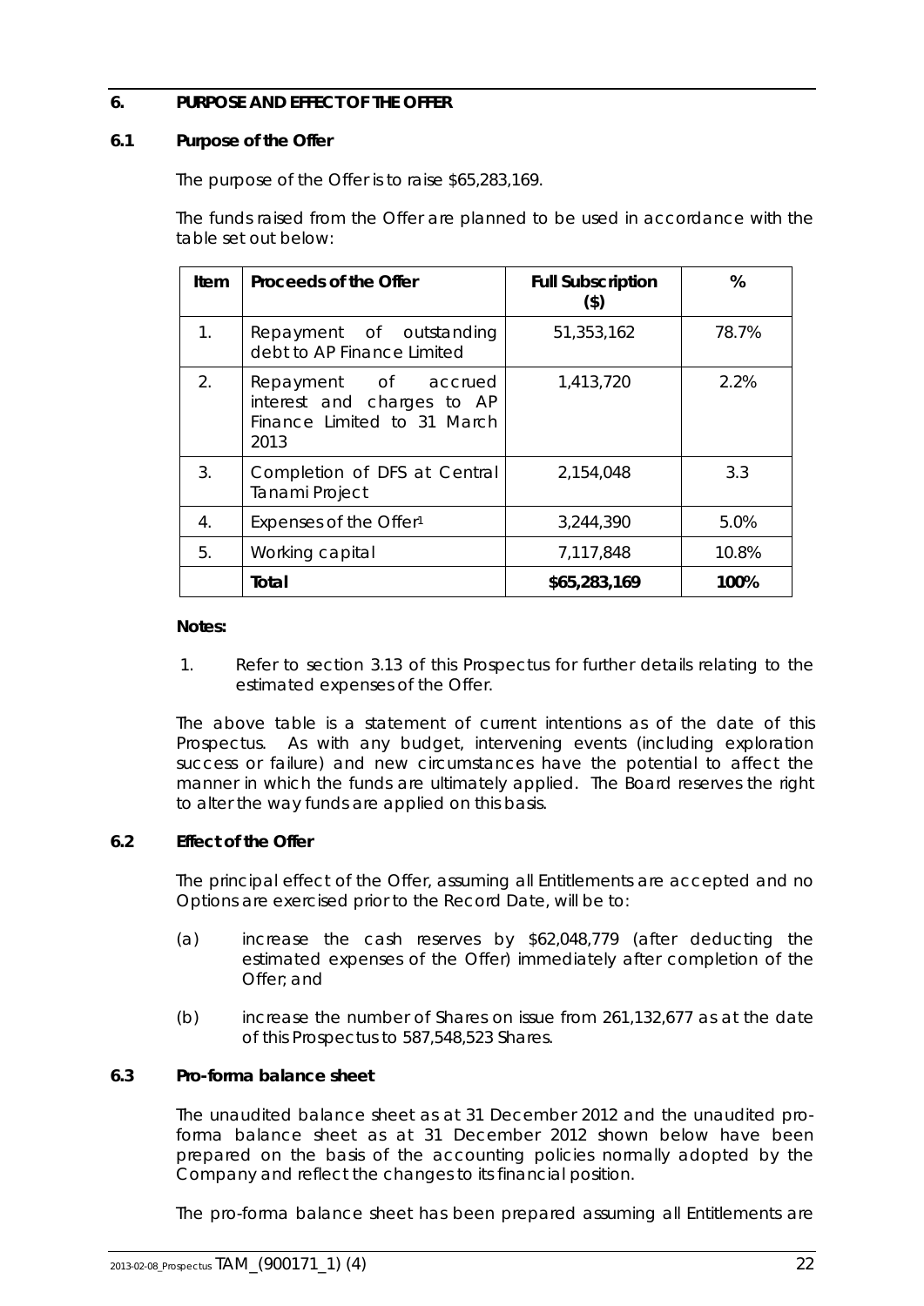## 6. PURPOSE AND EFFECT OF THE OFFER

### 6.1 Purpose of the Offer

The purpose of the Offer is to raise $65,283,169.

The funds raised from the Offer are planned to be used in accordance with the table set out below:

| Item | Proceeds of the Offer | Full Subscription ($) | % |
|---|---|---|---|
| 1. | Repayment of outstanding debt to AP Finance Limited | 51,353,162 | 78.7% |
| 2. | Repayment of accrued interest and charges to AP Finance Limited to 31 March 2013 | 1,413,720 | 2.2% |
| 3. | Completion of DFS at Central Tanami Project | 2,154,048 | 3.3 |
| 4. | Expenses of the Offer[1] | 3,244,390 | 5.0% |
| 5. | Working capital | 7,117,848 | 10.8% |
| | **Total** | **$65,283,169** | **100%** |

**Notes:**

1. Refer to section 3.13 of this Prospectus for further details relating to the estimated expenses of the Offer.

The above table is a statement of current intentions as of the date of this Prospectus. As with any budget, intervening events (including exploration success or failure) and new circumstances have the potential to affect the manner in which the funds are ultimately applied. The Board reserves the right to alter the way funds are applied on this basis.

### 6.2 Effect of the Offer

The principal effect of the Offer, assuming all Entitlements are accepted and no Options are exercised prior to the Record Date, will be to:

(a) increase the cash reserves by $62,048,779 (after deducting the estimated expenses of the Offer) immediately after completion of the Offer; and

(b) increase the number of Shares on issue from 261,132,677 as at the date of this Prospectus to 587,548,523 Shares.

### 6.3 Pro-forma balance sheet

The unaudited balance sheet as at 31 December 2012 and the unaudited pro-forma balance sheet as at 31 December 2012 shown below have been prepared on the basis of the accounting policies normally adopted by the Company and reflect the changes to its financial position.

The pro-forma balance sheet has been prepared assuming all Entitlements are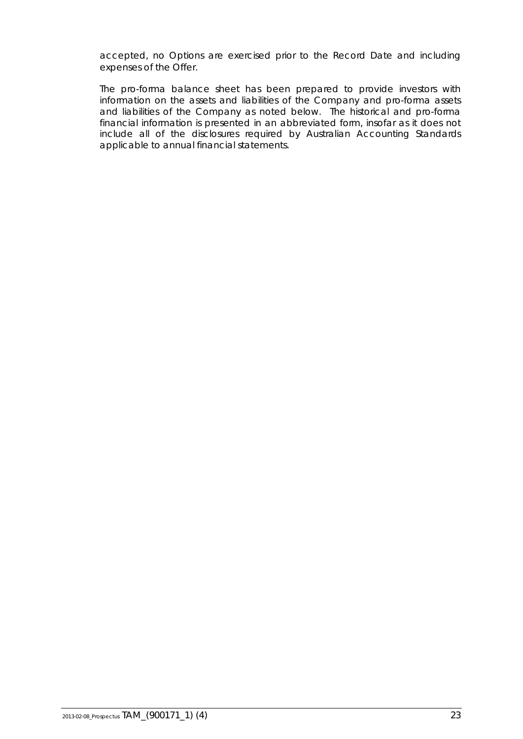accepted, no Options are exercised prior to the Record Date and including expenses of the Offer.

The pro-forma balance sheet has been prepared to provide investors with information on the assets and liabilities of the Company and pro-forma assets and liabilities of the Company as noted below. The historical and pro-forma financial information is presented in an abbreviated form, insofar as it does not include all of the disclosures required by Australian Accounting Standards applicable to annual financial statements.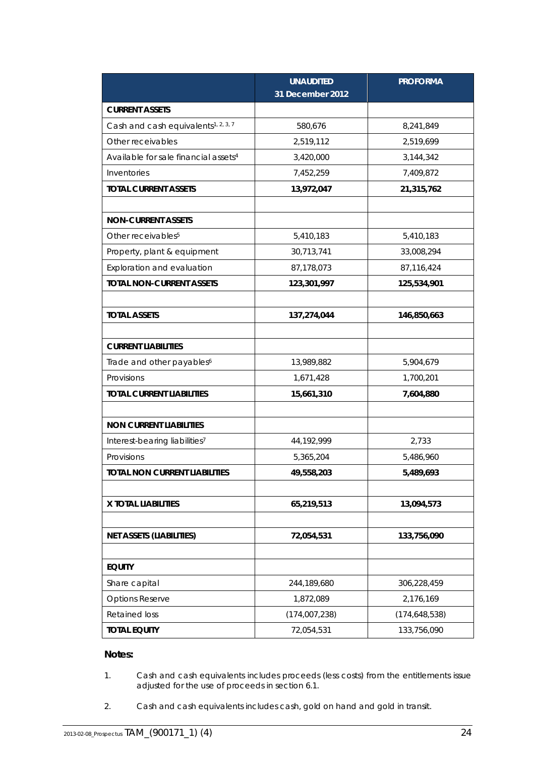| | UNAUDITED 31 December 2012 | PROFORMA |
|---|---|---|
| **CURRENT ASSETS** | | |
| Cash and cash equivalents[1, 2, 3, 7] | 580,676 | 8,241,849 |
| Other receivables | 2,519,112 | 2,519,699 |
| Available for sale financial assets[4] | 3,420,000 | 3,144,342 |
| Inventories | 7,452,259 | 7,409,872 |
| **TOTAL CURRENT ASSETS** | **13,972,047** | **21,315,762** |
| | | |
| **NON-CURRENT ASSETS** | | |
| Other receivables[5] | 5,410,183 | 5,410,183 |
| Property, plant & equipment | 30,713,741 | 33,008,294 |
| Exploration and evaluation | 87,178,073 | 87,116,424 |
| **TOTAL NON-CURRENT ASSETS** | **123,301,997** | **125,534,901** |
| | | |
| **TOTAL ASSETS** | **137,274,044** | **146,850,663** |
| | | |
| **CURRENT LIABILITIES** | | |
| Trade and other payables[6] | 13,989,882 | 5,904,679 |
| Provisions | 1,671,428 | 1,700,201 |
| **TOTAL CURRENT LIABILITIES** | **15,661,310** | **7,604,880** |
| | | |
| **NON CURRENT LIABILITIES** | | |
| Interest-bearing liabilities[7] | 44,192,999 | 2,733 |
| Provisions | 5,365,204 | 5,486,960 |
| **TOTAL NON CURRENT LIABILITIES** | **49,558,203** | **5,489,693** |
| | | |
| **X TOTAL LIABILITIES** | **65,219,513** | **13,094,573** |
| | | |
| **NET ASSETS (LIABILITIES)** | **72,054,531** | **133,756,090** |
| | | |
| **EQUITY** | | |
| Share capital | 244,189,680 | 306,228,459 |
| Options Reserve | 1,872,089 | 2,176,169 |
| Retained loss | (174,007,238) | (174,648,538) |
| **TOTAL EQUITY** | 72,054,531 | 133,756,090 |

**Notes:**

1. Cash and cash equivalents includes proceeds (less costs) from the entitlements issue adjusted for the use of proceeds in section 6.1.

2. Cash and cash equivalents includes cash, gold on hand and gold in transit.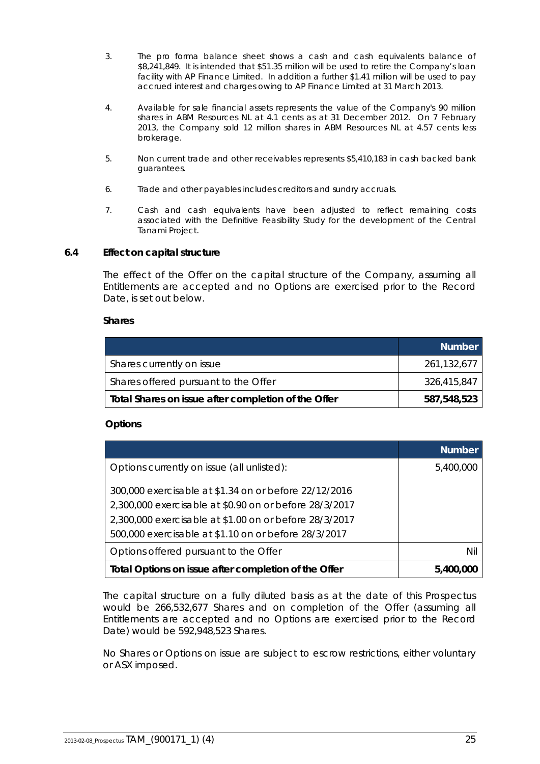3. The pro forma balance sheet shows a cash and cash equivalents balance of $8,241,849. It is intended that $51.35 million will be used to retire the Company's loan facility with AP Finance Limited. In addition a further $1.41 million will be used to pay accrued interest and charges owing to AP Finance Limited at 31 March 2013.

4. Available for sale financial assets represents the value of the Company's 90 million shares in ABM Resources NL at 4.1 cents as at 31 December 2012. On 7 February 2013, the Company sold 12 million shares in ABM Resources NL at 4.57 cents less brokerage.

5. Non current trade and other receivables represents $5,410,183 in cash backed bank guarantees.

6. Trade and other payables includes creditors and sundry accruals.

7. Cash and cash equivalents have been adjusted to reflect remaining costs associated with the Definitive Feasibility Study for the development of the Central Tanami Project.

## 6.4 Effect on capital structure

The effect of the Offer on the capital structure of the Company, assuming all Entitlements are accepted and no Options are exercised prior to the Record Date, is set out below.

**Shares**

| | Number |
|---|---|
| Shares currently on issue | 261,132,677 |
| Shares offered pursuant to the Offer | 326,415,847 |
| **Total Shares on issue after completion of the Offer** | **587,548,523** |

**Options**

| | Number |
|---|---|
| Options currently on issue (all unlisted):<br><br>300,000 exercisable at $1.34 on or before 22/12/2016<br>2,300,000 exercisable at $0.90 on or before 28/3/2017<br>2,300,000 exercisable at $1.00 on or before 28/3/2017<br>500,000 exercisable at $1.10 on or before 28/3/2017 | 5,400,000 |
| Options offered pursuant to the Offer | Nil |
| **Total Options on issue after completion of the Offer** | **5,400,000** |

The capital structure on a fully diluted basis as at the date of this Prospectus would be 266,532,677 Shares and on completion of the Offer (assuming all Entitlements are accepted and no Options are exercised prior to the Record Date) would be 592,948,523 Shares.

No Shares or Options on issue are subject to escrow restrictions, either voluntary or ASX imposed.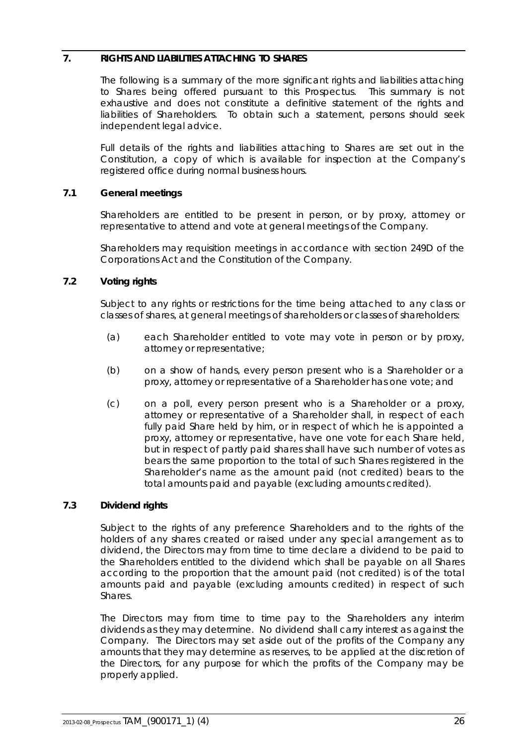## 7. RIGHTS AND LIABILITIES ATTACHING TO SHARES

The following is a summary of the more significant rights and liabilities attaching to Shares being offered pursuant to this Prospectus. This summary is not exhaustive and does not constitute a definitive statement of the rights and liabilities of Shareholders. To obtain such a statement, persons should seek independent legal advice.

Full details of the rights and liabilities attaching to Shares are set out in the Constitution, a copy of which is available for inspection at the Company's registered office during normal business hours.

### 7.1 General meetings

Shareholders are entitled to be present in person, or by proxy, attorney or representative to attend and vote at general meetings of the Company.

Shareholders may requisition meetings in accordance with section 249D of the Corporations Act and the Constitution of the Company.

### 7.2 Voting rights

Subject to any rights or restrictions for the time being attached to any class or classes of shares, at general meetings of shareholders or classes of shareholders:

(a) each Shareholder entitled to vote may vote in person or by proxy, attorney or representative;

(b) on a show of hands, every person present who is a Shareholder or a proxy, attorney or representative of a Shareholder has one vote; and

(c) on a poll, every person present who is a Shareholder or a proxy, attorney or representative of a Shareholder shall, in respect of each fully paid Share held by him, or in respect of which he is appointed a proxy, attorney or representative, have one vote for each Share held, but in respect of partly paid shares shall have such number of votes as bears the same proportion to the total of such Shares registered in the Shareholder's name as the amount paid (not credited) bears to the total amounts paid and payable (excluding amounts credited).

### 7.3 Dividend rights

Subject to the rights of any preference Shareholders and to the rights of the holders of any shares created or raised under any special arrangement as to dividend, the Directors may from time to time declare a dividend to be paid to the Shareholders entitled to the dividend which shall be payable on all Shares according to the proportion that the amount paid (not credited) is of the total amounts paid and payable (excluding amounts credited) in respect of such Shares.

The Directors may from time to time pay to the Shareholders any interim dividends as they may determine. No dividend shall carry interest as against the Company. The Directors may set aside out of the profits of the Company any amounts that they may determine as reserves, to be applied at the discretion of the Directors, for any purpose for which the profits of the Company may be properly applied.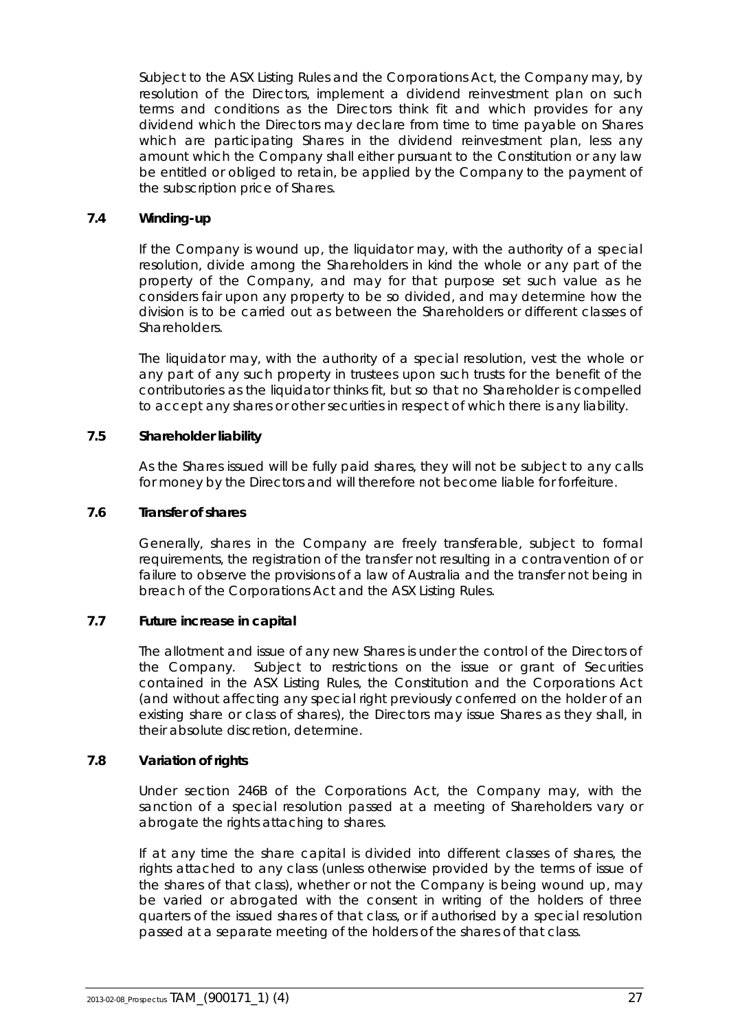Subject to the ASX Listing Rules and the Corporations Act, the Company may, by resolution of the Directors, implement a dividend reinvestment plan on such terms and conditions as the Directors think fit and which provides for any dividend which the Directors may declare from time to time payable on Shares which are participating Shares in the dividend reinvestment plan, less any amount which the Company shall either pursuant to the Constitution or any law be entitled or obliged to retain, be applied by the Company to the payment of the subscription price of Shares.

### 7.4 Winding-up

If the Company is wound up, the liquidator may, with the authority of a special resolution, divide among the Shareholders in kind the whole or any part of the property of the Company, and may for that purpose set such value as he considers fair upon any property to be so divided, and may determine how the division is to be carried out as between the Shareholders or different classes of Shareholders.

The liquidator may, with the authority of a special resolution, vest the whole or any part of any such property in trustees upon such trusts for the benefit of the contributories as the liquidator thinks fit, but so that no Shareholder is compelled to accept any shares or other securities in respect of which there is any liability.

### 7.5 Shareholder liability

As the Shares issued will be fully paid shares, they will not be subject to any calls for money by the Directors and will therefore not become liable for forfeiture.

### 7.6 Transfer of shares

Generally, shares in the Company are freely transferable, subject to formal requirements, the registration of the transfer not resulting in a contravention of or failure to observe the provisions of a law of Australia and the transfer not being in breach of the Corporations Act and the ASX Listing Rules.

### 7.7 Future increase in capital

The allotment and issue of any new Shares is under the control of the Directors of the Company. Subject to restrictions on the issue or grant of Securities contained in the ASX Listing Rules, the Constitution and the Corporations Act (and without affecting any special right previously conferred on the holder of an existing share or class of shares), the Directors may issue Shares as they shall, in their absolute discretion, determine.

### 7.8 Variation of rights

Under section 246B of the Corporations Act, the Company may, with the sanction of a special resolution passed at a meeting of Shareholders vary or abrogate the rights attaching to shares.

If at any time the share capital is divided into different classes of shares, the rights attached to any class (unless otherwise provided by the terms of issue of the shares of that class), whether or not the Company is being wound up, may be varied or abrogated with the consent in writing of the holders of three quarters of the issued shares of that class, or if authorised by a special resolution passed at a separate meeting of the holders of the shares of that class.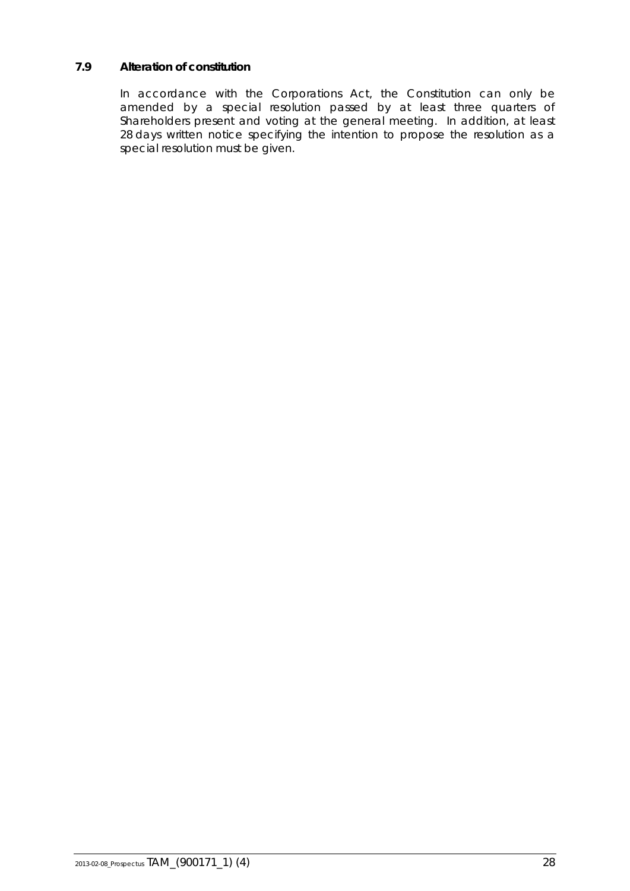### 7.9 Alteration of constitution

In accordance with the Corporations Act, the Constitution can only be amended by a special resolution passed by at least three quarters of Shareholders present and voting at the general meeting. In addition, at least 28 days written notice specifying the intention to propose the resolution as a special resolution must be given.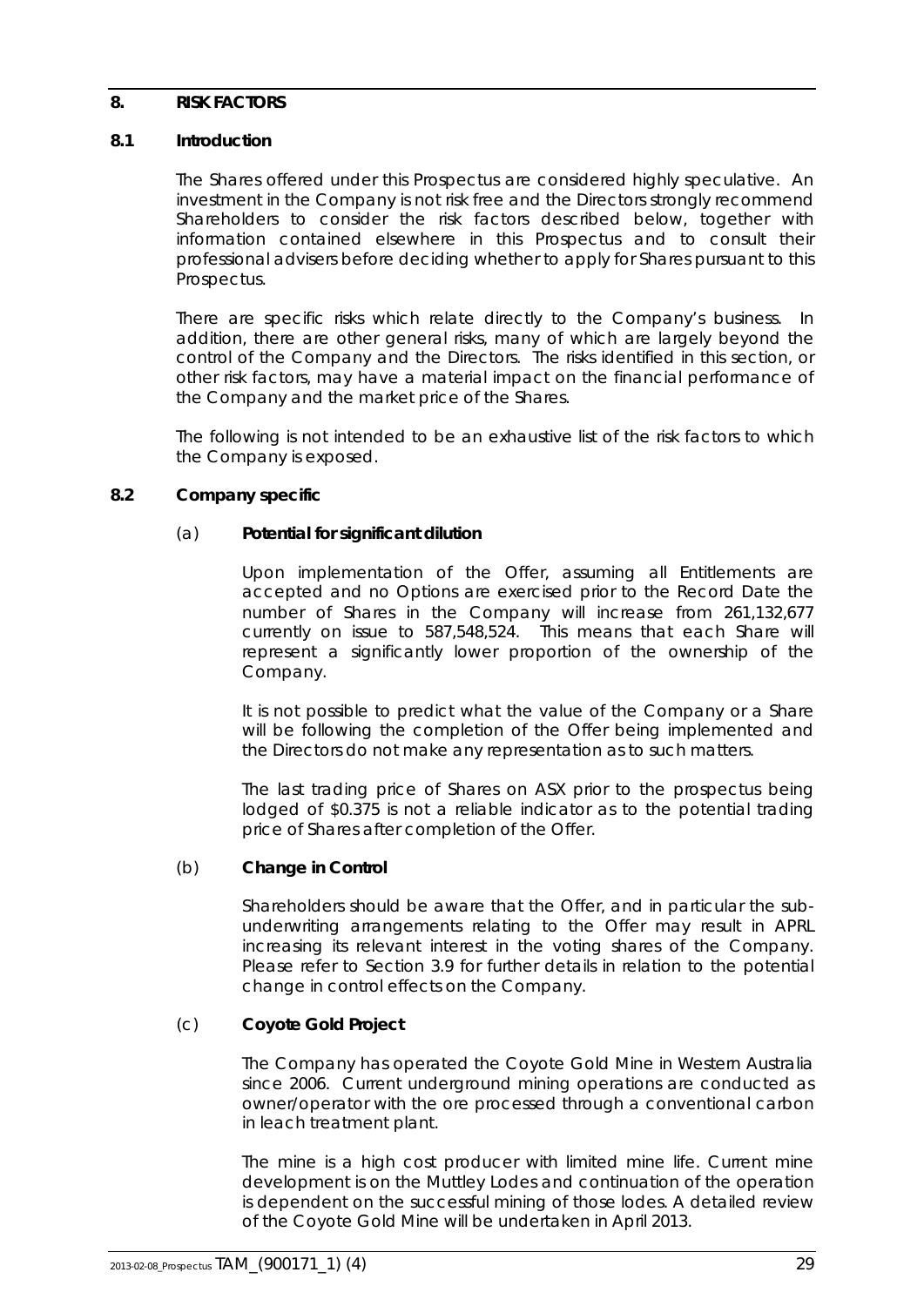## 8. RISK FACTORS

### 8.1 Introduction

The Shares offered under this Prospectus are considered highly speculative. An investment in the Company is not risk free and the Directors strongly recommend Shareholders to consider the risk factors described below, together with information contained elsewhere in this Prospectus and to consult their professional advisers before deciding whether to apply for Shares pursuant to this Prospectus.

There are specific risks which relate directly to the Company's business. In addition, there are other general risks, many of which are largely beyond the control of the Company and the Directors. The risks identified in this section, or other risk factors, may have a material impact on the financial performance of the Company and the market price of the Shares.

The following is not intended to be an exhaustive list of the risk factors to which the Company is exposed.

### 8.2 Company specific

(a) **Potential for significant dilution**

Upon implementation of the Offer, assuming all Entitlements are accepted and no Options are exercised prior to the Record Date the number of Shares in the Company will increase from 261,132,677 currently on issue to 587,548,524. This means that each Share will represent a significantly lower proportion of the ownership of the Company.

It is not possible to predict what the value of the Company or a Share will be following the completion of the Offer being implemented and the Directors do not make any representation as to such matters.

The last trading price of Shares on ASX prior to the prospectus being lodged of $0.375 is not a reliable indicator as to the potential trading price of Shares after completion of the Offer.

(b) **Change in Control**

Shareholders should be aware that the Offer, and in particular the sub-underwriting arrangements relating to the Offer may result in APRL increasing its relevant interest in the voting shares of the Company. Please refer to Section 3.9 for further details in relation to the potential change in control effects on the Company.

(c) **Coyote Gold Project**

The Company has operated the Coyote Gold Mine in Western Australia since 2006. Current underground mining operations are conducted as owner/operator with the ore processed through a conventional carbon in leach treatment plant.

The mine is a high cost producer with limited mine life. Current mine development is on the Muttley Lodes and continuation of the operation is dependent on the successful mining of those lodes. A detailed review of the Coyote Gold Mine will be undertaken in April 2013.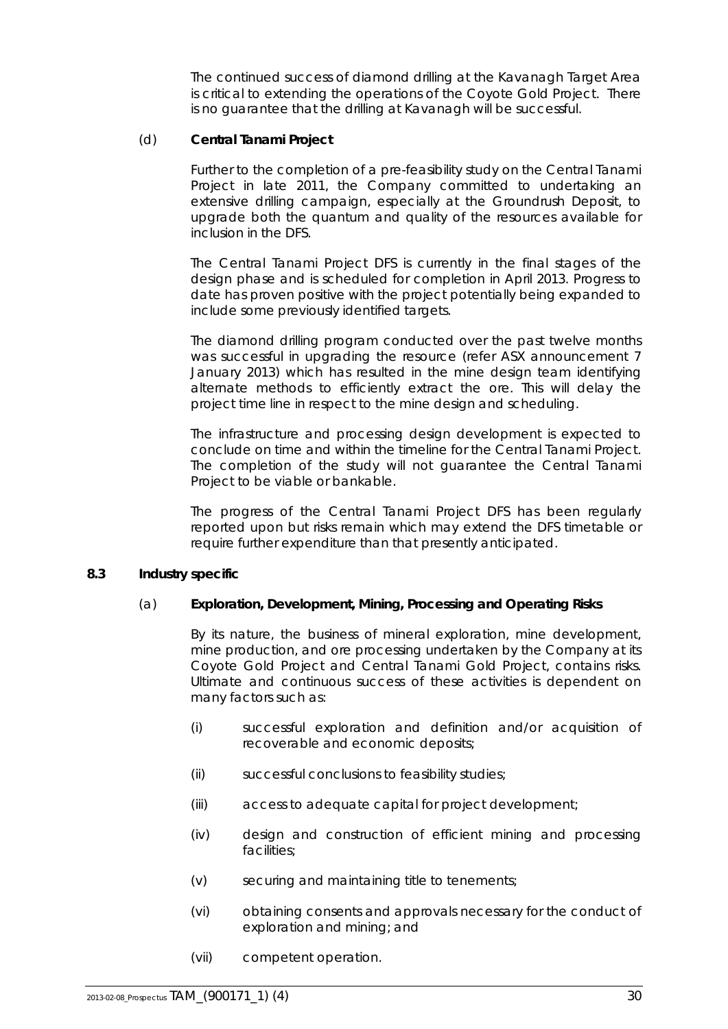The continued success of diamond drilling at the Kavanagh Target Area is critical to extending the operations of the Coyote Gold Project. There is no guarantee that the drilling at Kavanagh will be successful.

(d) **Central Tanami Project**

Further to the completion of a pre-feasibility study on the Central Tanami Project in late 2011, the Company committed to undertaking an extensive drilling campaign, especially at the Groundrush Deposit, to upgrade both the quantum and quality of the resources available for inclusion in the DFS.

The Central Tanami Project DFS is currently in the final stages of the design phase and is scheduled for completion in April 2013. Progress to date has proven positive with the project potentially being expanded to include some previously identified targets.

The diamond drilling program conducted over the past twelve months was successful in upgrading the resource (refer ASX announcement 7 January 2013) which has resulted in the mine design team identifying alternate methods to efficiently extract the ore. This will delay the project time line in respect to the mine design and scheduling.

The infrastructure and processing design development is expected to conclude on time and within the timeline for the Central Tanami Project. The completion of the study will not guarantee the Central Tanami Project to be viable or bankable.

The progress of the Central Tanami Project DFS has been regularly reported upon but risks remain which may extend the DFS timetable or require further expenditure than that presently anticipated.

## 8.3 Industry specific

(a) **Exploration, Development, Mining, Processing and Operating Risks**

By its nature, the business of mineral exploration, mine development, mine production, and ore processing undertaken by the Company at its Coyote Gold Project and Central Tanami Gold Project, contains risks. Ultimate and continuous success of these activities is dependent on many factors such as:

(i) successful exploration and definition and/or acquisition of recoverable and economic deposits;

(ii) successful conclusions to feasibility studies;

(iii) access to adequate capital for project development;

(iv) design and construction of efficient mining and processing facilities;

(v) securing and maintaining title to tenements;

(vi) obtaining consents and approvals necessary for the conduct of exploration and mining; and

(vii) competent operation.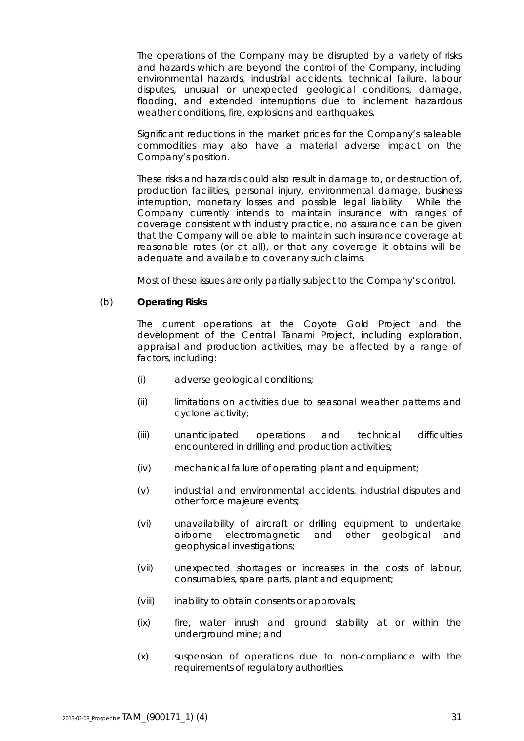The operations of the Company may be disrupted by a variety of risks and hazards which are beyond the control of the Company, including environmental hazards, industrial accidents, technical failure, labour disputes, unusual or unexpected geological conditions, damage, flooding, and extended interruptions due to inclement hazardous weather conditions, fire, explosions and earthquakes.

Significant reductions in the market prices for the Company's saleable commodities may also have a material adverse impact on the Company's position.

These risks and hazards could also result in damage to, or destruction of, production facilities, personal injury, environmental damage, business interruption, monetary losses and possible legal liability. While the Company currently intends to maintain insurance with ranges of coverage consistent with industry practice, no assurance can be given that the Company will be able to maintain such insurance coverage at reasonable rates (or at all), or that any coverage it obtains will be adequate and available to cover any such claims.

Most of these issues are only partially subject to the Company's control.

(b) **Operating Risks**

The current operations at the Coyote Gold Project and the development of the Central Tanami Project, including exploration, appraisal and production activities, may be affected by a range of factors, including:

(i) adverse geological conditions;

(ii) limitations on activities due to seasonal weather patterns and cyclone activity;

(iii) unanticipated operations and technical difficulties encountered in drilling and production activities;

(iv) mechanical failure of operating plant and equipment;

(v) industrial and environmental accidents, industrial disputes and other force majeure events;

(vi) unavailability of aircraft or drilling equipment to undertake airborne electromagnetic and other geological and geophysical investigations;

(vii) unexpected shortages or increases in the costs of labour, consumables, spare parts, plant and equipment;

(viii) inability to obtain consents or approvals;

(ix) fire, water inrush and ground stability at or within the underground mine; and

(x) suspension of operations due to non-compliance with the requirements of regulatory authorities.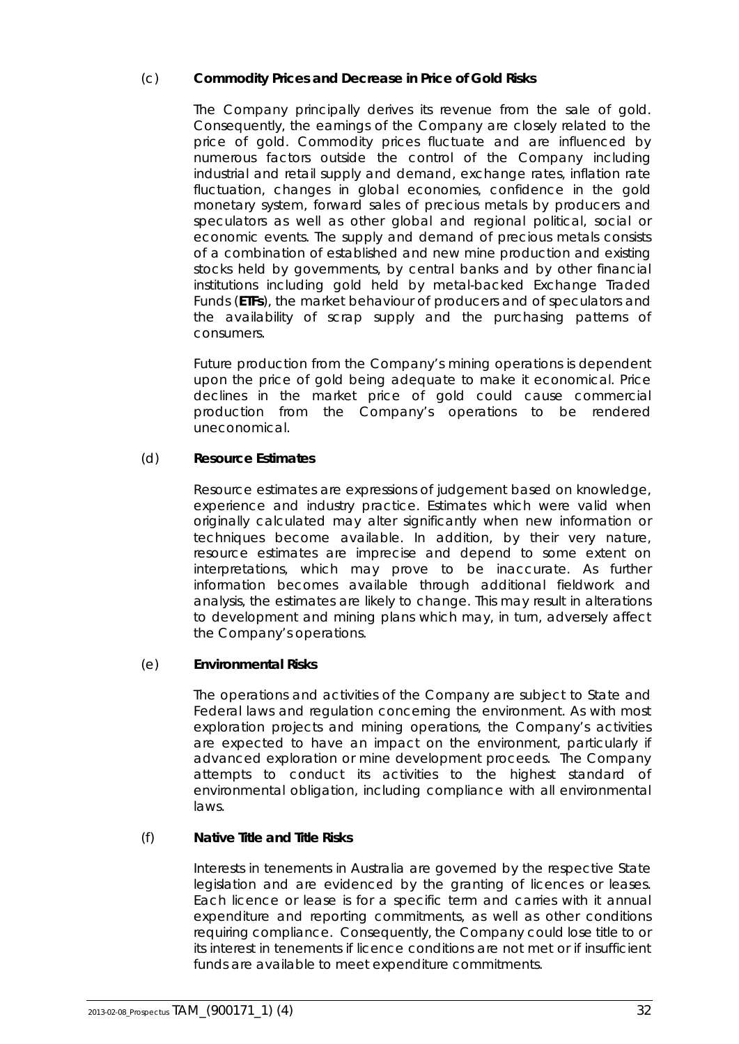### (c) **Commodity Prices and Decrease in Price of Gold Risks**

The Company principally derives its revenue from the sale of gold. Consequently, the earnings of the Company are closely related to the price of gold. Commodity prices fluctuate and are influenced by numerous factors outside the control of the Company including industrial and retail supply and demand, exchange rates, inflation rate fluctuation, changes in global economies, confidence in the gold monetary system, forward sales of precious metals by producers and speculators as well as other global and regional political, social or economic events. The supply and demand of precious metals consists of a combination of established and new mine production and existing stocks held by governments, by central banks and by other financial institutions including gold held by metal-backed Exchange Traded Funds (**ETFs**), the market behaviour of producers and of speculators and the availability of scrap supply and the purchasing patterns of consumers.

Future production from the Company's mining operations is dependent upon the price of gold being adequate to make it economical. Price declines in the market price of gold could cause commercial production from the Company's operations to be rendered uneconomical.

### (d) **Resource Estimates**

Resource estimates are expressions of judgement based on knowledge, experience and industry practice. Estimates which were valid when originally calculated may alter significantly when new information or techniques become available. In addition, by their very nature, resource estimates are imprecise and depend to some extent on interpretations, which may prove to be inaccurate. As further information becomes available through additional fieldwork and analysis, the estimates are likely to change. This may result in alterations to development and mining plans which may, in turn, adversely affect the Company's operations.

### (e) **Environmental Risks**

The operations and activities of the Company are subject to State and Federal laws and regulation concerning the environment. As with most exploration projects and mining operations, the Company's activities are expected to have an impact on the environment, particularly if advanced exploration or mine development proceeds. The Company attempts to conduct its activities to the highest standard of environmental obligation, including compliance with all environmental laws.

### (f) **Native Title and Title Risks**

Interests in tenements in Australia are governed by the respective State legislation and are evidenced by the granting of licences or leases. Each licence or lease is for a specific term and carries with it annual expenditure and reporting commitments, as well as other conditions requiring compliance. Consequently, the Company could lose title to or its interest in tenements if licence conditions are not met or if insufficient funds are available to meet expenditure commitments.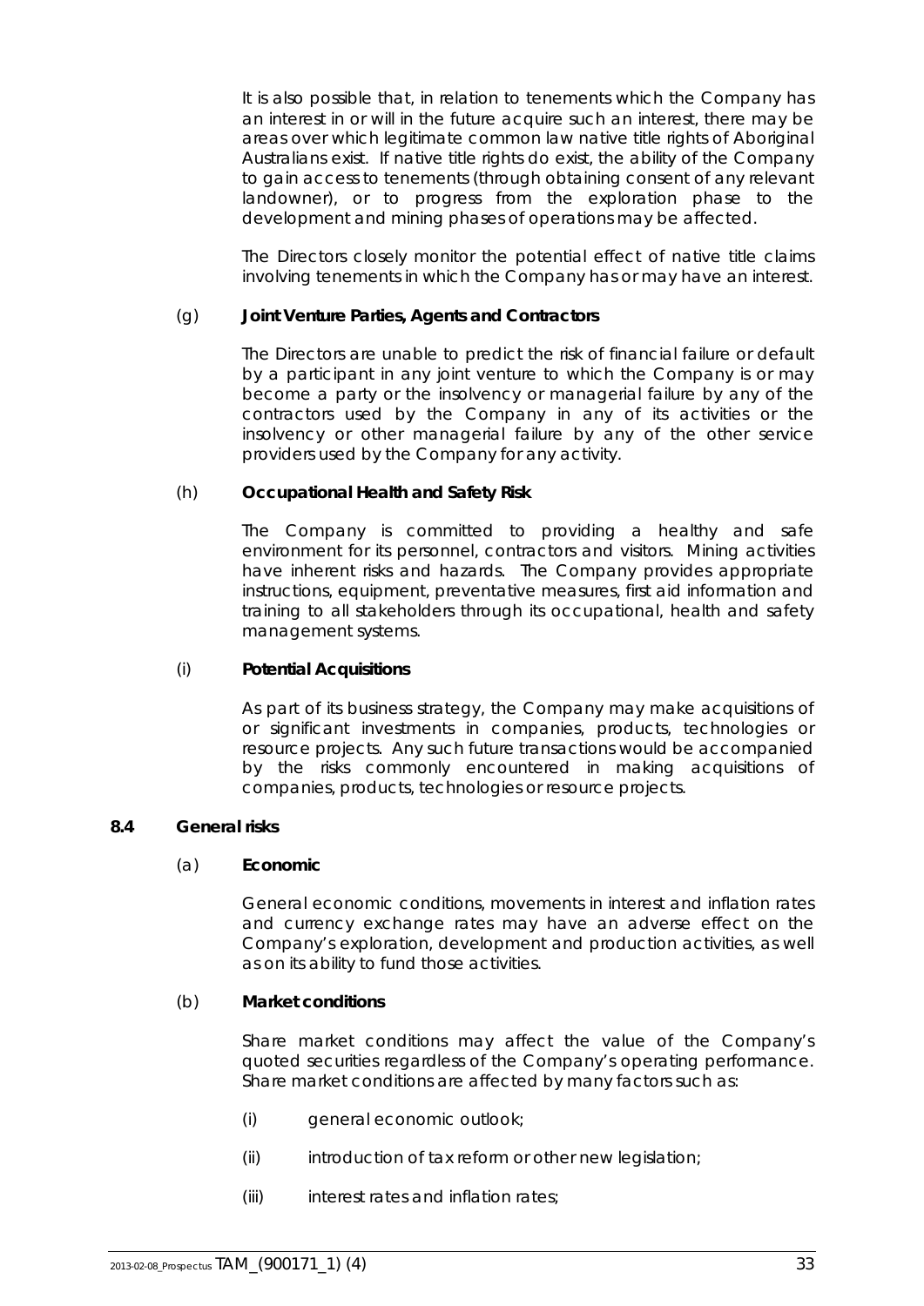It is also possible that, in relation to tenements which the Company has an interest in or will in the future acquire such an interest, there may be areas over which legitimate common law native title rights of Aboriginal Australians exist. If native title rights do exist, the ability of the Company to gain access to tenements (through obtaining consent of any relevant landowner), or to progress from the exploration phase to the development and mining phases of operations may be affected.

The Directors closely monitor the potential effect of native title claims involving tenements in which the Company has or may have an interest.

(g) **Joint Venture Parties, Agents and Contractors**

The Directors are unable to predict the risk of financial failure or default by a participant in any joint venture to which the Company is or may become a party or the insolvency or managerial failure by any of the contractors used by the Company in any of its activities or the insolvency or other managerial failure by any of the other service providers used by the Company for any activity.

(h) **Occupational Health and Safety Risk**

The Company is committed to providing a healthy and safe environment for its personnel, contractors and visitors. Mining activities have inherent risks and hazards. The Company provides appropriate instructions, equipment, preventative measures, first aid information and training to all stakeholders through its occupational, health and safety management systems.

(i) **Potential Acquisitions**

As part of its business strategy, the Company may make acquisitions of or significant investments in companies, products, technologies or resource projects. Any such future transactions would be accompanied by the risks commonly encountered in making acquisitions of companies, products, technologies or resource projects.

### 8.4 General risks

(a) **Economic**

General economic conditions, movements in interest and inflation rates and currency exchange rates may have an adverse effect on the Company's exploration, development and production activities, as well as on its ability to fund those activities.

(b) **Market conditions**

Share market conditions may affect the value of the Company's quoted securities regardless of the Company's operating performance. Share market conditions are affected by many factors such as:

(i) general economic outlook;

(ii) introduction of tax reform or other new legislation;

(iii) interest rates and inflation rates;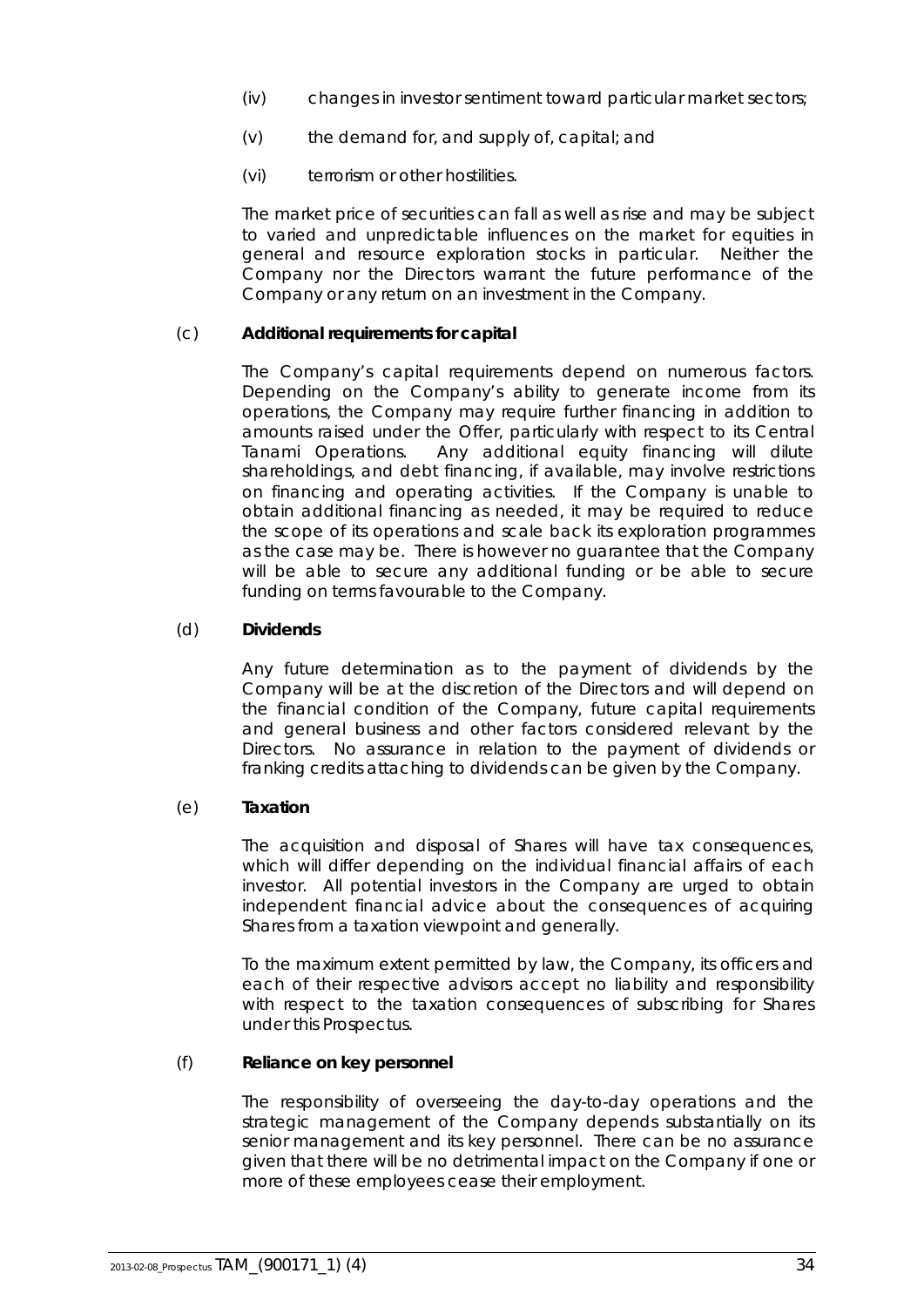(iv) changes in investor sentiment toward particular market sectors;

(v) the demand for, and supply of, capital; and

(vi) terrorism or other hostilities.

The market price of securities can fall as well as rise and may be subject to varied and unpredictable influences on the market for equities in general and resource exploration stocks in particular. Neither the Company nor the Directors warrant the future performance of the Company or any return on an investment in the Company.

(c) **Additional requirements for capital**

The Company's capital requirements depend on numerous factors. Depending on the Company's ability to generate income from its operations, the Company may require further financing in addition to amounts raised under the Offer, particularly with respect to its Central Tanami Operations. Any additional equity financing will dilute shareholdings, and debt financing, if available, may involve restrictions on financing and operating activities. If the Company is unable to obtain additional financing as needed, it may be required to reduce the scope of its operations and scale back its exploration programmes as the case may be. There is however no guarantee that the Company will be able to secure any additional funding or be able to secure funding on terms favourable to the Company.

(d) **Dividends**

Any future determination as to the payment of dividends by the Company will be at the discretion of the Directors and will depend on the financial condition of the Company, future capital requirements and general business and other factors considered relevant by the Directors. No assurance in relation to the payment of dividends or franking credits attaching to dividends can be given by the Company.

(e) **Taxation**

The acquisition and disposal of Shares will have tax consequences, which will differ depending on the individual financial affairs of each investor. All potential investors in the Company are urged to obtain independent financial advice about the consequences of acquiring Shares from a taxation viewpoint and generally.

To the maximum extent permitted by law, the Company, its officers and each of their respective advisors accept no liability and responsibility with respect to the taxation consequences of subscribing for Shares under this Prospectus.

(f) **Reliance on key personnel**

The responsibility of overseeing the day-to-day operations and the strategic management of the Company depends substantially on its senior management and its key personnel. There can be no assurance given that there will be no detrimental impact on the Company if one or more of these employees cease their employment.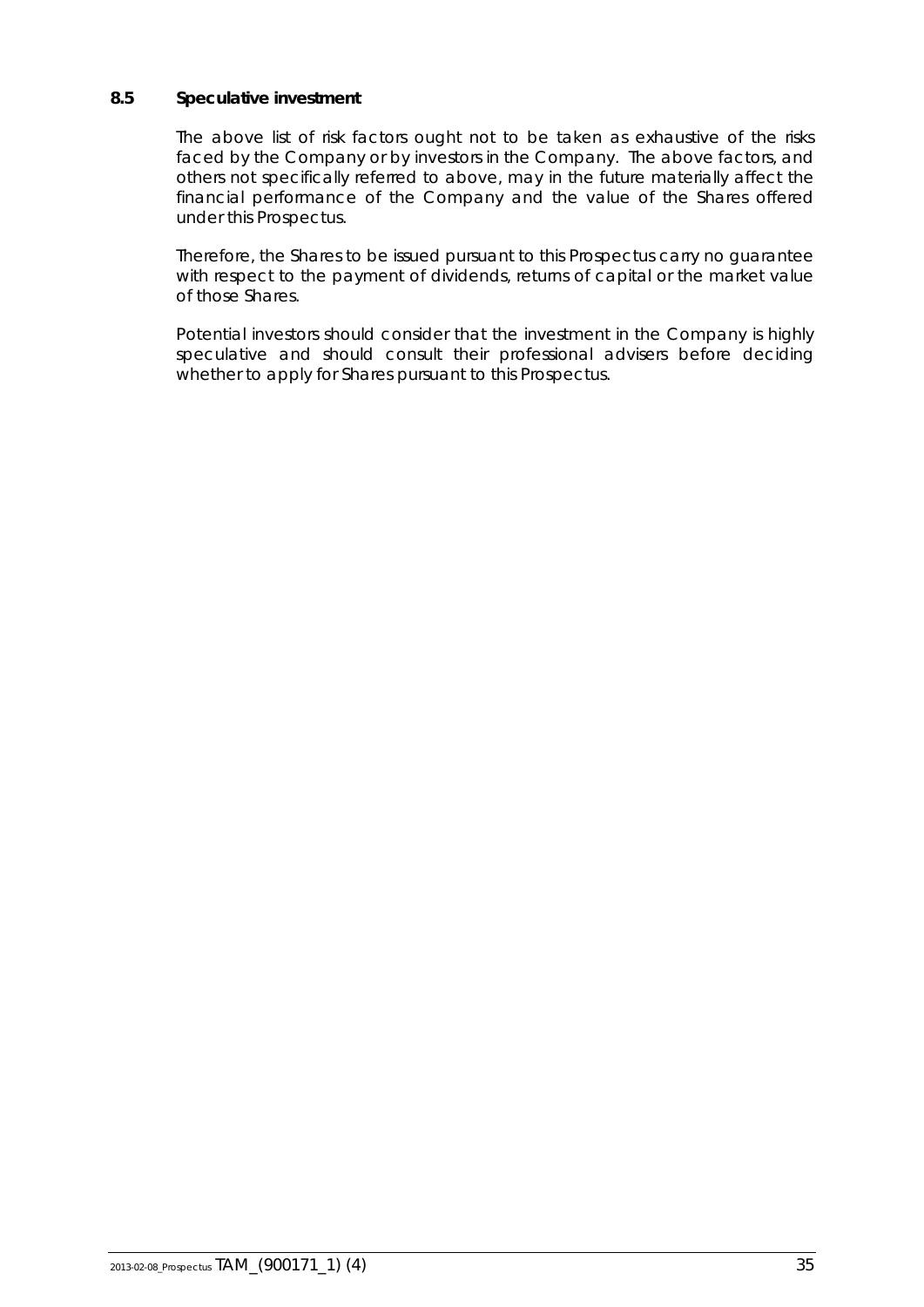### 8.5 Speculative investment

The above list of risk factors ought not to be taken as exhaustive of the risks faced by the Company or by investors in the Company. The above factors, and others not specifically referred to above, may in the future materially affect the financial performance of the Company and the value of the Shares offered under this Prospectus.

Therefore, the Shares to be issued pursuant to this Prospectus carry no guarantee with respect to the payment of dividends, returns of capital or the market value of those Shares.

Potential investors should consider that the investment in the Company is highly speculative and should consult their professional advisers before deciding whether to apply for Shares pursuant to this Prospectus.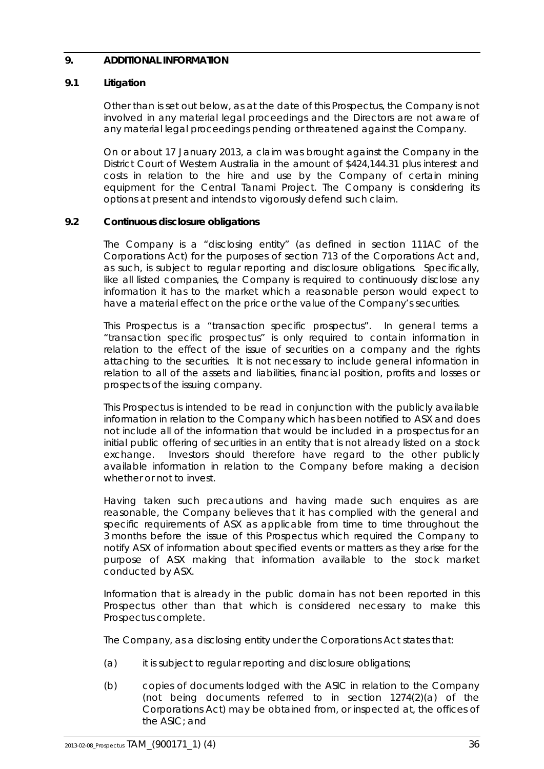## 9. ADDITIONAL INFORMATION

### 9.1 Litigation

Other than is set out below, as at the date of this Prospectus, the Company is not involved in any material legal proceedings and the Directors are not aware of any material legal proceedings pending or threatened against the Company.

On or about 17 January 2013, a claim was brought against the Company in the District Court of Western Australia in the amount of $424,144.31 plus interest and costs in relation to the hire and use by the Company of certain mining equipment for the Central Tanami Project. The Company is considering its options at present and intends to vigorously defend such claim.

### 9.2 Continuous disclosure obligations

The Company is a "disclosing entity" (as defined in section 111AC of the Corporations Act) for the purposes of section 713 of the Corporations Act and, as such, is subject to regular reporting and disclosure obligations. Specifically, like all listed companies, the Company is required to continuously disclose any information it has to the market which a reasonable person would expect to have a material effect on the price or the value of the Company's securities.

This Prospectus is a "transaction specific prospectus". In general terms a "transaction specific prospectus" is only required to contain information in relation to the effect of the issue of securities on a company and the rights attaching to the securities. It is not necessary to include general information in relation to all of the assets and liabilities, financial position, profits and losses or prospects of the issuing company.

This Prospectus is intended to be read in conjunction with the publicly available information in relation to the Company which has been notified to ASX and does not include all of the information that would be included in a prospectus for an initial public offering of securities in an entity that is not already listed on a stock exchange. Investors should therefore have regard to the other publicly available information in relation to the Company before making a decision whether or not to invest.

Having taken such precautions and having made such enquires as are reasonable, the Company believes that it has complied with the general and specific requirements of ASX as applicable from time to time throughout the 3 months before the issue of this Prospectus which required the Company to notify ASX of information about specified events or matters as they arise for the purpose of ASX making that information available to the stock market conducted by ASX.

Information that is already in the public domain has not been reported in this Prospectus other than that which is considered necessary to make this Prospectus complete.

The Company, as a disclosing entity under the Corporations Act states that:

(a) it is subject to regular reporting and disclosure obligations;

(b) copies of documents lodged with the ASIC in relation to the Company (not being documents referred to in section 1274(2)(a) of the Corporations Act) may be obtained from, or inspected at, the offices of the ASIC; and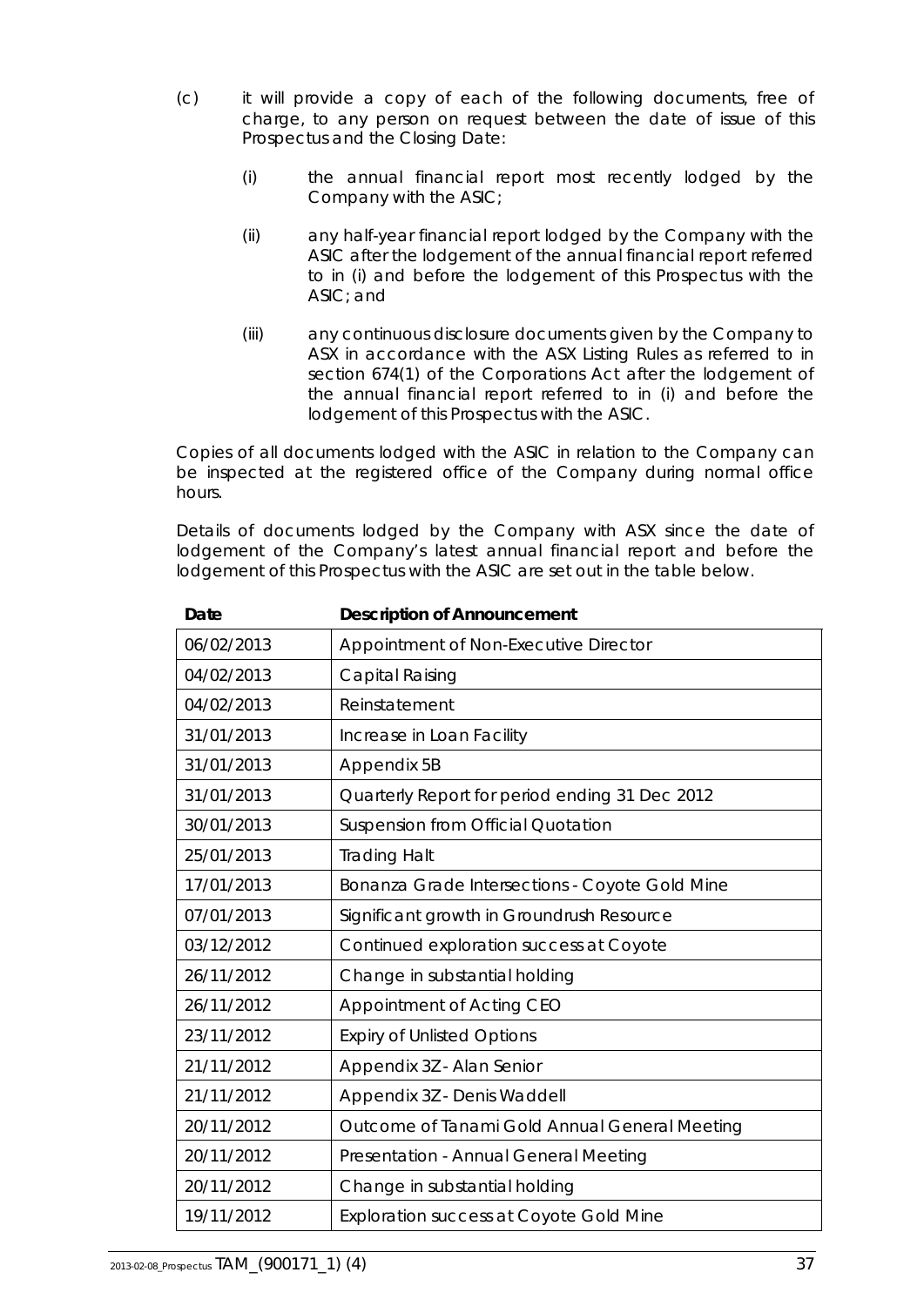(c) it will provide a copy of each of the following documents, free of charge, to any person on request between the date of issue of this Prospectus and the Closing Date:

   (i) the annual financial report most recently lodged by the Company with the ASIC;

   (ii) any half-year financial report lodged by the Company with the ASIC after the lodgement of the annual financial report referred to in (i) and before the lodgement of this Prospectus with the ASIC; and

   (iii) any continuous disclosure documents given by the Company to ASX in accordance with the ASX Listing Rules as referred to in section 674(1) of the Corporations Act after the lodgement of the annual financial report referred to in (i) and before the lodgement of this Prospectus with the ASIC.

Copies of all documents lodged with the ASIC in relation to the Company can be inspected at the registered office of the Company during normal office hours.

Details of documents lodged by the Company with ASX since the date of lodgement of the Company's latest annual financial report and before the lodgement of this Prospectus with the ASIC are set out in the table below.

| Date | Description of Announcement |
|---|---|
| 06/02/2013 | Appointment of Non-Executive Director |
| 04/02/2013 | Capital Raising |
| 04/02/2013 | Reinstatement |
| 31/01/2013 | Increase in Loan Facility |
| 31/01/2013 | Appendix 5B |
| 31/01/2013 | Quarterly Report for period ending 31 Dec 2012 |
| 30/01/2013 | Suspension from Official Quotation |
| 25/01/2013 | Trading Halt |
| 17/01/2013 | Bonanza Grade Intersections - Coyote Gold Mine |
| 07/01/2013 | Significant growth in Groundrush Resource |
| 03/12/2012 | Continued exploration success at Coyote |
| 26/11/2012 | Change in substantial holding |
| 26/11/2012 | Appointment of Acting CEO |
| 23/11/2012 | Expiry of Unlisted Options |
| 21/11/2012 | Appendix 3Z - Alan Senior |
| 21/11/2012 | Appendix 3Z - Denis Waddell |
| 20/11/2012 | Outcome of Tanami Gold Annual General Meeting |
| 20/11/2012 | Presentation - Annual General Meeting |
| 20/11/2012 | Change in substantial holding |
| 19/11/2012 | Exploration success at Coyote Gold Mine |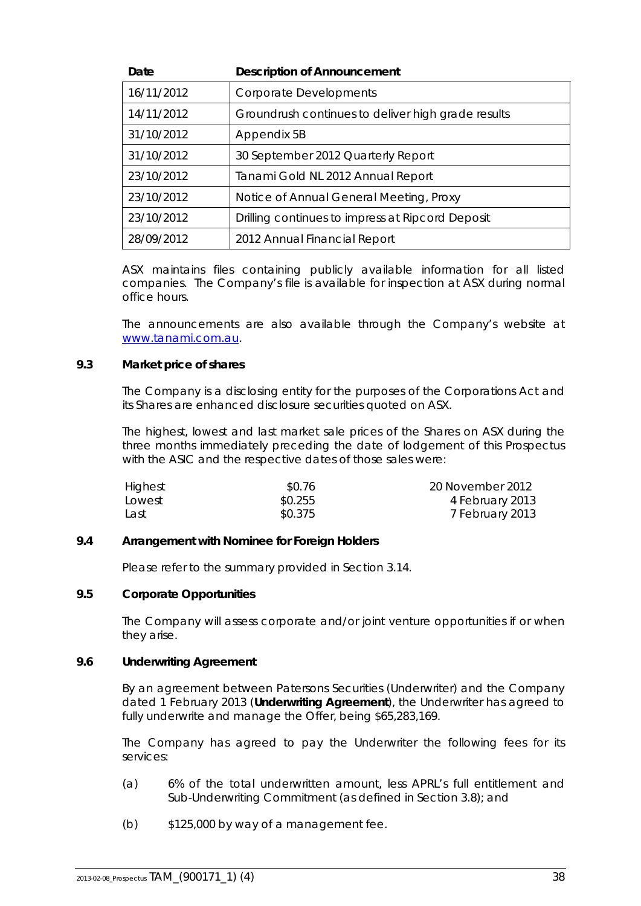| Date | Description of Announcement |
|---|---|
| 16/11/2012 | Corporate Developments |
| 14/11/2012 | Groundrush continues to deliver high grade results |
| 31/10/2012 | Appendix 5B |
| 31/10/2012 | 30 September 2012 Quarterly Report |
| 23/10/2012 | Tanami Gold NL 2012 Annual Report |
| 23/10/2012 | Notice of Annual General Meeting, Proxy |
| 23/10/2012 | Drilling continues to impress at Ripcord Deposit |
| 28/09/2012 | 2012 Annual Financial Report |

ASX maintains files containing publicly available information for all listed companies. The Company's file is available for inspection at ASX during normal office hours.

The announcements are also available through the Company's website at www.tanami.com.au.

### 9.3 Market price of shares

The Company is a disclosing entity for the purposes of the Corporations Act and its Shares are enhanced disclosure securities quoted on ASX.

The highest, lowest and last market sale prices of the Shares on ASX during the three months immediately preceding the date of lodgement of this Prospectus with the ASIC and the respective dates of those sales were:

| | | |
|---|---|---|
| Highest | $0.76 | 20 November 2012 |
| Lowest | $0.255 | 4 February 2013 |
| Last | $0.375 | 7 February 2013 |

### 9.4 Arrangement with Nominee for Foreign Holders

Please refer to the summary provided in Section 3.14.

### 9.5 Corporate Opportunities

The Company will assess corporate and/or joint venture opportunities if or when they arise.

### 9.6 Underwriting Agreement

By an agreement between Patersons Securities (Underwriter) and the Company dated 1 February 2013 (**Underwriting Agreement**), the Underwriter has agreed to fully underwrite and manage the Offer, being $65,283,169.

The Company has agreed to pay the Underwriter the following fees for its services:

(a) 6% of the total underwritten amount, less APRL's full entitlement and Sub-Underwriting Commitment (as defined in Section 3.8); and

(b) $125,000 by way of a management fee.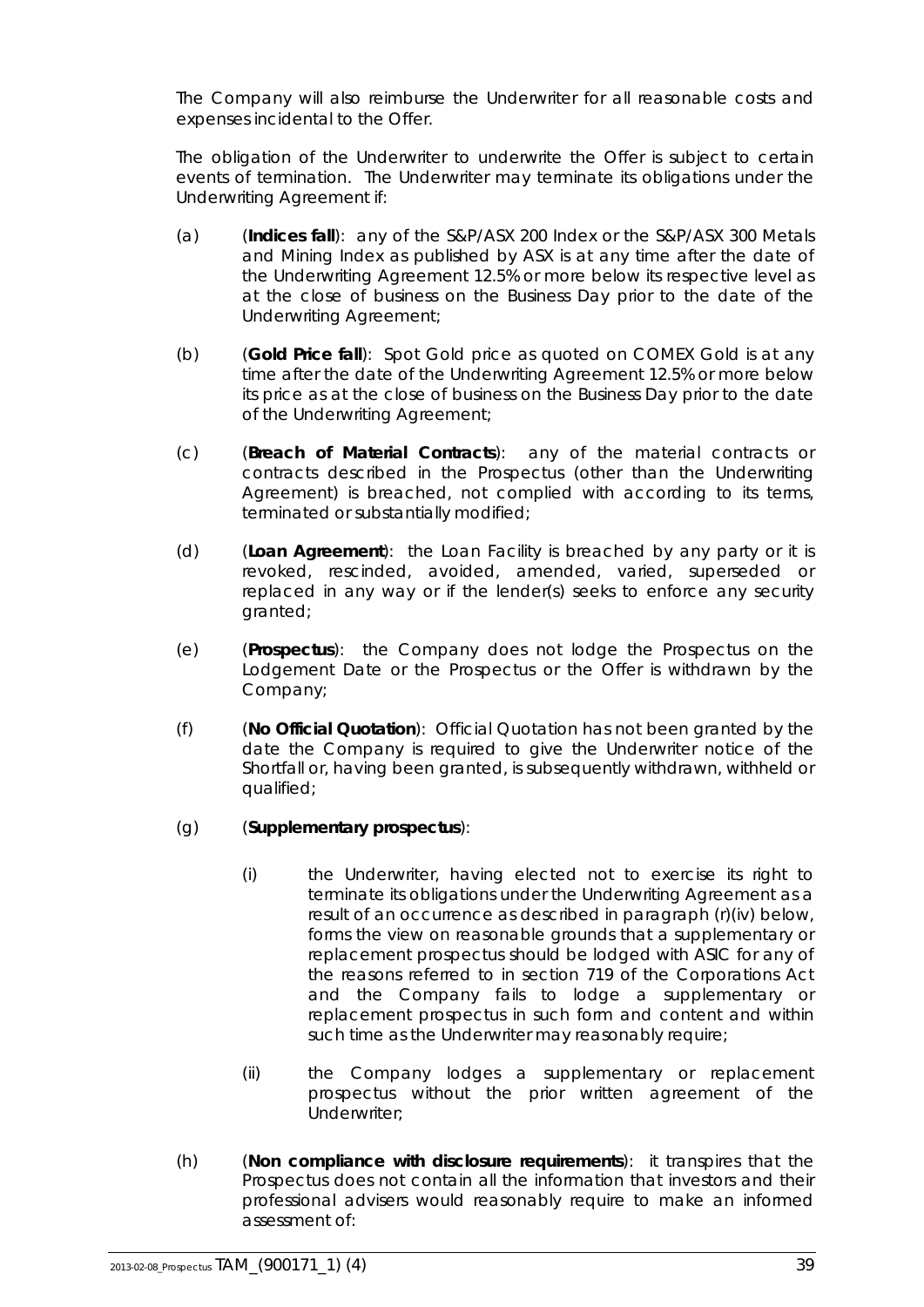The Company will also reimburse the Underwriter for all reasonable costs and expenses incidental to the Offer.

The obligation of the Underwriter to underwrite the Offer is subject to certain events of termination. The Underwriter may terminate its obligations under the Underwriting Agreement if:

(a) (**Indices fall**): any of the S&P/ASX 200 Index or the S&P/ASX 300 Metals and Mining Index as published by ASX is at any time after the date of the Underwriting Agreement 12.5% or more below its respective level as at the close of business on the Business Day prior to the date of the Underwriting Agreement;

(b) (**Gold Price fall**): Spot Gold price as quoted on COMEX Gold is at any time after the date of the Underwriting Agreement 12.5% or more below its price as at the close of business on the Business Day prior to the date of the Underwriting Agreement;

(c) (**Breach of Material Contracts**): any of the material contracts or contracts described in the Prospectus (other than the Underwriting Agreement) is breached, not complied with according to its terms, terminated or substantially modified;

(d) (**Loan Agreement**): the Loan Facility is breached by any party or it is revoked, rescinded, avoided, amended, varied, superseded or replaced in any way or if the lender(s) seeks to enforce any security granted;

(e) (**Prospectus**): the Company does not lodge the Prospectus on the Lodgement Date or the Prospectus or the Offer is withdrawn by the Company;

(f) (**No Official Quotation**): Official Quotation has not been granted by the date the Company is required to give the Underwriter notice of the Shortfall or, having been granted, is subsequently withdrawn, withheld or qualified;

(g) (**Supplementary prospectus**):

(i) the Underwriter, having elected not to exercise its right to terminate its obligations under the Underwriting Agreement as a result of an occurrence as described in paragraph (r)(iv) below, forms the view on reasonable grounds that a supplementary or replacement prospectus should be lodged with ASIC for any of the reasons referred to in section 719 of the Corporations Act and the Company fails to lodge a supplementary or replacement prospectus in such form and content and within such time as the Underwriter may reasonably require;

(ii) the Company lodges a supplementary or replacement prospectus without the prior written agreement of the Underwriter;

(h) (**Non compliance with disclosure requirements**): it transpires that the Prospectus does not contain all the information that investors and their professional advisers would reasonably require to make an informed assessment of: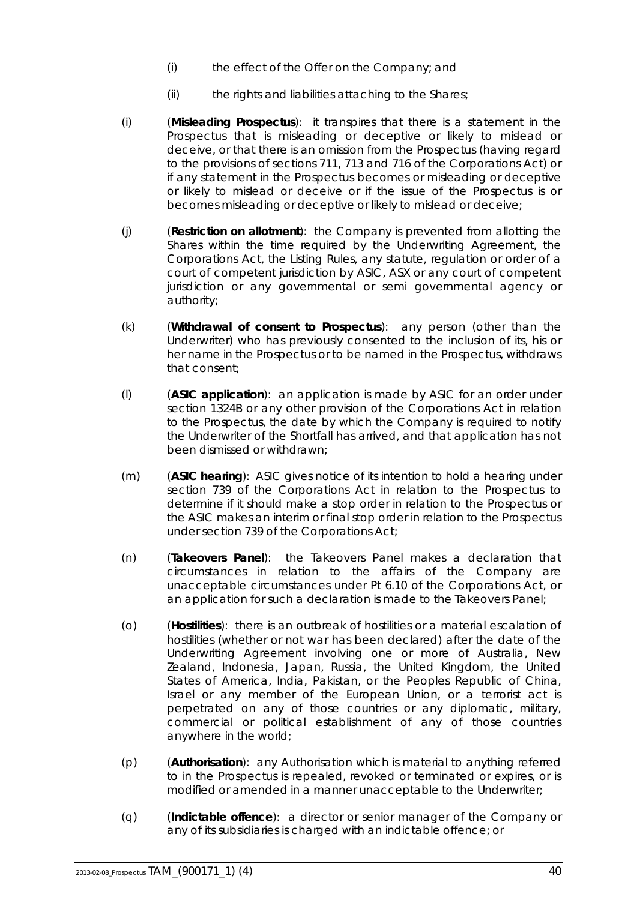(i) the effect of the Offer on the Company; and

(ii) the rights and liabilities attaching to the Shares;

(i) (**Misleading Prospectus**): it transpires that there is a statement in the Prospectus that is misleading or deceptive or likely to mislead or deceive, or that there is an omission from the Prospectus (having regard to the provisions of sections 711, 713 and 716 of the Corporations Act) or if any statement in the Prospectus becomes or misleading or deceptive or likely to mislead or deceive or if the issue of the Prospectus is or becomes misleading or deceptive or likely to mislead or deceive;

(j) (**Restriction on allotment**): the Company is prevented from allotting the Shares within the time required by the Underwriting Agreement, the Corporations Act, the Listing Rules, any statute, regulation or order of a court of competent jurisdiction by ASIC, ASX or any court of competent jurisdiction or any governmental or semi governmental agency or authority;

(k) (**Withdrawal of consent to Prospectus**): any person (other than the Underwriter) who has previously consented to the inclusion of its, his or her name in the Prospectus or to be named in the Prospectus, withdraws that consent;

(l) (**ASIC application**): an application is made by ASIC for an order under section 1324B or any other provision of the Corporations Act in relation to the Prospectus, the date by which the Company is required to notify the Underwriter of the Shortfall has arrived, and that application has not been dismissed or withdrawn;

(m) (**ASIC hearing**): ASIC gives notice of its intention to hold a hearing under section 739 of the Corporations Act in relation to the Prospectus to determine if it should make a stop order in relation to the Prospectus or the ASIC makes an interim or final stop order in relation to the Prospectus under section 739 of the Corporations Act;

(n) (**Takeovers Panel**): the Takeovers Panel makes a declaration that circumstances in relation to the affairs of the Company are unacceptable circumstances under Pt 6.10 of the Corporations Act, or an application for such a declaration is made to the Takeovers Panel;

(o) (**Hostilities**): there is an outbreak of hostilities or a material escalation of hostilities (whether or not war has been declared) after the date of the Underwriting Agreement involving one or more of Australia, New Zealand, Indonesia, Japan, Russia, the United Kingdom, the United States of America, India, Pakistan, or the Peoples Republic of China, Israel or any member of the European Union, or a terrorist act is perpetrated on any of those countries or any diplomatic, military, commercial or political establishment of any of those countries anywhere in the world;

(p) (**Authorisation**): any Authorisation which is material to anything referred to in the Prospectus is repealed, revoked or terminated or expires, or is modified or amended in a manner unacceptable to the Underwriter;

(q) (**Indictable offence**): a director or senior manager of the Company or any of its subsidiaries is charged with an indictable offence; or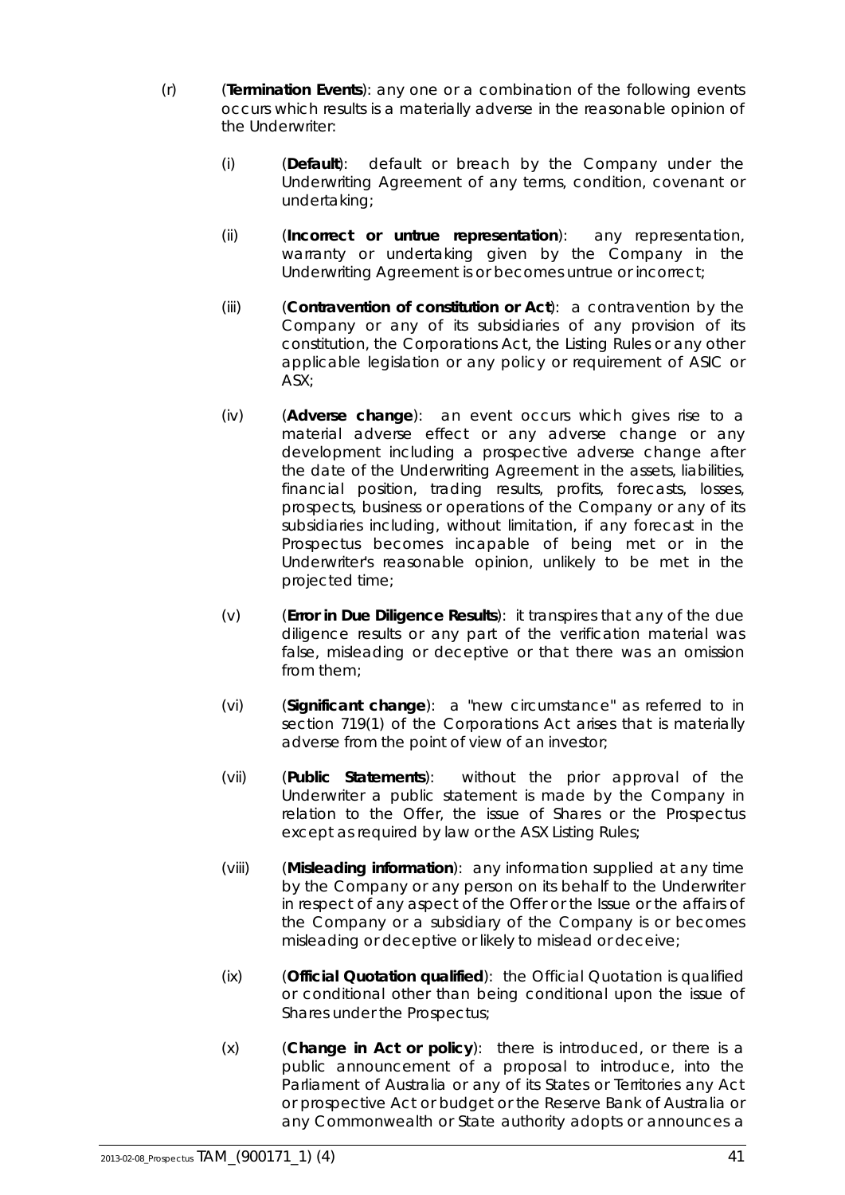(r) (**Termination Events**): any one or a combination of the following events occurs which results is a materially adverse in the reasonable opinion of the Underwriter:

  (i) (**Default**): default or breach by the Company under the Underwriting Agreement of any terms, condition, covenant or undertaking;

  (ii) (**Incorrect or untrue representation**): any representation, warranty or undertaking given by the Company in the Underwriting Agreement is or becomes untrue or incorrect;

  (iii) (**Contravention of constitution or Act**): a contravention by the Company or any of its subsidiaries of any provision of its constitution, the Corporations Act, the Listing Rules or any other applicable legislation or any policy or requirement of ASIC or ASX;

  (iv) (**Adverse change**): an event occurs which gives rise to a material adverse effect or any adverse change or any development including a prospective adverse change after the date of the Underwriting Agreement in the assets, liabilities, financial position, trading results, profits, forecasts, losses, prospects, business or operations of the Company or any of its subsidiaries including, without limitation, if any forecast in the Prospectus becomes incapable of being met or in the Underwriter's reasonable opinion, unlikely to be met in the projected time;

  (v) (**Error in Due Diligence Results**): it transpires that any of the due diligence results or any part of the verification material was false, misleading or deceptive or that there was an omission from them;

  (vi) (**Significant change**): a "new circumstance" as referred to in section 719(1) of the Corporations Act arises that is materially adverse from the point of view of an investor;

  (vii) (**Public Statements**): without the prior approval of the Underwriter a public statement is made by the Company in relation to the Offer, the issue of Shares or the Prospectus except as required by law or the ASX Listing Rules;

  (viii) (**Misleading information**): any information supplied at any time by the Company or any person on its behalf to the Underwriter in respect of any aspect of the Offer or the Issue or the affairs of the Company or a subsidiary of the Company is or becomes misleading or deceptive or likely to mislead or deceive;

  (ix) (**Official Quotation qualified**): the Official Quotation is qualified or conditional other than being conditional upon the issue of Shares under the Prospectus;

  (x) (**Change in Act or policy**): there is introduced, or there is a public announcement of a proposal to introduce, into the Parliament of Australia or any of its States or Territories any Act or prospective Act or budget or the Reserve Bank of Australia or any Commonwealth or State authority adopts or announces a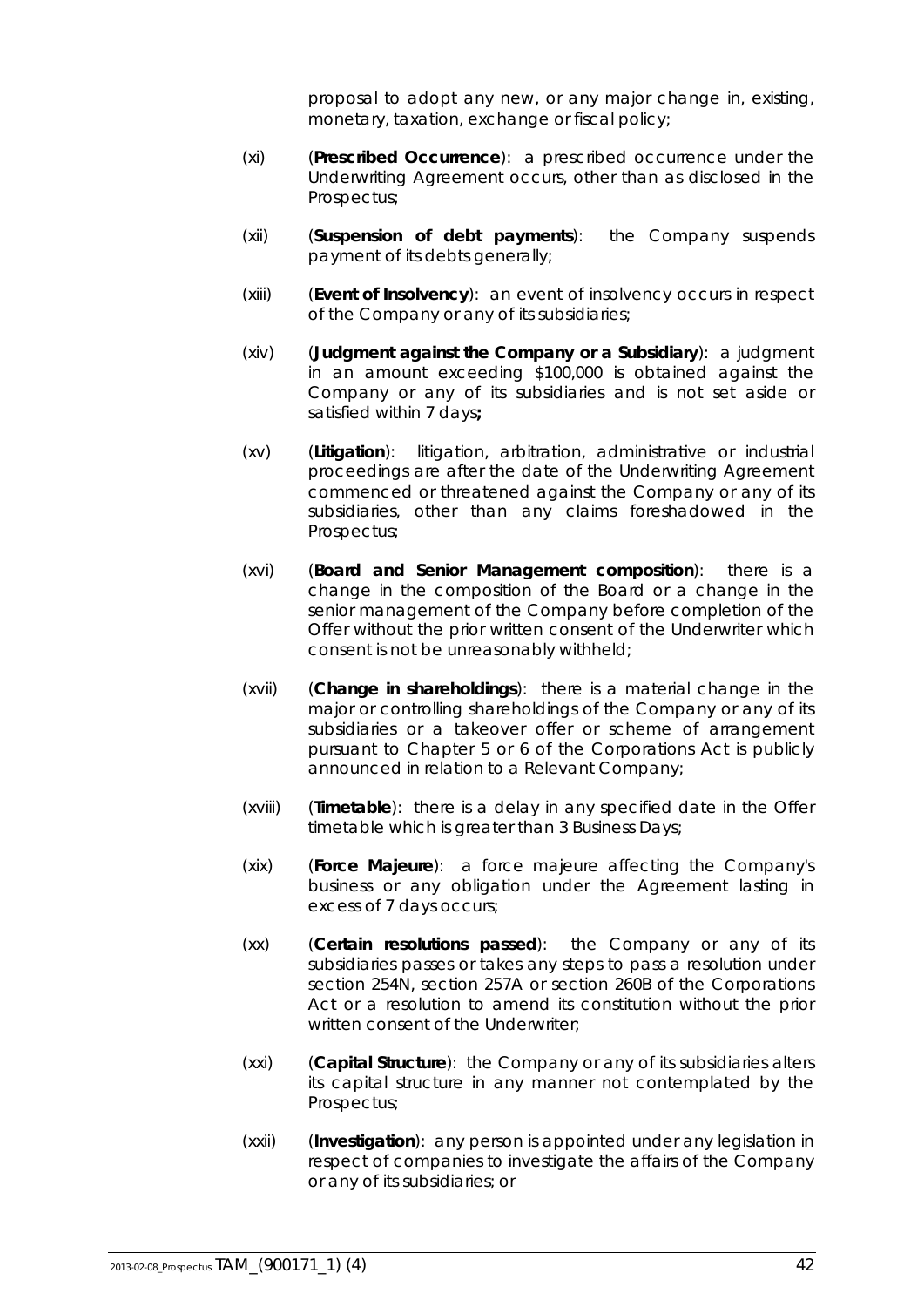proposal to adopt any new, or any major change in, existing, monetary, taxation, exchange or fiscal policy;

(xi) (**Prescribed Occurrence**): a prescribed occurrence under the Underwriting Agreement occurs, other than as disclosed in the Prospectus;

(xii) (**Suspension of debt payments**): the Company suspends payment of its debts generally;

(xiii) (**Event of Insolvency**): an event of insolvency occurs in respect of the Company or any of its subsidiaries;

(xiv) (**Judgment against the Company or a Subsidiary**): a judgment in an amount exceeding $100,000 is obtained against the Company or any of its subsidiaries and is not set aside or satisfied within 7 days**;**

(xv) (**Litigation**): litigation, arbitration, administrative or industrial proceedings are after the date of the Underwriting Agreement commenced or threatened against the Company or any of its subsidiaries, other than any claims foreshadowed in the Prospectus;

(xvi) (**Board and Senior Management composition**): there is a change in the composition of the Board or a change in the senior management of the Company before completion of the Offer without the prior written consent of the Underwriter which consent is not be unreasonably withheld;

(xvii) (**Change in shareholdings**): there is a material change in the major or controlling shareholdings of the Company or any of its subsidiaries or a takeover offer or scheme of arrangement pursuant to Chapter 5 or 6 of the Corporations Act is publicly announced in relation to a Relevant Company;

(xviii) (**Timetable**): there is a delay in any specified date in the Offer timetable which is greater than 3 Business Days;

(xix) (**Force Majeure**): a force majeure affecting the Company's business or any obligation under the Agreement lasting in excess of 7 days occurs;

(xx) (**Certain resolutions passed**): the Company or any of its subsidiaries passes or takes any steps to pass a resolution under section 254N, section 257A or section 260B of the Corporations Act or a resolution to amend its constitution without the prior written consent of the Underwriter;

(xxi) (**Capital Structure**): the Company or any of its subsidiaries alters its capital structure in any manner not contemplated by the Prospectus;

(xxii) (**Investigation**): any person is appointed under any legislation in respect of companies to investigate the affairs of the Company or any of its subsidiaries; or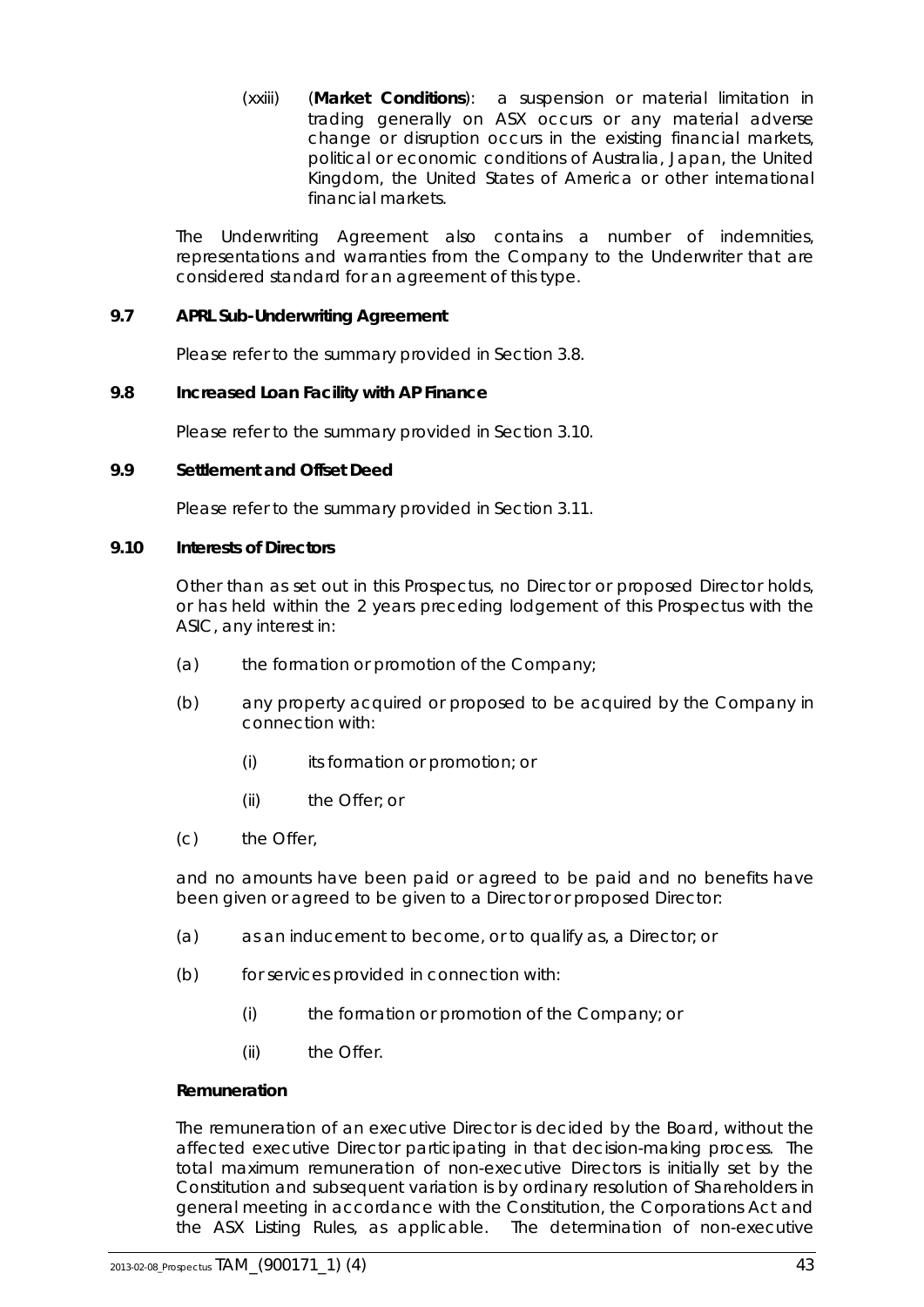(xxiii) (**Market Conditions**): a suspension or material limitation in trading generally on ASX occurs or any material adverse change or disruption occurs in the existing financial markets, political or economic conditions of Australia, Japan, the United Kingdom, the United States of America or other international financial markets.

The Underwriting Agreement also contains a number of indemnities, representations and warranties from the Company to the Underwriter that are considered standard for an agreement of this type.

## 9.7 APRL Sub-Underwriting Agreement

Please refer to the summary provided in Section 3.8.

## 9.8 Increased Loan Facility with AP Finance

Please refer to the summary provided in Section 3.10.

## 9.9 Settlement and Offset Deed

Please refer to the summary provided in Section 3.11.

## 9.10 Interests of Directors

Other than as set out in this Prospectus, no Director or proposed Director holds, or has held within the 2 years preceding lodgement of this Prospectus with the ASIC, any interest in:

(a) the formation or promotion of the Company;

(b) any property acquired or proposed to be acquired by the Company in connection with:

  (i) its formation or promotion; or

  (ii) the Offer; or

(c) the Offer,

and no amounts have been paid or agreed to be paid and no benefits have been given or agreed to be given to a Director or proposed Director:

(a) as an inducement to become, or to qualify as, a Director; or

(b) for services provided in connection with:

  (i) the formation or promotion of the Company; or

  (ii) the Offer.

**Remuneration**

The remuneration of an executive Director is decided by the Board, without the affected executive Director participating in that decision-making process. The total maximum remuneration of non-executive Directors is initially set by the Constitution and subsequent variation is by ordinary resolution of Shareholders in general meeting in accordance with the Constitution, the Corporations Act and the ASX Listing Rules, as applicable. The determination of non-executive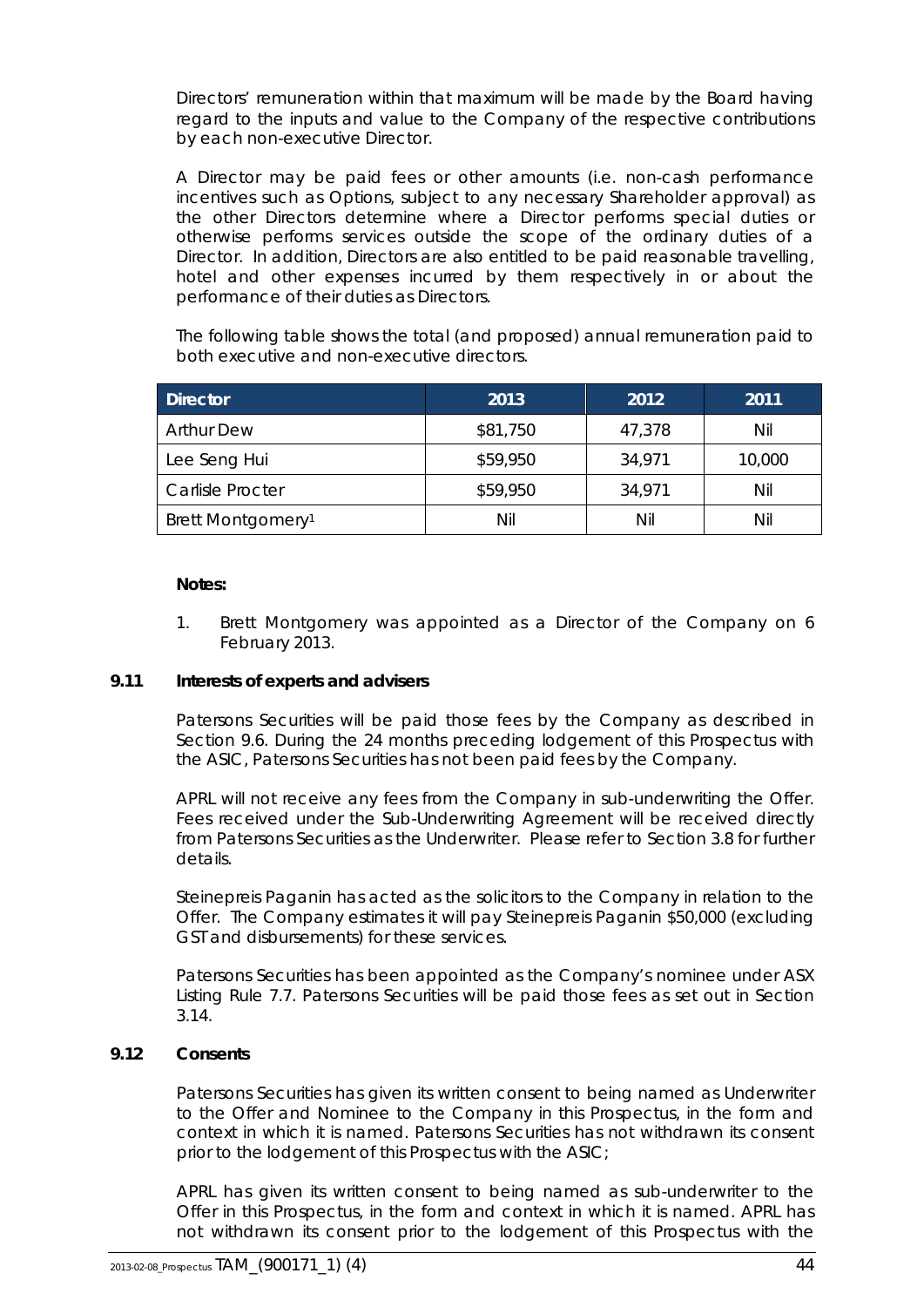Directors' remuneration within that maximum will be made by the Board having regard to the inputs and value to the Company of the respective contributions by each non-executive Director.

A Director may be paid fees or other amounts (i.e. non-cash performance incentives such as Options, subject to any necessary Shareholder approval) as the other Directors determine where a Director performs special duties or otherwise performs services outside the scope of the ordinary duties of a Director. In addition, Directors are also entitled to be paid reasonable travelling, hotel and other expenses incurred by them respectively in or about the performance of their duties as Directors.

The following table shows the total (and proposed) annual remuneration paid to both executive and non-executive directors.

| Director | 2013 | 2012 | 2011 |
|---|---|---|---|
| Arthur Dew | $81,750 | 47,378 | Nil |
| Lee Seng Hui | $59,950 | 34,971 | 10,000 |
| Carlisle Procter | $59,950 | 34,971 | Nil |
| Brett Montgomery[1] | Nil | Nil | Nil |

**Notes:**

1. Brett Montgomery was appointed as a Director of the Company on 6 February 2013.

### 9.11 Interests of experts and advisers

Patersons Securities will be paid those fees by the Company as described in Section 9.6. During the 24 months preceding lodgement of this Prospectus with the ASIC, Patersons Securities has not been paid fees by the Company.

APRL will not receive any fees from the Company in sub-underwriting the Offer. Fees received under the Sub-Underwriting Agreement will be received directly from Patersons Securities as the Underwriter. Please refer to Section 3.8 for further details.

Steinepreis Paganin has acted as the solicitors to the Company in relation to the Offer. The Company estimates it will pay Steinepreis Paganin $50,000 (excluding GST and disbursements) for these services.

Patersons Securities has been appointed as the Company's nominee under ASX Listing Rule 7.7. Patersons Securities will be paid those fees as set out in Section 3.14.

### 9.12 Consents

Patersons Securities has given its written consent to being named as Underwriter to the Offer and Nominee to the Company in this Prospectus, in the form and context in which it is named. Patersons Securities has not withdrawn its consent prior to the lodgement of this Prospectus with the ASIC;

APRL has given its written consent to being named as sub-underwriter to the Offer in this Prospectus, in the form and context in which it is named. APRL has not withdrawn its consent prior to the lodgement of this Prospectus with the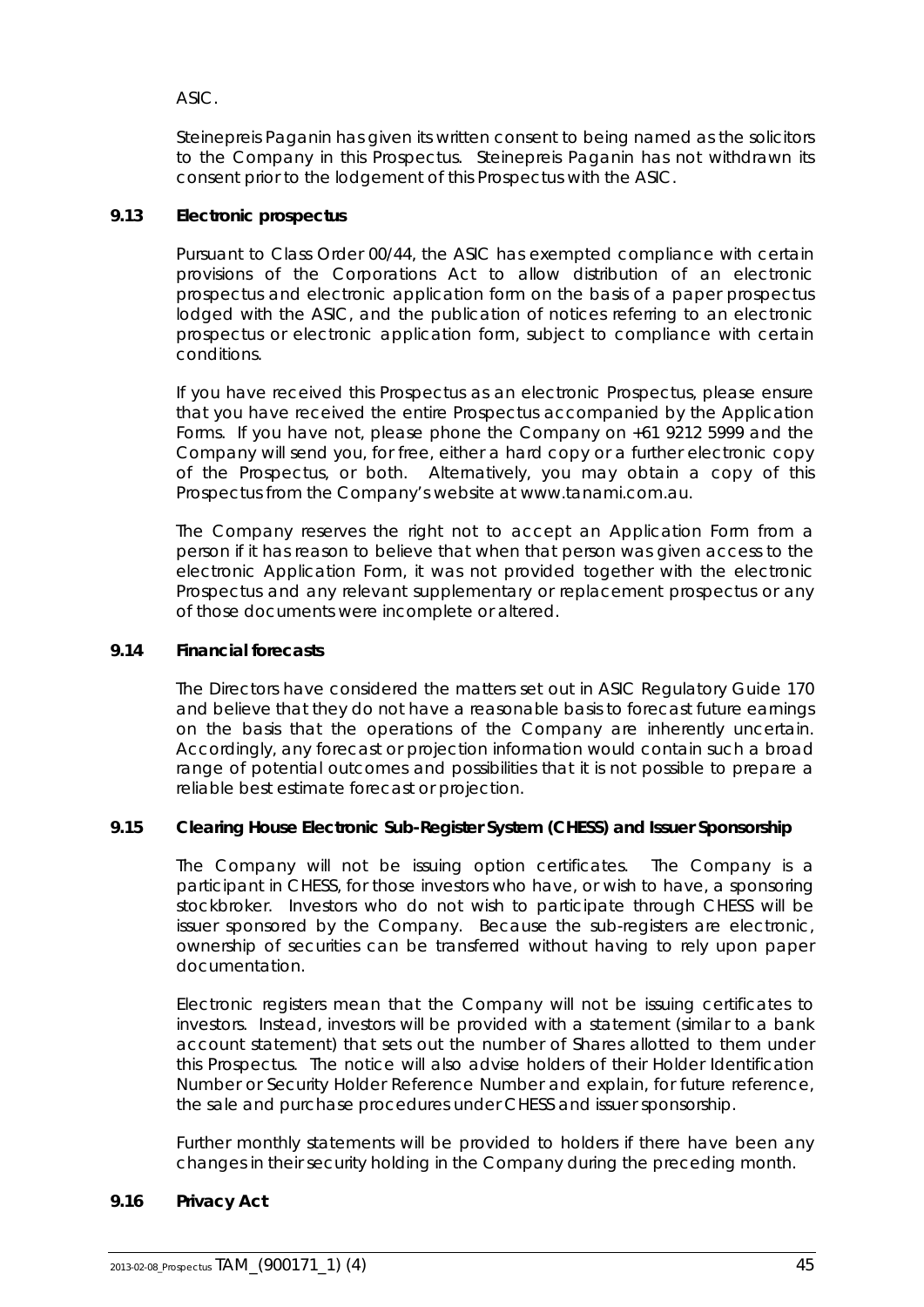ASIC.

Steinepreis Paganin has given its written consent to being named as the solicitors to the Company in this Prospectus. Steinepreis Paganin has not withdrawn its consent prior to the lodgement of this Prospectus with the ASIC.

### 9.13 Electronic prospectus

Pursuant to Class Order 00/44, the ASIC has exempted compliance with certain provisions of the Corporations Act to allow distribution of an electronic prospectus and electronic application form on the basis of a paper prospectus lodged with the ASIC, and the publication of notices referring to an electronic prospectus or electronic application form, subject to compliance with certain conditions.

If you have received this Prospectus as an electronic Prospectus, please ensure that you have received the entire Prospectus accompanied by the Application Forms. If you have not, please phone the Company on +61 9212 5999 and the Company will send you, for free, either a hard copy or a further electronic copy of the Prospectus, or both. Alternatively, you may obtain a copy of this Prospectus from the Company's website at www.tanami.com.au.

The Company reserves the right not to accept an Application Form from a person if it has reason to believe that when that person was given access to the electronic Application Form, it was not provided together with the electronic Prospectus and any relevant supplementary or replacement prospectus or any of those documents were incomplete or altered.

### 9.14 Financial forecasts

The Directors have considered the matters set out in ASIC Regulatory Guide 170 and believe that they do not have a reasonable basis to forecast future earnings on the basis that the operations of the Company are inherently uncertain. Accordingly, any forecast or projection information would contain such a broad range of potential outcomes and possibilities that it is not possible to prepare a reliable best estimate forecast or projection.

### 9.15 Clearing House Electronic Sub-Register System (CHESS) and Issuer Sponsorship

The Company will not be issuing option certificates. The Company is a participant in CHESS, for those investors who have, or wish to have, a sponsoring stockbroker. Investors who do not wish to participate through CHESS will be issuer sponsored by the Company. Because the sub-registers are electronic, ownership of securities can be transferred without having to rely upon paper documentation.

Electronic registers mean that the Company will not be issuing certificates to investors. Instead, investors will be provided with a statement (similar to a bank account statement) that sets out the number of Shares allotted to them under this Prospectus. The notice will also advise holders of their Holder Identification Number or Security Holder Reference Number and explain, for future reference, the sale and purchase procedures under CHESS and issuer sponsorship.

Further monthly statements will be provided to holders if there have been any changes in their security holding in the Company during the preceding month.

### 9.16 Privacy Act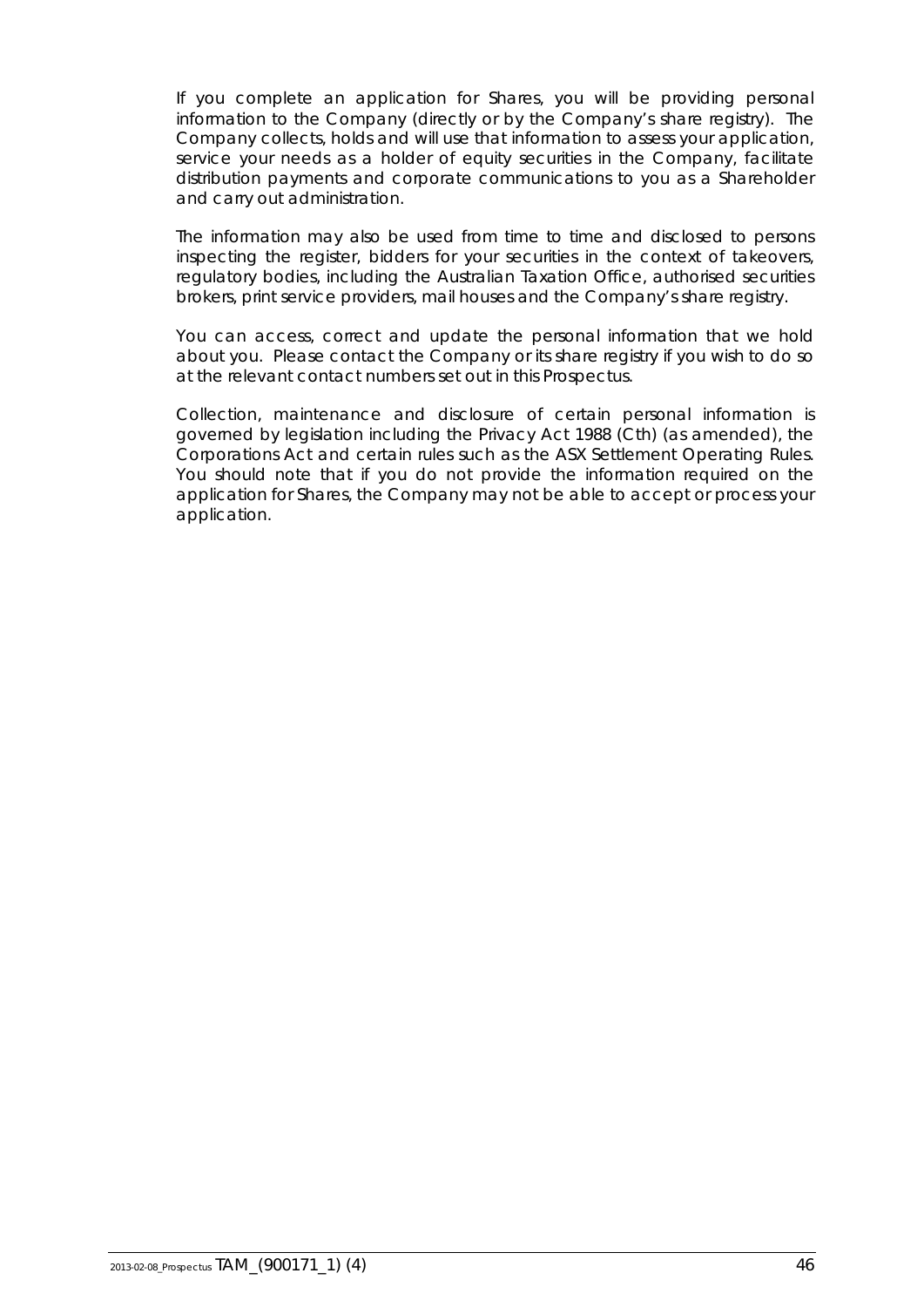If you complete an application for Shares, you will be providing personal information to the Company (directly or by the Company's share registry). The Company collects, holds and will use that information to assess your application, service your needs as a holder of equity securities in the Company, facilitate distribution payments and corporate communications to you as a Shareholder and carry out administration.

The information may also be used from time to time and disclosed to persons inspecting the register, bidders for your securities in the context of takeovers, regulatory bodies, including the Australian Taxation Office, authorised securities brokers, print service providers, mail houses and the Company's share registry.

You can access, correct and update the personal information that we hold about you. Please contact the Company or its share registry if you wish to do so at the relevant contact numbers set out in this Prospectus.

Collection, maintenance and disclosure of certain personal information is governed by legislation including the Privacy Act 1988 (Cth) (as amended), the Corporations Act and certain rules such as the ASX Settlement Operating Rules. You should note that if you do not provide the information required on the application for Shares, the Company may not be able to accept or process your application.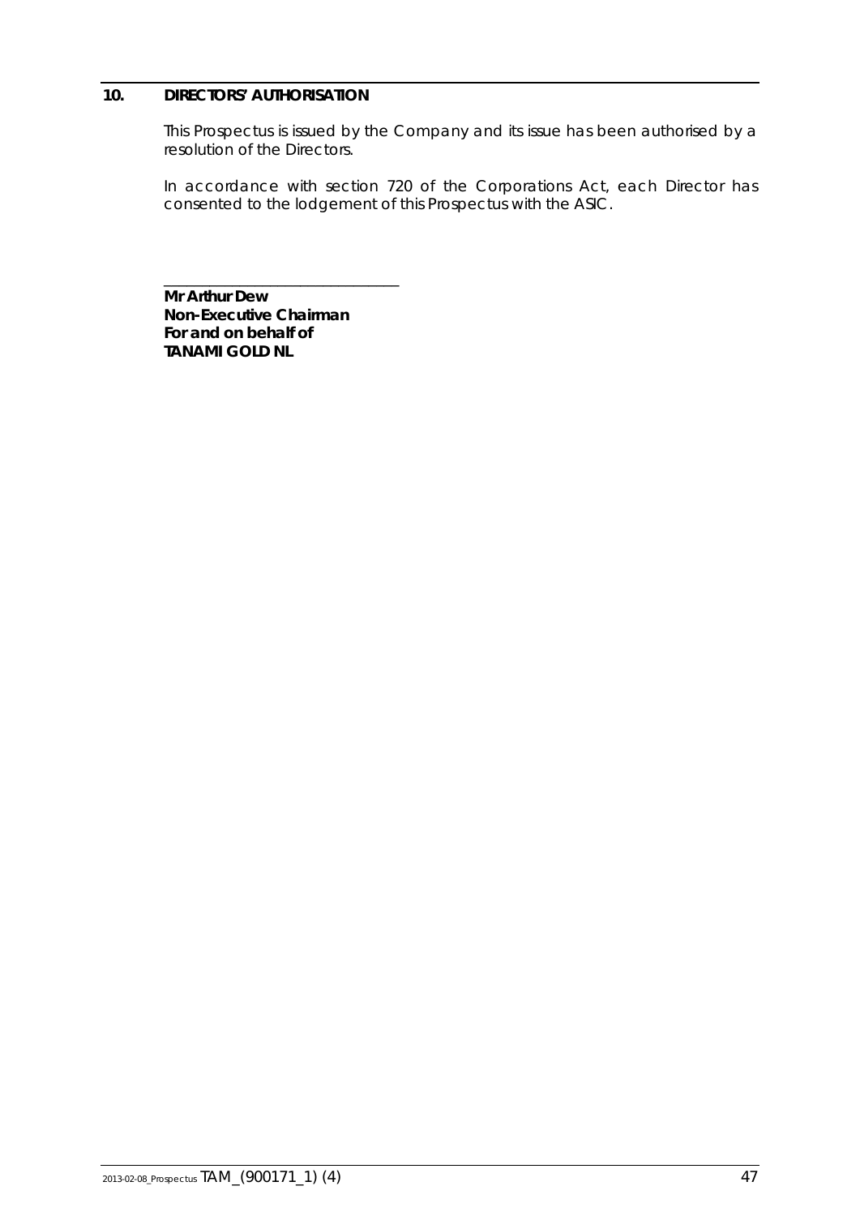## 10. DIRECTORS' AUTHORISATION

This Prospectus is issued by the Company and its issue has been authorised by a resolution of the Directors.

In accordance with section 720 of the Corporations Act, each Director has consented to the lodgement of this Prospectus with the ASIC.

_______________________________

**Mr Arthur Dew**
**Non-Executive Chairman**
**For and on behalf of**
**TANAMI GOLD NL**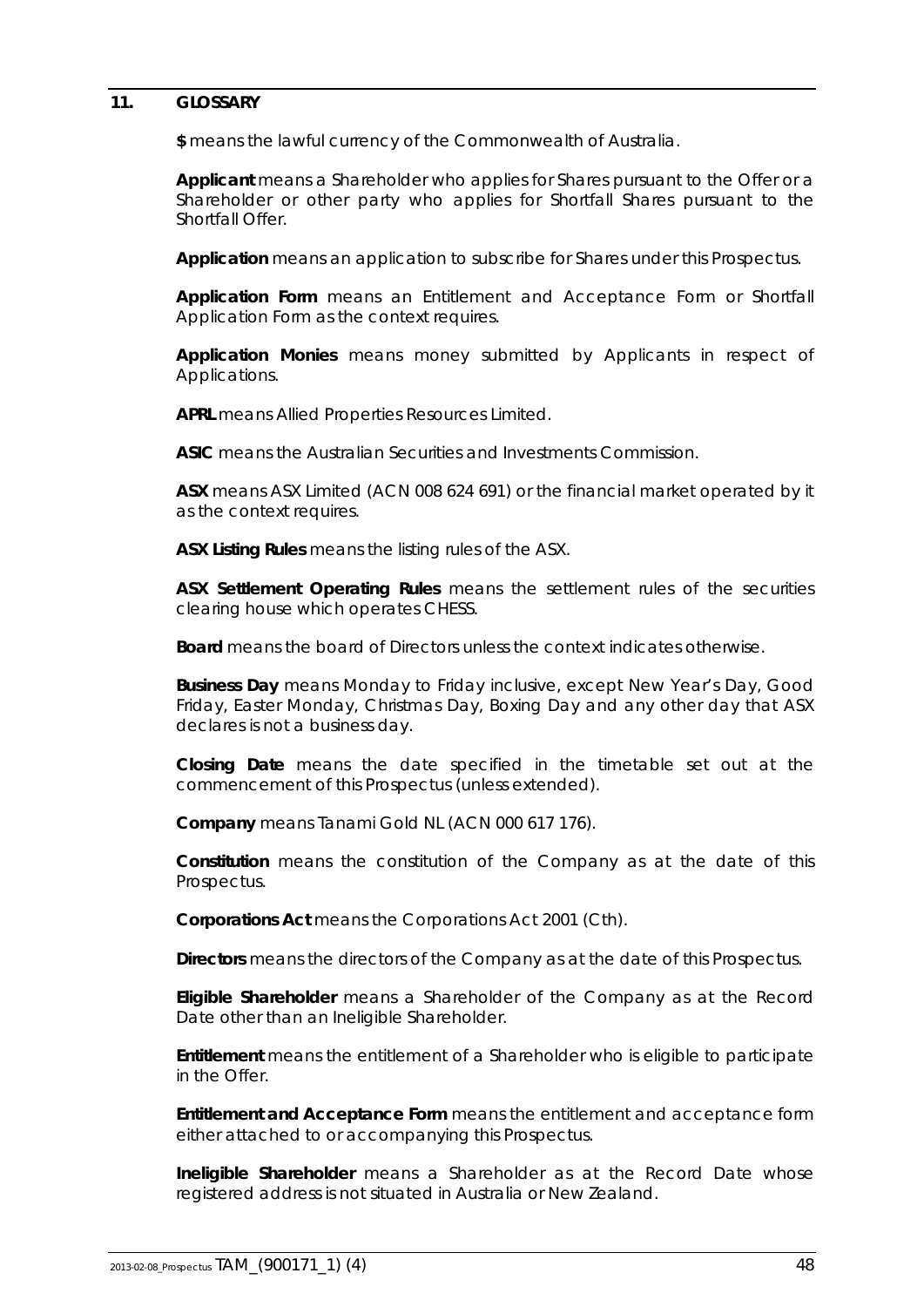## 11. GLOSSARY

**$** means the lawful currency of the Commonwealth of Australia.

**Applicant** means a Shareholder who applies for Shares pursuant to the Offer or a Shareholder or other party who applies for Shortfall Shares pursuant to the Shortfall Offer.

**Application** means an application to subscribe for Shares under this Prospectus.

**Application Form** means an Entitlement and Acceptance Form or Shortfall Application Form as the context requires.

**Application Monies** means money submitted by Applicants in respect of Applications.

**APRL** means Allied Properties Resources Limited.

**ASIC** means the Australian Securities and Investments Commission.

**ASX** means ASX Limited (ACN 008 624 691) or the financial market operated by it as the context requires.

**ASX Listing Rules** means the listing rules of the ASX.

**ASX Settlement Operating Rules** means the settlement rules of the securities clearing house which operates CHESS.

**Board** means the board of Directors unless the context indicates otherwise.

**Business Day** means Monday to Friday inclusive, except New Year's Day, Good Friday, Easter Monday, Christmas Day, Boxing Day and any other day that ASX declares is not a business day.

**Closing Date** means the date specified in the timetable set out at the commencement of this Prospectus (unless extended).

**Company** means Tanami Gold NL (ACN 000 617 176).

**Constitution** means the constitution of the Company as at the date of this Prospectus.

**Corporations Act** means the Corporations Act 2001 (Cth).

**Directors** means the directors of the Company as at the date of this Prospectus.

**Eligible Shareholder** means a Shareholder of the Company as at the Record Date other than an Ineligible Shareholder.

**Entitlement** means the entitlement of a Shareholder who is eligible to participate in the Offer.

**Entitlement and Acceptance Form** means the entitlement and acceptance form either attached to or accompanying this Prospectus.

**Ineligible Shareholder** means a Shareholder as at the Record Date whose registered address is not situated in Australia or New Zealand.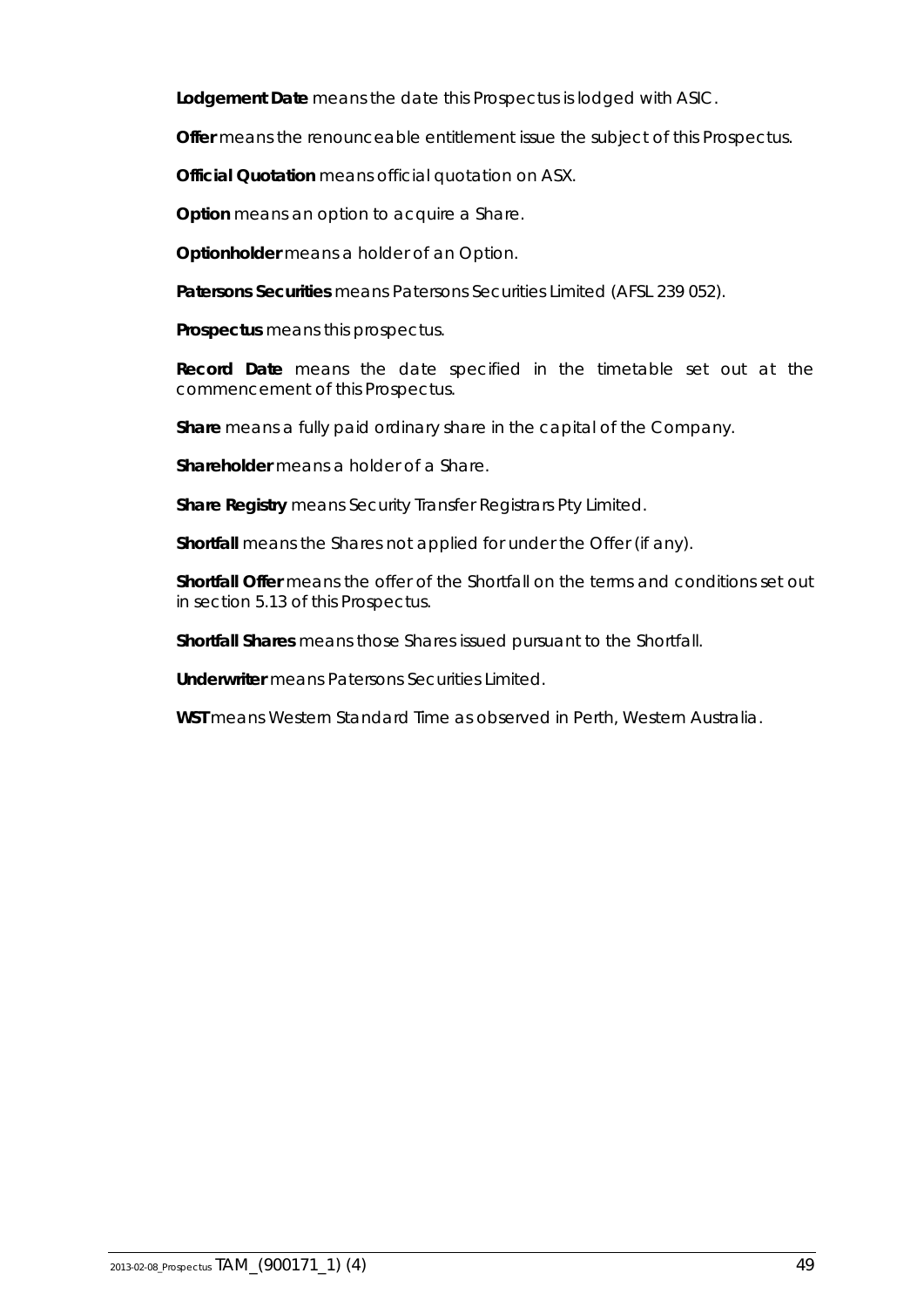**Lodgement Date** means the date this Prospectus is lodged with ASIC.

**Offer** means the renounceable entitlement issue the subject of this Prospectus.

**Official Quotation** means official quotation on ASX.

**Option** means an option to acquire a Share.

**Optionholder** means a holder of an Option.

**Patersons Securities** means Patersons Securities Limited (AFSL 239 052).

**Prospectus** means this prospectus.

**Record Date** means the date specified in the timetable set out at the commencement of this Prospectus.

**Share** means a fully paid ordinary share in the capital of the Company.

**Shareholder** means a holder of a Share.

**Share Registry** means Security Transfer Registrars Pty Limited.

**Shortfall** means the Shares not applied for under the Offer (if any).

**Shortfall Offer** means the offer of the Shortfall on the terms and conditions set out in section 5.13 of this Prospectus.

**Shortfall Shares** means those Shares issued pursuant to the Shortfall.

**Underwriter** means Patersons Securities Limited.

**WST** means Western Standard Time as observed in Perth, Western Australia.